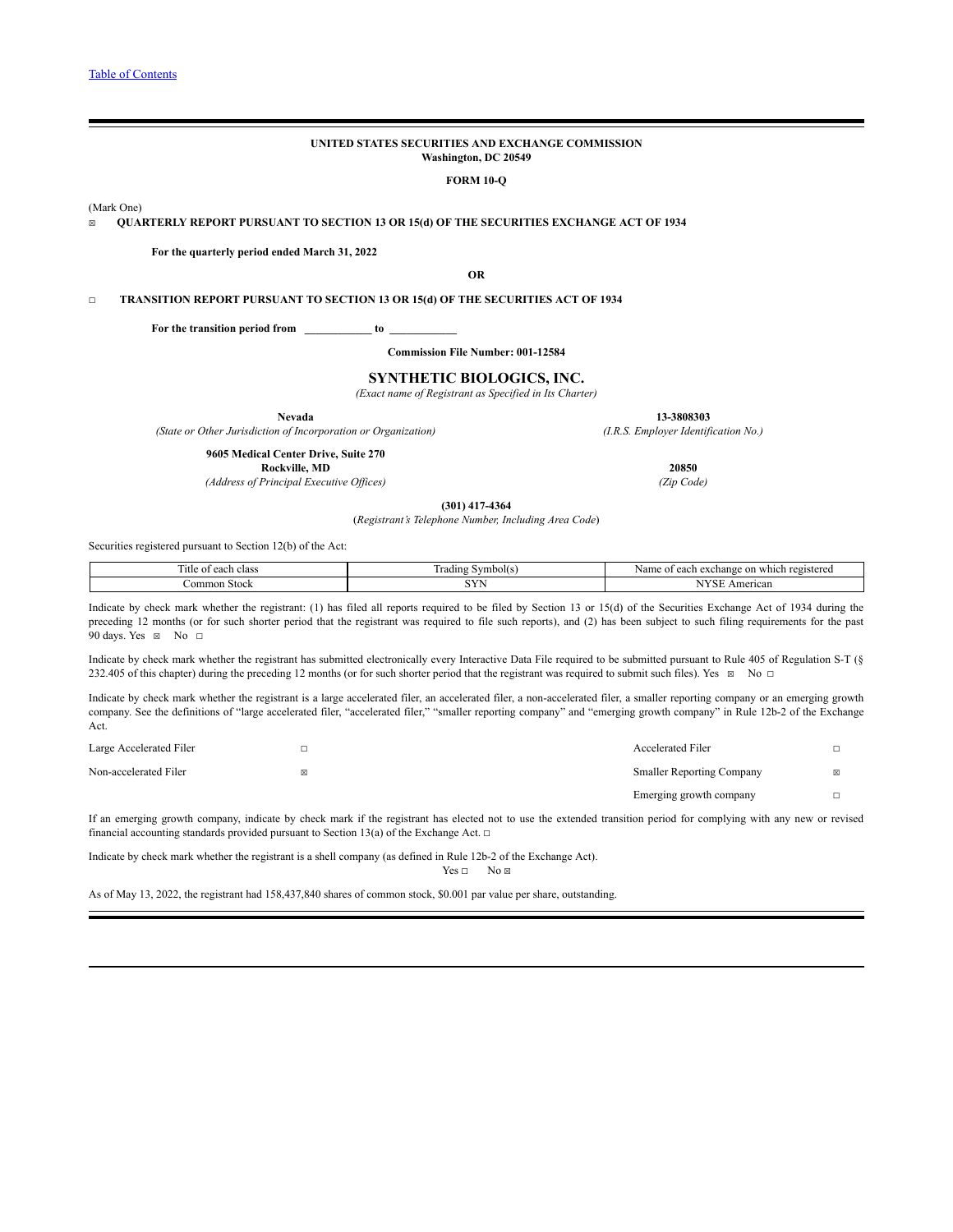[Table of Contents](#)

**UNITED STATES SECURITIES AND EXCHANGE COMMISSION**
**Washington, DC 20549**

**FORM 10-Q**

(Mark One)

☒ **QUARTERLY REPORT PURSUANT TO SECTION 13 OR 15(d) OF THE SECURITIES EXCHANGE ACT OF 1934**

**For the quarterly period ended March 31, 2022**

**OR**

☐ **TRANSITION REPORT PURSUANT TO SECTION 13 OR 15(d) OF THE SECURITIES ACT OF 1934**

**For the transition period from \_\_\_\_\_\_\_\_\_\_\_\_ to \_\_\_\_\_\_\_\_\_\_\_\_**

**Commission File Number: 001-12584**

# SYNTHETIC BIOLOGICS, INC.

*(Exact name of Registrant as Specified in Its Charter)*

| **Nevada** | **13-3808303** |
|---|---|
| *(State or Other Jurisdiction of Incorporation or Organization)* | *(I.R.S. Employer Identification No.)* |
| **9605 Medical Center Drive, Suite 270** **Rockville, MD** | **20850** |
| *(Address of Principal Executive Offices)* | *(Zip Code)* |

**(301) 417-4364**
(*Registrant's Telephone Number, Including Area Code*)

Securities registered pursuant to Section 12(b) of the Act:

| Title of each class | Trading Symbol(s) | Name of each exchange on which registered |
|---|---|---|
| Common Stock | SYN | NYSE American |

Indicate by check mark whether the registrant: (1) has filed all reports required to be filed by Section 13 or 15(d) of the Securities Exchange Act of 1934 during the preceding 12 months (or for such shorter period that the registrant was required to file such reports), and (2) has been subject to such filing requirements for the past 90 days. Yes ☒ No ☐

Indicate by check mark whether the registrant has submitted electronically every Interactive Data File required to be submitted pursuant to Rule 405 of Regulation S-T (§ 232.405 of this chapter) during the preceding 12 months (or for such shorter period that the registrant was required to submit such files). Yes ☒ No ☐

Indicate by check mark whether the registrant is a large accelerated filer, an accelerated filer, a non-accelerated filer, a smaller reporting company or an emerging growth company. See the definitions of "large accelerated filer, "accelerated filer," "smaller reporting company" and "emerging growth company" in Rule 12b-2 of the Exchange Act.

| | | | |
|---|---|---|---|
| Large Accelerated Filer | ☐ | Accelerated Filer | ☐ |
| Non-accelerated Filer | ☒ | Smaller Reporting Company | ☒ |
| | | Emerging growth company | ☐ |

If an emerging growth company, indicate by check mark if the registrant has elected not to use the extended transition period for complying with any new or revised financial accounting standards provided pursuant to Section 13(a) of the Exchange Act. ☐

Indicate by check mark whether the registrant is a shell company (as defined in Rule 12b-2 of the Exchange Act).
Yes ☐ No ☒

As of May 13, 2022, the registrant had 158,437,840 shares of common stock, $0.001 par value per share, outstanding.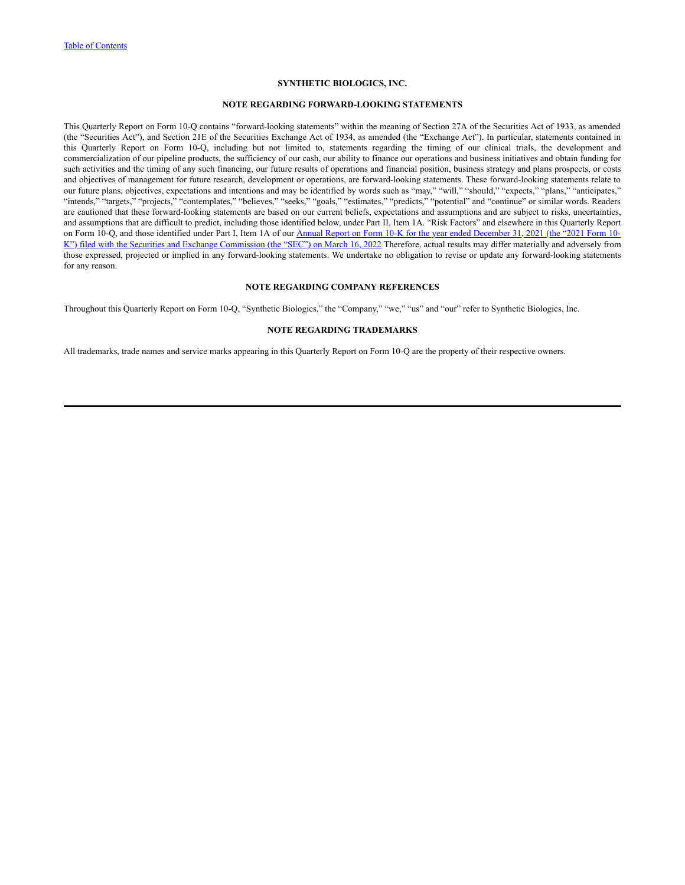## SYNTHETIC BIOLOGICS, INC.

### NOTE REGARDING FORWARD-LOOKING STATEMENTS

This Quarterly Report on Form 10-Q contains "forward-looking statements" within the meaning of Section 27A of the Securities Act of 1933, as amended (the "Securities Act"), and Section 21E of the Securities Exchange Act of 1934, as amended (the "Exchange Act"). In particular, statements contained in this Quarterly Report on Form 10-Q, including but not limited to, statements regarding the timing of our clinical trials, the development and commercialization of our pipeline products, the sufficiency of our cash, our ability to finance our operations and business initiatives and obtain funding for such activities and the timing of any such financing, our future results of operations and financial position, business strategy and plans prospects, or costs and objectives of management for future research, development or operations, are forward-looking statements. These forward-looking statements relate to our future plans, objectives, expectations and intentions and may be identified by words such as "may," "will," "should," "expects," "plans," "anticipates," "intends," "targets," "projects," "contemplates," "believes," "seeks," "goals," "estimates," "predicts," "potential" and "continue" or similar words. Readers are cautioned that these forward-looking statements are based on our current beliefs, expectations and assumptions and are subject to risks, uncertainties, and assumptions that are difficult to predict, including those identified below, under Part II, Item 1A. "Risk Factors" and elsewhere in this Quarterly Report on Form 10-Q, and those identified under Part I, Item 1A of our Annual Report on Form 10-K for the year ended December 31, 2021 (the "2021 Form 10-K") filed with the Securities and Exchange Commission (the "SEC") on March 16, 2022 Therefore, actual results may differ materially and adversely from those expressed, projected or implied in any forward-looking statements. We undertake no obligation to revise or update any forward-looking statements for any reason.

### NOTE REGARDING COMPANY REFERENCES

Throughout this Quarterly Report on Form 10-Q, "Synthetic Biologics," the "Company," "we," "us" and "our" refer to Synthetic Biologics, Inc.

### NOTE REGARDING TRADEMARKS

All trademarks, trade names and service marks appearing in this Quarterly Report on Form 10-Q are the property of their respective owners.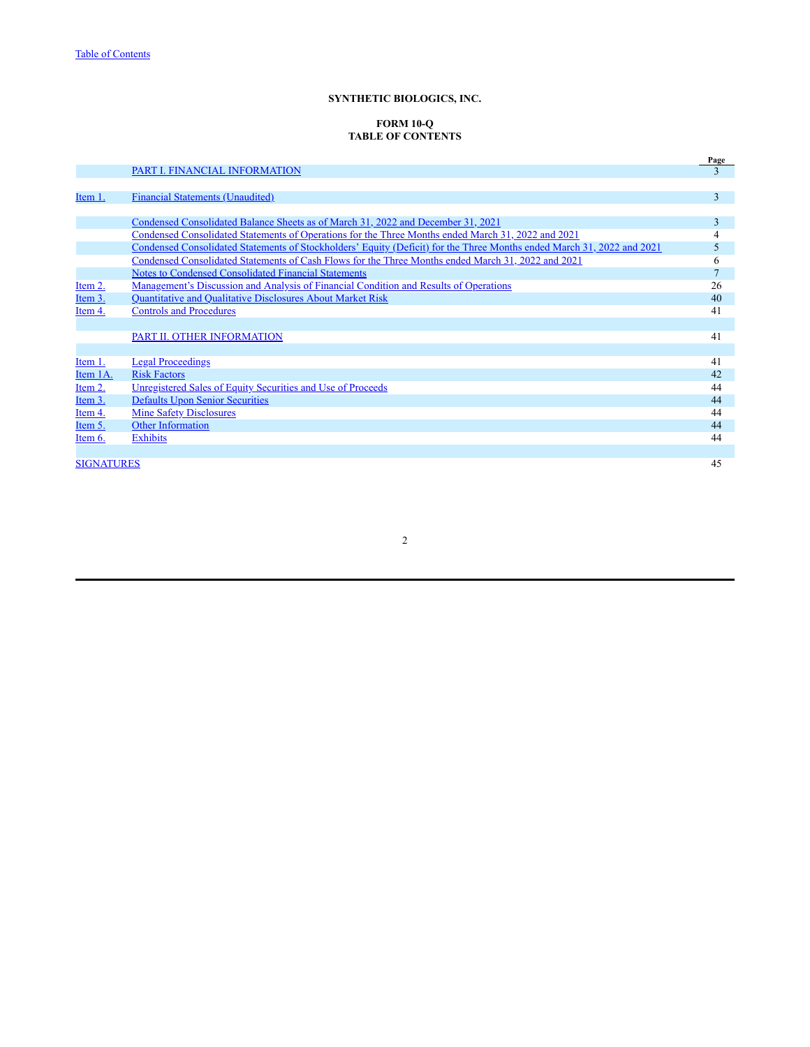**SYNTHETIC BIOLOGICS, INC.**

**FORM 10-Q**
**TABLE OF CONTENTS**

| | | Page |
|---|---|---|
| | PART I. FINANCIAL INFORMATION | 3 |
| | | |
| Item 1. | Financial Statements (Unaudited) | 3 |
| | | |
| | Condensed Consolidated Balance Sheets as of March 31, 2022 and December 31, 2021 | 3 |
| | Condensed Consolidated Statements of Operations for the Three Months ended March 31, 2022 and 2021 | 4 |
| | Condensed Consolidated Statements of Stockholders' Equity (Deficit) for the Three Months ended March 31, 2022 and 2021 | 5 |
| | Condensed Consolidated Statements of Cash Flows for the Three Months ended March 31, 2022 and 2021 | 6 |
| | Notes to Condensed Consolidated Financial Statements | 7 |
| Item 2. | Management's Discussion and Analysis of Financial Condition and Results of Operations | 26 |
| Item 3. | Quantitative and Qualitative Disclosures About Market Risk | 40 |
| Item 4. | Controls and Procedures | 41 |
| | | |
| | PART II. OTHER INFORMATION | 41 |
| | | |
| Item 1. | Legal Proceedings | 41 |
| Item 1A. | Risk Factors | 42 |
| Item 2. | Unregistered Sales of Equity Securities and Use of Proceeds | 44 |
| Item 3. | Defaults Upon Senior Securities | 44 |
| Item 4. | Mine Safety Disclosures | 44 |
| Item 5. | Other Information | 44 |
| Item 6. | Exhibits | 44 |
| | | |
| SIGNATURES | | 45 |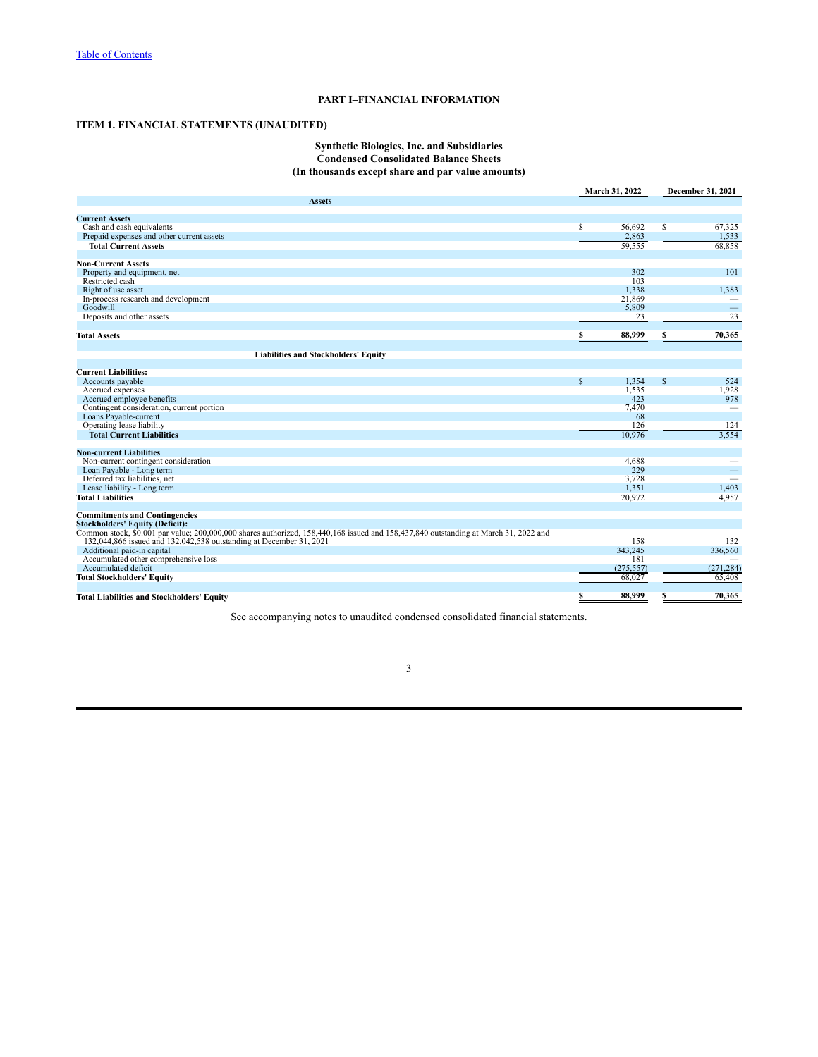# PART I–FINANCIAL INFORMATION

## ITEM 1. FINANCIAL STATEMENTS (UNAUDITED)

### Synthetic Biologics, Inc. and Subsidiaries
### Condensed Consolidated Balance Sheets
### (In thousands except share and par value amounts)

| | March 31, 2022 | December 31, 2021 |
|---|---|---|
| **Assets** | | |
| **Current Assets** | | |
| Cash and cash equivalents | $ 56,692 | $ 67,325 |
| Prepaid expenses and other current assets | 2,863 | 1,533 |
| **Total Current Assets** | 59,555 | 68,858 |
| **Non-Current Assets** | | |
| Property and equipment, net | 302 | 101 |
| Restricted cash | 103 | |
| Right of use asset | 1,338 | 1,383 |
| In-process research and development | 21,869 | — |
| Goodwill | 5,809 | — |
| Deposits and other assets | 23 | 23 |
| **Total Assets** | **$ 88,999** | **$ 70,365** |
| **Liabilities and Stockholders' Equity** | | |
| **Current Liabilities:** | | |
| Accounts payable | $ 1,354 | $ 524 |
| Accrued expenses | 1,535 | 1,928 |
| Accrued employee benefits | 423 | 978 |
| Contingent consideration, current portion | 7,470 | — |
| Loans Payable-current | 68 | |
| Operating lease liability | 126 | 124 |
| **Total Current Liabilities** | 10,976 | 3,554 |
| **Non-current Liabilities** | | |
| Non-current contingent consideration | 4,688 | — |
| Loan Payable - Long term | 229 | — |
| Deferred tax liabilities, net | 3,728 | — |
| Lease liability - Long term | 1,351 | 1,403 |
| **Total Liabilities** | 20,972 | 4,957 |
| **Commitments and Contingencies** | | |
| **Stockholders' Equity (Deficit):** | | |
| Common stock, $0.001 par value; 200,000,000 shares authorized, 158,440,168 issued and 158,437,840 outstanding at March 31, 2022 and 132,044,866 issued and 132,042,538 outstanding at December 31, 2021 | 158 | 132 |
| Additional paid-in capital | 343,245 | 336,560 |
| Accumulated other comprehensive loss | 181 | — |
| Accumulated deficit | (275,557) | (271,284) |
| **Total Stockholders' Equity** | 68,027 | 65,408 |
| **Total Liabilities and Stockholders' Equity** | **$ 88,999** | **$ 70,365** |

See accompanying notes to unaudited condensed consolidated financial statements.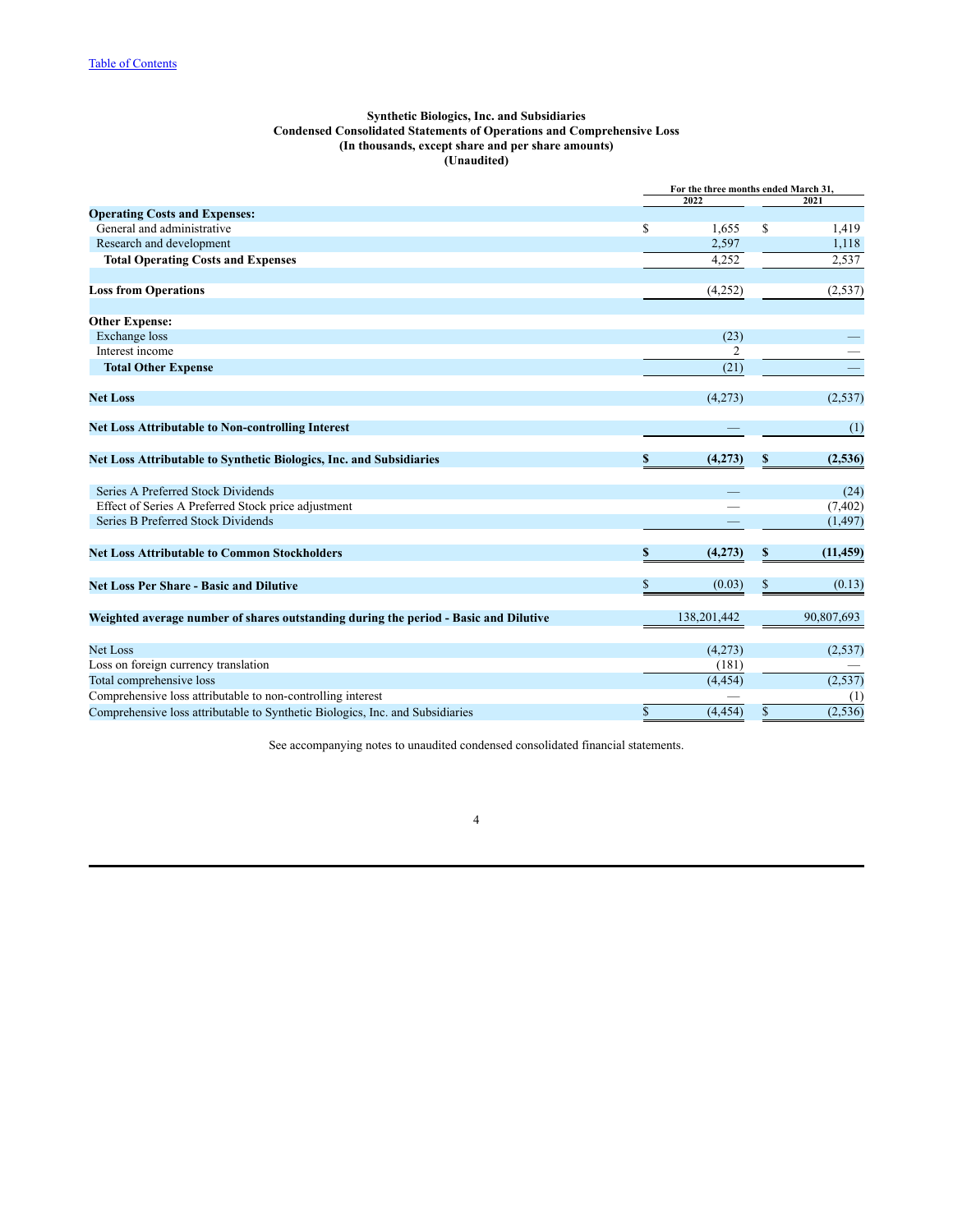**Synthetic Biologics, Inc. and Subsidiaries**
**Condensed Consolidated Statements of Operations and Comprehensive Loss**
**(In thousands, except share and per share amounts)**
**(Unaudited)**

| | For the three months ended March 31, | |
|---|---|---|
| | 2022 | 2021 |
| **Operating Costs and Expenses:** | | |
| General and administrative | $ 1,655 | $ 1,419 |
| Research and development | 2,597 | 1,118 |
| **Total Operating Costs and Expenses** | 4,252 | 2,537 |
| | | |
| **Loss from Operations** | (4,252) | (2,537) |
| | | |
| **Other Expense:** | | |
| Exchange loss | (23) | — |
| Interest income | 2 | — |
| **Total Other Expense** | (21) | — |
| | | |
| **Net Loss** | (4,273) | (2,537) |
| | | |
| **Net Loss Attributable to Non-controlling Interest** | — | (1) |
| | | |
| **Net Loss Attributable to Synthetic Biologics, Inc. and Subsidiaries** | **$ (4,273)** | **$ (2,536)** |
| | | |
| Series A Preferred Stock Dividends | — | (24) |
| Effect of Series A Preferred Stock price adjustment | — | (7,402) |
| Series B Preferred Stock Dividends | — | (1,497) |
| | | |
| **Net Loss Attributable to Common Stockholders** | **$ (4,273)** | **$ (11,459)** |
| | | |
| **Net Loss Per Share - Basic and Dilutive** | $ (0.03) | $ (0.13) |
| | | |
| **Weighted average number of shares outstanding during the period - Basic and Dilutive** | 138,201,442 | 90,807,693 |
| | | |
| Net Loss | (4,273) | (2,537) |
| Loss on foreign currency translation | (181) | — |
| Total comprehensive loss | (4,454) | (2,537) |
| Comprehensive loss attributable to non-controlling interest | — | (1) |
| Comprehensive loss attributable to Synthetic Biologics, Inc. and Subsidiaries | $ (4,454) | $ (2,536) |

See accompanying notes to unaudited condensed consolidated financial statements.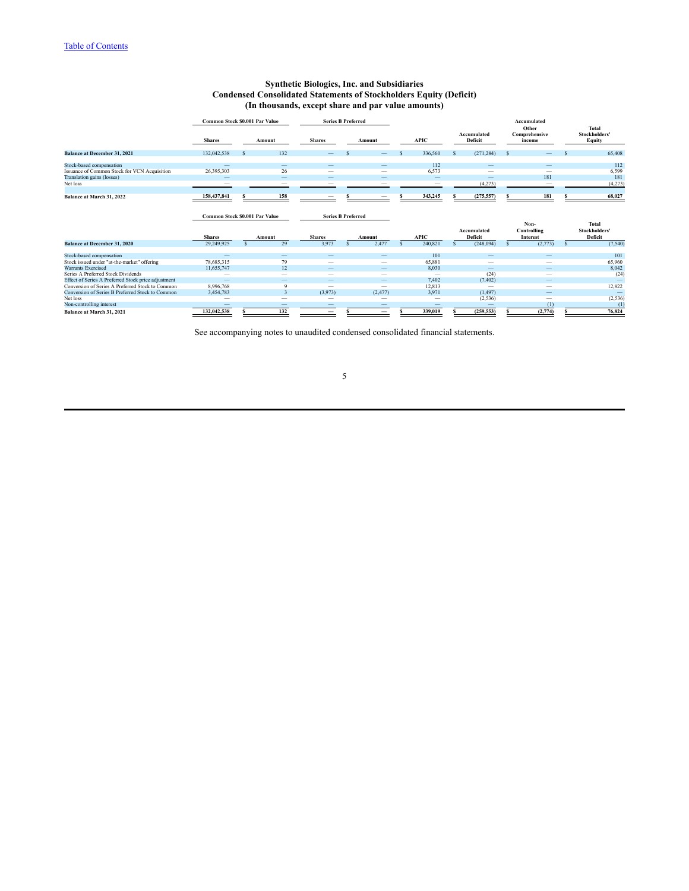[Table of Contents](#)

# Synthetic Biologics, Inc. and Subsidiaries
## Condensed Consolidated Statements of Stockholders Equity (Deficit)
### (In thousands, except share and par value amounts)

| | Common Stock $0.001 Par Value | | Series B Preferred | | | | Accumulated | |
|---|---|---|---|---|---|---|---|---|
| | Shares | Amount | Shares | Amount | APIC | Accumulated Deficit | Other Comprehensive income | Total Stockholders' Equity |
| **Balance at December 31, 2021** | 132,042,538 | $ 132 | — | $ — | $ 336,560 | $ (271,284) | $ — | $ 65,408 |
| Stock-based compensation | — | — | — | — | 112 | — | — | 112 |
| Issuance of Common Stock for VCN Acquisition | 26,395,303 | 26 | — | — | 6,573 | — | — | 6,599 |
| Translation gains (losses) | — | — | — | — | — | — | 181 | 181 |
| Net loss | — | — | — | — | — | (4,273) | — | (4,273) |
| **Balance at March 31, 2022** | **158,437,841** | **$ 158** | **—** | **$ —** | **$ 343,245** | **$ (275,557)** | **$ 181** | **$ 68,027** |

| | Common Stock $0.001 Par Value | | Series B Preferred | | | | | |
|---|---|---|---|---|---|---|---|---|
| | Shares | Amount | Shares | Amount | APIC | Accumulated Deficit | Non-Controlling Interest | Total Stockholders' Deficit |
| **Balance at December 31, 2020** | 29,249,925 | $ 29 | 3,973 | $ 2,477 | $ 240,821 | $ (248,094) | $ (2,773) | $ (7,540) |
| Stock-based compensation | — | — | — | — | 101 | — | — | 101 |
| Stock issued under "at-the-market" offering | 78,685,315 | 79 | — | — | 65,881 | — | — | 65,960 |
| Warrants Exercised | 11,655,747 | 12 | — | — | 8,030 | — | — | 8,042 |
| Series A Preferred Stock Dividends | — | — | — | — | — | (24) | — | (24) |
| Effect of Series A Preferred Stock price adjustment | — | — | — | — | 7,402 | (7,402) | — | — |
| Conversion of Series A Preferred Stock to Common | 8,996,768 | 9 | — | — | 12,813 | — | — | 12,822 |
| Conversion of Series B Preferred Stock to Common | 3,454,783 | 3 | (3,973) | (2,477) | 3,971 | (1,497) | — | — |
| Net loss | — | — | — | — | — | (2,536) | — | (2,536) |
| Non-controlling interest | — | — | — | — | — | — | (1) | (1) |
| **Balance at March 31, 2021** | **132,042,538** | **$ 132** | **—** | **$ —** | **$ 339,019** | **$ (259,553)** | **$ (2,774)** | **$ 76,824** |

See accompanying notes to unaudited condensed consolidated financial statements.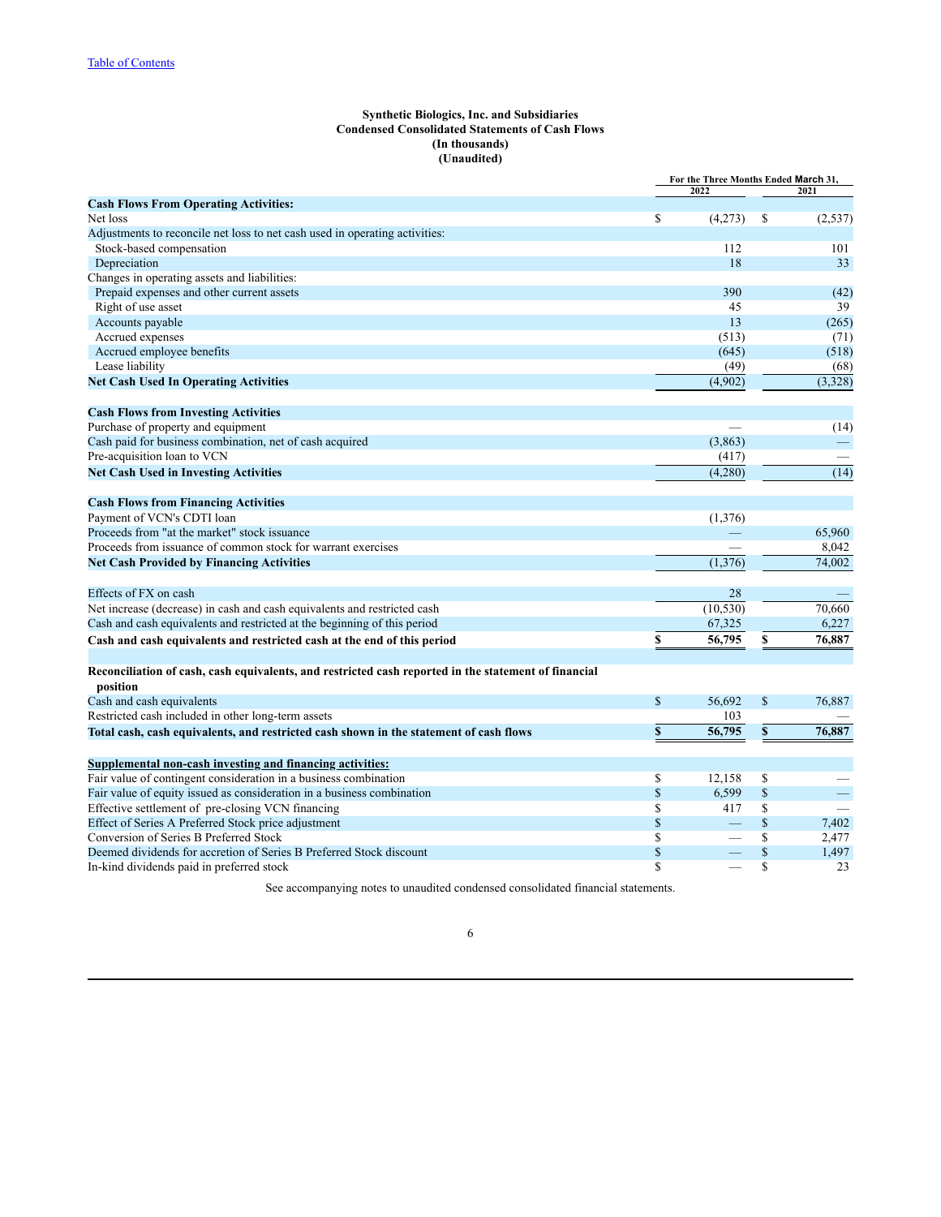[Table of Contents](#)

**Synthetic Biologics, Inc. and Subsidiaries**
**Condensed Consolidated Statements of Cash Flows**
**(In thousands)**
**(Unaudited)**

| | For the Three Months Ended March 31, | |
|---|---|---|
| | 2022 | 2021 |
| **Cash Flows From Operating Activities:** | | |
| Net loss | $ (4,273) | $ (2,537) |
| Adjustments to reconcile net loss to net cash used in operating activities: | | |
| Stock-based compensation | 112 | 101 |
| Depreciation | 18 | 33 |
| Changes in operating assets and liabilities: | | |
| Prepaid expenses and other current assets | 390 | (42) |
| Right of use asset | 45 | 39 |
| Accounts payable | 13 | (265) |
| Accrued expenses | (513) | (71) |
| Accrued employee benefits | (645) | (518) |
| Lease liability | (49) | (68) |
| **Net Cash Used In Operating Activities** | (4,902) | (3,328) |
| | | |
| **Cash Flows from Investing Activities** | | |
| Purchase of property and equipment | — | (14) |
| Cash paid for business combination, net of cash acquired | (3,863) | — |
| Pre-acquisition loan to VCN | (417) | — |
| **Net Cash Used in Investing Activities** | (4,280) | (14) |
| | | |
| **Cash Flows from Financing Activities** | | |
| Payment of VCN's CDTI loan | (1,376) | |
| Proceeds from "at the market" stock issuance | — | 65,960 |
| Proceeds from issuance of common stock for warrant exercises | — | 8,042 |
| **Net Cash Provided by Financing Activities** | (1,376) | 74,002 |
| | | |
| Effects of FX on cash | 28 | — |
| Net increase (decrease) in cash and cash equivalents and restricted cash | (10,530) | 70,660 |
| Cash and cash equivalents and restricted at the beginning of this period | 67,325 | 6,227 |
| **Cash and cash equivalents and restricted cash at the end of this period** | **$ 56,795** | **$ 76,887** |
| | | |
| **Reconciliation of cash, cash equivalents, and restricted cash reported in the statement of financial position** | | |
| Cash and cash equivalents | $ 56,692 | $ 76,887 |
| Restricted cash included in other long-term assets | 103 | — |
| **Total cash, cash equivalents, and restricted cash shown in the statement of cash flows** | **$ 56,795** | **$ 76,887** |
| | | |
| **Supplemental non-cash investing and financing activities:** | | |
| Fair value of contingent consideration in a business combination | $ 12,158 | $ — |
| Fair value of equity issued as consideration in a business combination | $ 6,599 | $ — |
| Effective settlement of pre-closing VCN financing | $ 417 | $ — |
| Effect of Series A Preferred Stock price adjustment | $ — | $ 7,402 |
| Conversion of Series B Preferred Stock | $ — | $ 2,477 |
| Deemed dividends for accretion of Series B Preferred Stock discount | $ — | $ 1,497 |
| In-kind dividends paid in preferred stock | $ — | $ 23 |

See accompanying notes to unaudited condensed consolidated financial statements.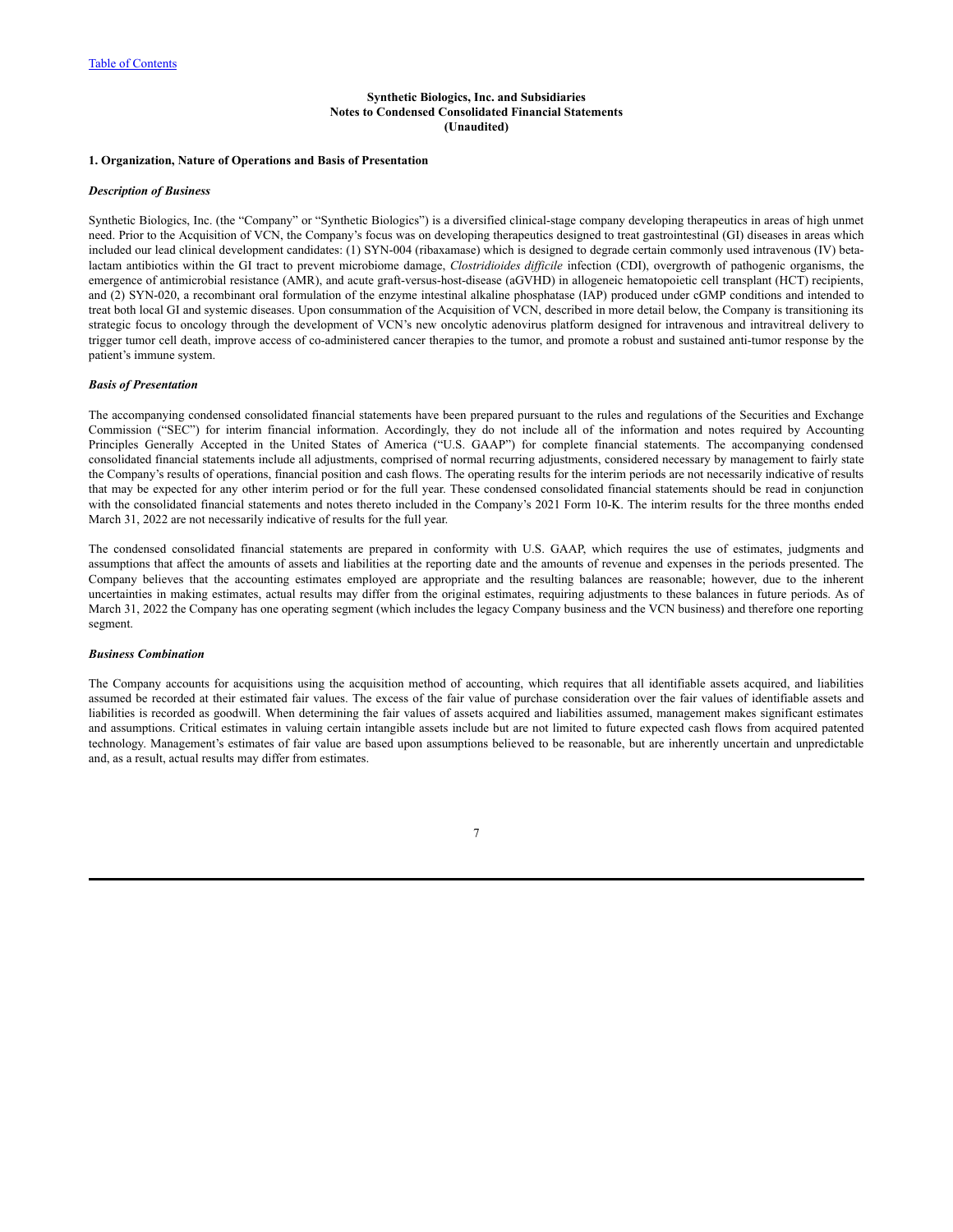**Synthetic Biologics, Inc. and Subsidiaries**
**Notes to Condensed Consolidated Financial Statements**
**(Unaudited)**

**1. Organization, Nature of Operations and Basis of Presentation**

***Description of Business***

Synthetic Biologics, Inc. (the "Company" or "Synthetic Biologics") is a diversified clinical-stage company developing therapeutics in areas of high unmet need. Prior to the Acquisition of VCN, the Company's focus was on developing therapeutics designed to treat gastrointestinal (GI) diseases in areas which included our lead clinical development candidates: (1) SYN-004 (ribaxamase) which is designed to degrade certain commonly used intravenous (IV) beta-lactam antibiotics within the GI tract to prevent microbiome damage, *Clostridioides difficile* infection (CDI), overgrowth of pathogenic organisms, the emergence of antimicrobial resistance (AMR), and acute graft-versus-host-disease (aGVHD) in allogeneic hematopoietic cell transplant (HCT) recipients, and (2) SYN-020, a recombinant oral formulation of the enzyme intestinal alkaline phosphatase (IAP) produced under cGMP conditions and intended to treat both local GI and systemic diseases. Upon consummation of the Acquisition of VCN, described in more detail below, the Company is transitioning its strategic focus to oncology through the development of VCN's new oncolytic adenovirus platform designed for intravenous and intravitreal delivery to trigger tumor cell death, improve access of co-administered cancer therapies to the tumor, and promote a robust and sustained anti-tumor response by the patient's immune system.

***Basis of Presentation***

The accompanying condensed consolidated financial statements have been prepared pursuant to the rules and regulations of the Securities and Exchange Commission ("SEC") for interim financial information. Accordingly, they do not include all of the information and notes required by Accounting Principles Generally Accepted in the United States of America ("U.S. GAAP") for complete financial statements. The accompanying condensed consolidated financial statements include all adjustments, comprised of normal recurring adjustments, considered necessary by management to fairly state the Company's results of operations, financial position and cash flows. The operating results for the interim periods are not necessarily indicative of results that may be expected for any other interim period or for the full year. These condensed consolidated financial statements should be read in conjunction with the consolidated financial statements and notes thereto included in the Company's 2021 Form 10-K. The interim results for the three months ended March 31, 2022 are not necessarily indicative of results for the full year.

The condensed consolidated financial statements are prepared in conformity with U.S. GAAP, which requires the use of estimates, judgments and assumptions that affect the amounts of assets and liabilities at the reporting date and the amounts of revenue and expenses in the periods presented. The Company believes that the accounting estimates employed are appropriate and the resulting balances are reasonable; however, due to the inherent uncertainties in making estimates, actual results may differ from the original estimates, requiring adjustments to these balances in future periods. As of March 31, 2022 the Company has one operating segment (which includes the legacy Company business and the VCN business) and therefore one reporting segment.

***Business Combination***

The Company accounts for acquisitions using the acquisition method of accounting, which requires that all identifiable assets acquired, and liabilities assumed be recorded at their estimated fair values. The excess of the fair value of purchase consideration over the fair values of identifiable assets and liabilities is recorded as goodwill. When determining the fair values of assets acquired and liabilities assumed, management makes significant estimates and assumptions. Critical estimates in valuing certain intangible assets include but are not limited to future expected cash flows from acquired patented technology. Management's estimates of fair value are based upon assumptions believed to be reasonable, but are inherently uncertain and unpredictable and, as a result, actual results may differ from estimates.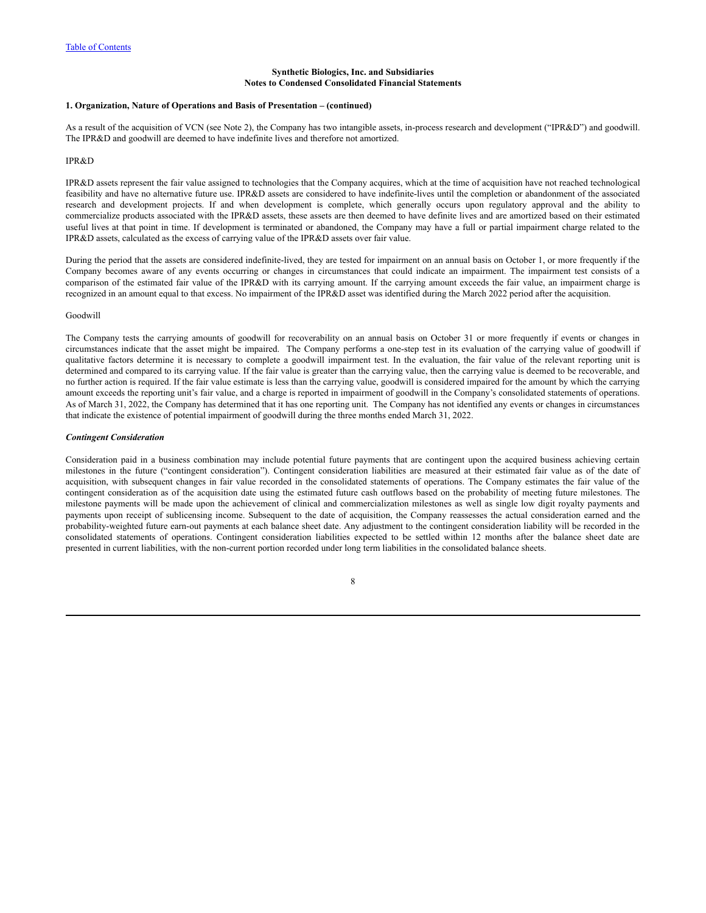**Synthetic Biologics, Inc. and Subsidiaries**
**Notes to Condensed Consolidated Financial Statements**

**1. Organization, Nature of Operations and Basis of Presentation – (continued)**

As a result of the acquisition of VCN (see Note 2), the Company has two intangible assets, in-process research and development ("IPR&D") and goodwill. The IPR&D and goodwill are deemed to have indefinite lives and therefore not amortized.

IPR&D

IPR&D assets represent the fair value assigned to technologies that the Company acquires, which at the time of acquisition have not reached technological feasibility and have no alternative future use. IPR&D assets are considered to have indefinite-lives until the completion or abandonment of the associated research and development projects. If and when development is complete, which generally occurs upon regulatory approval and the ability to commercialize products associated with the IPR&D assets, these assets are then deemed to have definite lives and are amortized based on their estimated useful lives at that point in time. If development is terminated or abandoned, the Company may have a full or partial impairment charge related to the IPR&D assets, calculated as the excess of carrying value of the IPR&D assets over fair value.

During the period that the assets are considered indefinite-lived, they are tested for impairment on an annual basis on October 1, or more frequently if the Company becomes aware of any events occurring or changes in circumstances that could indicate an impairment. The impairment test consists of a comparison of the estimated fair value of the IPR&D with its carrying amount. If the carrying amount exceeds the fair value, an impairment charge is recognized in an amount equal to that excess. No impairment of the IPR&D asset was identified during the March 2022 period after the acquisition.

Goodwill

The Company tests the carrying amounts of goodwill for recoverability on an annual basis on October 31 or more frequently if events or changes in circumstances indicate that the asset might be impaired. The Company performs a one-step test in its evaluation of the carrying value of goodwill if qualitative factors determine it is necessary to complete a goodwill impairment test. In the evaluation, the fair value of the relevant reporting unit is determined and compared to its carrying value. If the fair value is greater than the carrying value, then the carrying value is deemed to be recoverable, and no further action is required. If the fair value estimate is less than the carrying value, goodwill is considered impaired for the amount by which the carrying amount exceeds the reporting unit's fair value, and a charge is reported in impairment of goodwill in the Company's consolidated statements of operations. As of March 31, 2022, the Company has determined that it has one reporting unit. The Company has not identified any events or changes in circumstances that indicate the existence of potential impairment of goodwill during the three months ended March 31, 2022.

***Contingent Consideration***

Consideration paid in a business combination may include potential future payments that are contingent upon the acquired business achieving certain milestones in the future ("contingent consideration"). Contingent consideration liabilities are measured at their estimated fair value as of the date of acquisition, with subsequent changes in fair value recorded in the consolidated statements of operations. The Company estimates the fair value of the contingent consideration as of the acquisition date using the estimated future cash outflows based on the probability of meeting future milestones. The milestone payments will be made upon the achievement of clinical and commercialization milestones as well as single low digit royalty payments and payments upon receipt of sublicensing income. Subsequent to the date of acquisition, the Company reassesses the actual consideration earned and the probability-weighted future earn-out payments at each balance sheet date. Any adjustment to the contingent consideration liability will be recorded in the consolidated statements of operations. Contingent consideration liabilities expected to be settled within 12 months after the balance sheet date are presented in current liabilities, with the non-current portion recorded under long term liabilities in the consolidated balance sheets.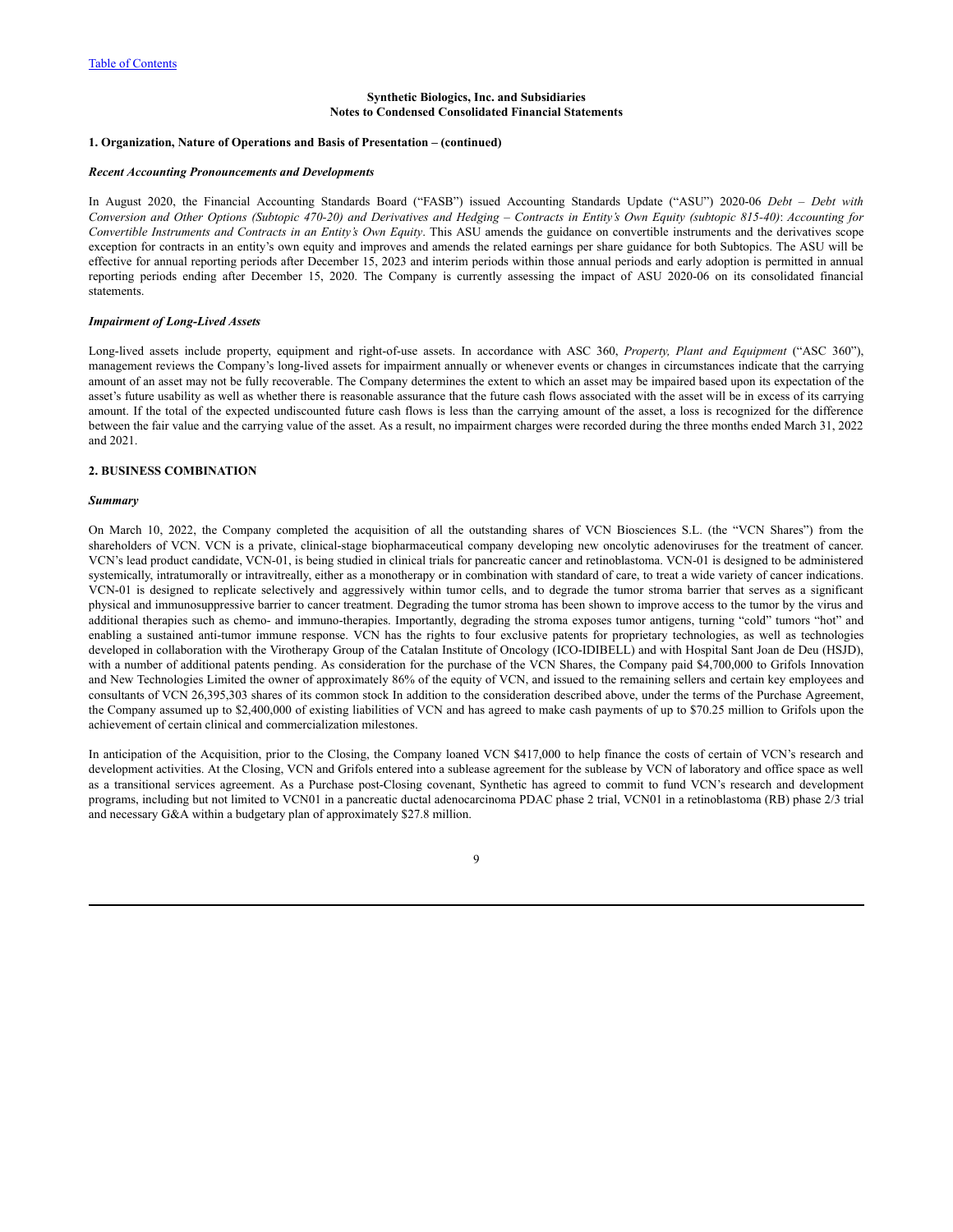**Synthetic Biologics, Inc. and Subsidiaries**
**Notes to Condensed Consolidated Financial Statements**

**1. Organization, Nature of Operations and Basis of Presentation – (continued)**

***Recent Accounting Pronouncements and Developments***

In August 2020, the Financial Accounting Standards Board ("FASB") issued Accounting Standards Update ("ASU") 2020-06 *Debt – Debt with Conversion and Other Options (Subtopic 470-20) and Derivatives and Hedging – Contracts in Entity's Own Equity (subtopic 815-40)*: *Accounting for Convertible Instruments and Contracts in an Entity's Own Equity*. This ASU amends the guidance on convertible instruments and the derivatives scope exception for contracts in an entity's own equity and improves and amends the related earnings per share guidance for both Subtopics. The ASU will be effective for annual reporting periods after December 15, 2023 and interim periods within those annual periods and early adoption is permitted in annual reporting periods ending after December 15, 2020. The Company is currently assessing the impact of ASU 2020-06 on its consolidated financial statements.

***Impairment of Long-Lived Assets***

Long-lived assets include property, equipment and right-of-use assets. In accordance with ASC 360, *Property, Plant and Equipment* ("ASC 360"), management reviews the Company's long-lived assets for impairment annually or whenever events or changes in circumstances indicate that the carrying amount of an asset may not be fully recoverable. The Company determines the extent to which an asset may be impaired based upon its expectation of the asset's future usability as well as whether there is reasonable assurance that the future cash flows associated with the asset will be in excess of its carrying amount. If the total of the expected undiscounted future cash flows is less than the carrying amount of the asset, a loss is recognized for the difference between the fair value and the carrying value of the asset. As a result, no impairment charges were recorded during the three months ended March 31, 2022 and 2021.

**2. BUSINESS COMBINATION**

***Summary***

On March 10, 2022, the Company completed the acquisition of all the outstanding shares of VCN Biosciences S.L. (the "VCN Shares") from the shareholders of VCN. VCN is a private, clinical-stage biopharmaceutical company developing new oncolytic adenoviruses for the treatment of cancer. VCN's lead product candidate, VCN-01, is being studied in clinical trials for pancreatic cancer and retinoblastoma. VCN-01 is designed to be administered systemically, intratumorally or intravitreally, either as a monotherapy or in combination with standard of care, to treat a wide variety of cancer indications. VCN-01 is designed to replicate selectively and aggressively within tumor cells, and to degrade the tumor stroma barrier that serves as a significant physical and immunosuppressive barrier to cancer treatment. Degrading the tumor stroma has been shown to improve access to the tumor by the virus and additional therapies such as chemo- and immuno-therapies. Importantly, degrading the stroma exposes tumor antigens, turning "cold" tumors "hot" and enabling a sustained anti-tumor immune response. VCN has the rights to four exclusive patents for proprietary technologies, as well as technologies developed in collaboration with the Virotherapy Group of the Catalan Institute of Oncology (ICO-IDIBELL) and with Hospital Sant Joan de Deu (HSJD), with a number of additional patents pending. As consideration for the purchase of the VCN Shares, the Company paid $4,700,000 to Grifols Innovation and New Technologies Limited the owner of approximately 86% of the equity of VCN, and issued to the remaining sellers and certain key employees and consultants of VCN 26,395,303 shares of its common stock In addition to the consideration described above, under the terms of the Purchase Agreement, the Company assumed up to $2,400,000 of existing liabilities of VCN and has agreed to make cash payments of up to $70.25 million to Grifols upon the achievement of certain clinical and commercialization milestones.

In anticipation of the Acquisition, prior to the Closing, the Company loaned VCN $417,000 to help finance the costs of certain of VCN's research and development activities. At the Closing, VCN and Grifols entered into a sublease agreement for the sublease by VCN of laboratory and office space as well as a transitional services agreement. As a Purchase post-Closing covenant, Synthetic has agreed to commit to fund VCN's research and development programs, including but not limited to VCN01 in a pancreatic ductal adenocarcinoma PDAC phase 2 trial, VCN01 in a retinoblastoma (RB) phase 2/3 trial and necessary G&A within a budgetary plan of approximately $27.8 million.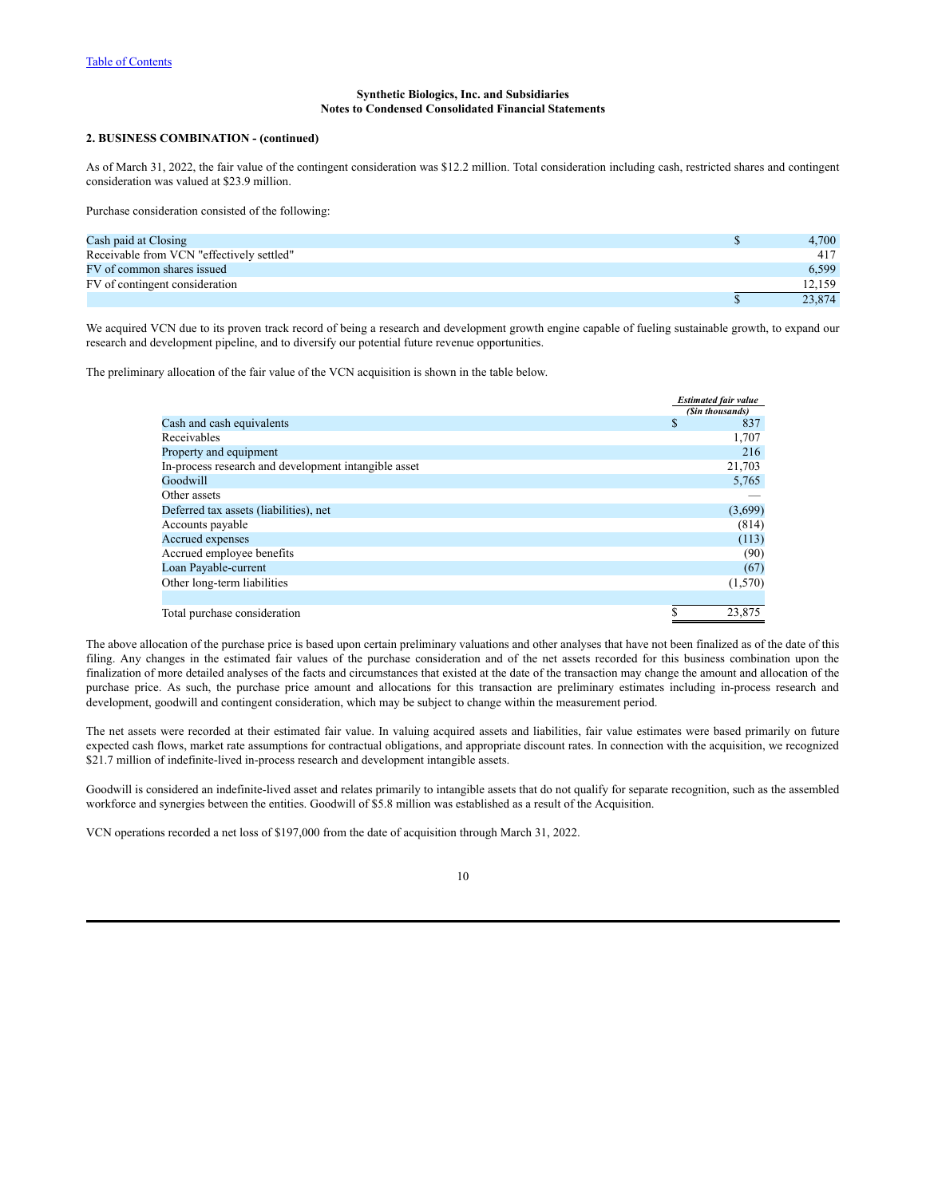**Synthetic Biologics, Inc. and Subsidiaries**
**Notes to Condensed Consolidated Financial Statements**

**2. BUSINESS COMBINATION - (continued)**

As of March 31, 2022, the fair value of the contingent consideration was $12.2 million. Total consideration including cash, restricted shares and contingent consideration was valued at $23.9 million.

Purchase consideration consisted of the following:

| | | |
|---|---|---|
| Cash paid at Closing | $ | 4,700 |
| Receivable from VCN "effectively settled" | | 417 |
| FV of common shares issued | | 6,599 |
| FV of contingent consideration | | 12,159 |
| | $ | 23,874 |

We acquired VCN due to its proven track record of being a research and development growth engine capable of fueling sustainable growth, to expand our research and development pipeline, and to diversify our potential future revenue opportunities.

The preliminary allocation of the fair value of the VCN acquisition is shown in the table below.

| | *Estimated fair value* | |
|---|---|---|
| | *($in thousands)* | |
| Cash and cash equivalents | $ | 837 |
| Receivables | | 1,707 |
| Property and equipment | | 216 |
| In-process research and development intangible asset | | 21,703 |
| Goodwill | | 5,765 |
| Other assets | | — |
| Deferred tax assets (liabilities), net | | (3,699) |
| Accounts payable | | (814) |
| Accrued expenses | | (113) |
| Accrued employee benefits | | (90) |
| Loan Payable-current | | (67) |
| Other long-term liabilities | | (1,570) |
| | | |
| Total purchase consideration | $ | 23,875 |

The above allocation of the purchase price is based upon certain preliminary valuations and other analyses that have not been finalized as of the date of this filing. Any changes in the estimated fair values of the purchase consideration and of the net assets recorded for this business combination upon the finalization of more detailed analyses of the facts and circumstances that existed at the date of the transaction may change the amount and allocation of the purchase price. As such, the purchase price amount and allocations for this transaction are preliminary estimates including in-process research and development, goodwill and contingent consideration, which may be subject to change within the measurement period.

The net assets were recorded at their estimated fair value. In valuing acquired assets and liabilities, fair value estimates were based primarily on future expected cash flows, market rate assumptions for contractual obligations, and appropriate discount rates. In connection with the acquisition, we recognized $21.7 million of indefinite-lived in-process research and development intangible assets.

Goodwill is considered an indefinite-lived asset and relates primarily to intangible assets that do not qualify for separate recognition, such as the assembled workforce and synergies between the entities. Goodwill of $5.8 million was established as a result of the Acquisition.

VCN operations recorded a net loss of $197,000 from the date of acquisition through March 31, 2022.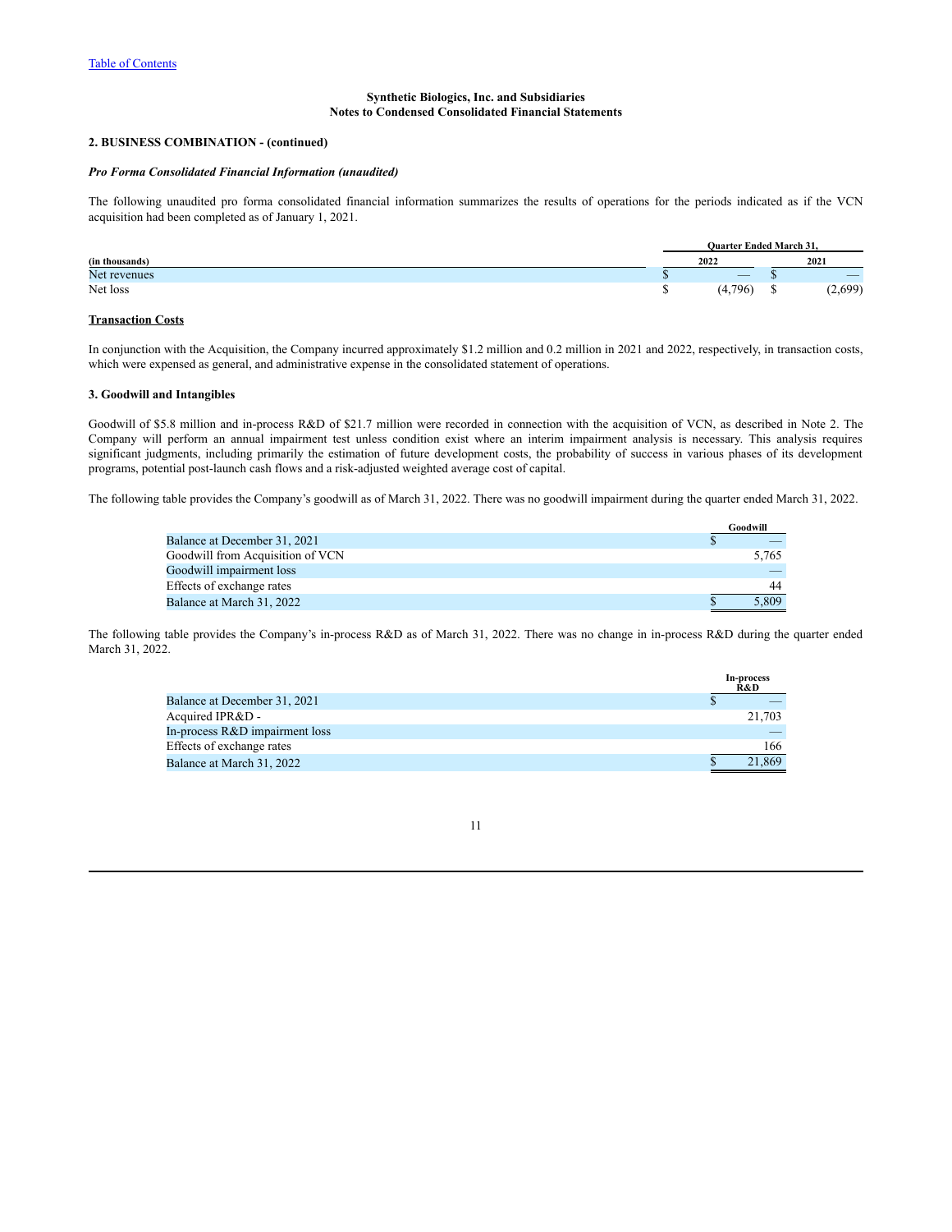**Synthetic Biologics, Inc. and Subsidiaries**
**Notes to Condensed Consolidated Financial Statements**

**2. BUSINESS COMBINATION - (continued)**

***Pro Forma Consolidated Financial Information (unaudited)***

The following unaudited pro forma consolidated financial information summarizes the results of operations for the periods indicated as if the VCN acquisition had been completed as of January 1, 2021.

| (in thousands) | Quarter Ended March 31, 2022 | Quarter Ended March 31, 2021 |
|---|---|---|
| Net revenues | $ — | $ — |
| Net loss | $ (4,796) | $ (2,699) |

**Transaction Costs**

In conjunction with the Acquisition, the Company incurred approximately $1.2 million and 0.2 million in 2021 and 2022, respectively, in transaction costs, which were expensed as general, and administrative expense in the consolidated statement of operations.

**3. Goodwill and Intangibles**

Goodwill of $5.8 million and in-process R&D of $21.7 million were recorded in connection with the acquisition of VCN, as described in Note 2. The Company will perform an annual impairment test unless condition exist where an interim impairment analysis is necessary. This analysis requires significant judgments, including primarily the estimation of future development costs, the probability of success in various phases of its development programs, potential post-launch cash flows and a risk-adjusted weighted average cost of capital.

The following table provides the Company's goodwill as of March 31, 2022. There was no goodwill impairment during the quarter ended March 31, 2022.

| | Goodwill |
|---|---|
| Balance at December 31, 2021 | $ — |
| Goodwill from Acquisition of VCN | 5,765 |
| Goodwill impairment loss | — |
| Effects of exchange rates | 44 |
| Balance at March 31, 2022 | $ 5,809 |

The following table provides the Company's in-process R&D as of March 31, 2022. There was no change in in-process R&D during the quarter ended March 31, 2022.

| | In-process R&D |
|---|---|
| Balance at December 31, 2021 | $ — |
| Acquired IPR&D - | 21,703 |
| In-process R&D impairment loss | — |
| Effects of exchange rates | 166 |
| Balance at March 31, 2022 | $ 21,869 |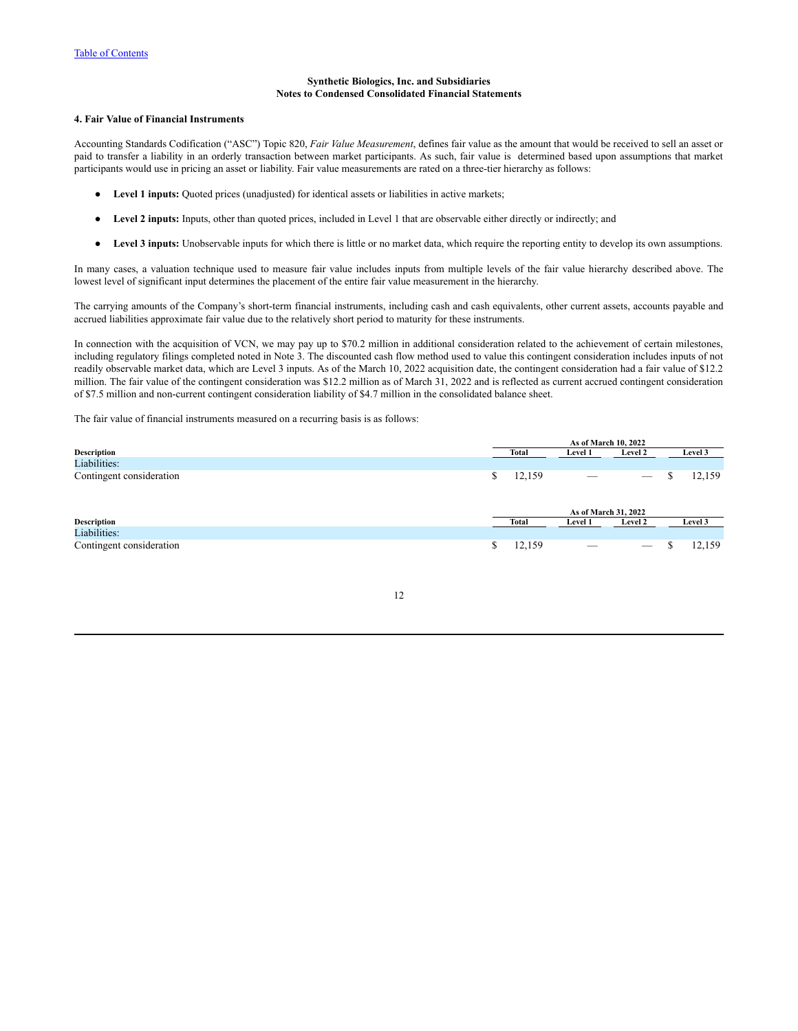Synthetic Biologics, Inc. and Subsidiaries
Notes to Condensed Consolidated Financial Statements

#### 4. Fair Value of Financial Instruments

Accounting Standards Codification ("ASC") Topic 820, *Fair Value Measurement*, defines fair value as the amount that would be received to sell an asset or paid to transfer a liability in an orderly transaction between market participants. As such, fair value is determined based upon assumptions that market participants would use in pricing an asset or liability. Fair value measurements are rated on a three-tier hierarchy as follows:

- **Level 1 inputs:** Quoted prices (unadjusted) for identical assets or liabilities in active markets;
- **Level 2 inputs:** Inputs, other than quoted prices, included in Level 1 that are observable either directly or indirectly; and
- **Level 3 inputs:** Unobservable inputs for which there is little or no market data, which require the reporting entity to develop its own assumptions.

In many cases, a valuation technique used to measure fair value includes inputs from multiple levels of the fair value hierarchy described above. The lowest level of significant input determines the placement of the entire fair value measurement in the hierarchy.

The carrying amounts of the Company's short-term financial instruments, including cash and cash equivalents, other current assets, accounts payable and accrued liabilities approximate fair value due to the relatively short period to maturity for these instruments.

In connection with the acquisition of VCN, we may pay up to $70.2 million in additional consideration related to the achievement of certain milestones, including regulatory filings completed noted in Note 3. The discounted cash flow method used to value this contingent consideration includes inputs of not readily observable market data, which are Level 3 inputs. As of the March 10, 2022 acquisition date, the contingent consideration had a fair value of $12.2 million. The fair value of the contingent consideration was $12.2 million as of March 31, 2022 and is reflected as current accrued contingent consideration of $7.5 million and non-current contingent consideration liability of $4.7 million in the consolidated balance sheet.

The fair value of financial instruments measured on a recurring basis is as follows:

| | As of March 10, 2022 | | | |
|---|---|---|---|---|
| **Description** | **Total** | **Level 1** | **Level 2** | **Level 3** |
| Liabilities: | | | | |
| Contingent consideration | $ 12,159 | — | — | $ 12,159 |

| | As of March 31, 2022 | | | |
|---|---|---|---|---|
| **Description** | **Total** | **Level 1** | **Level 2** | **Level 3** |
| Liabilities: | | | | |
| Contingent consideration | $ 12,159 | — | — | $ 12,159 |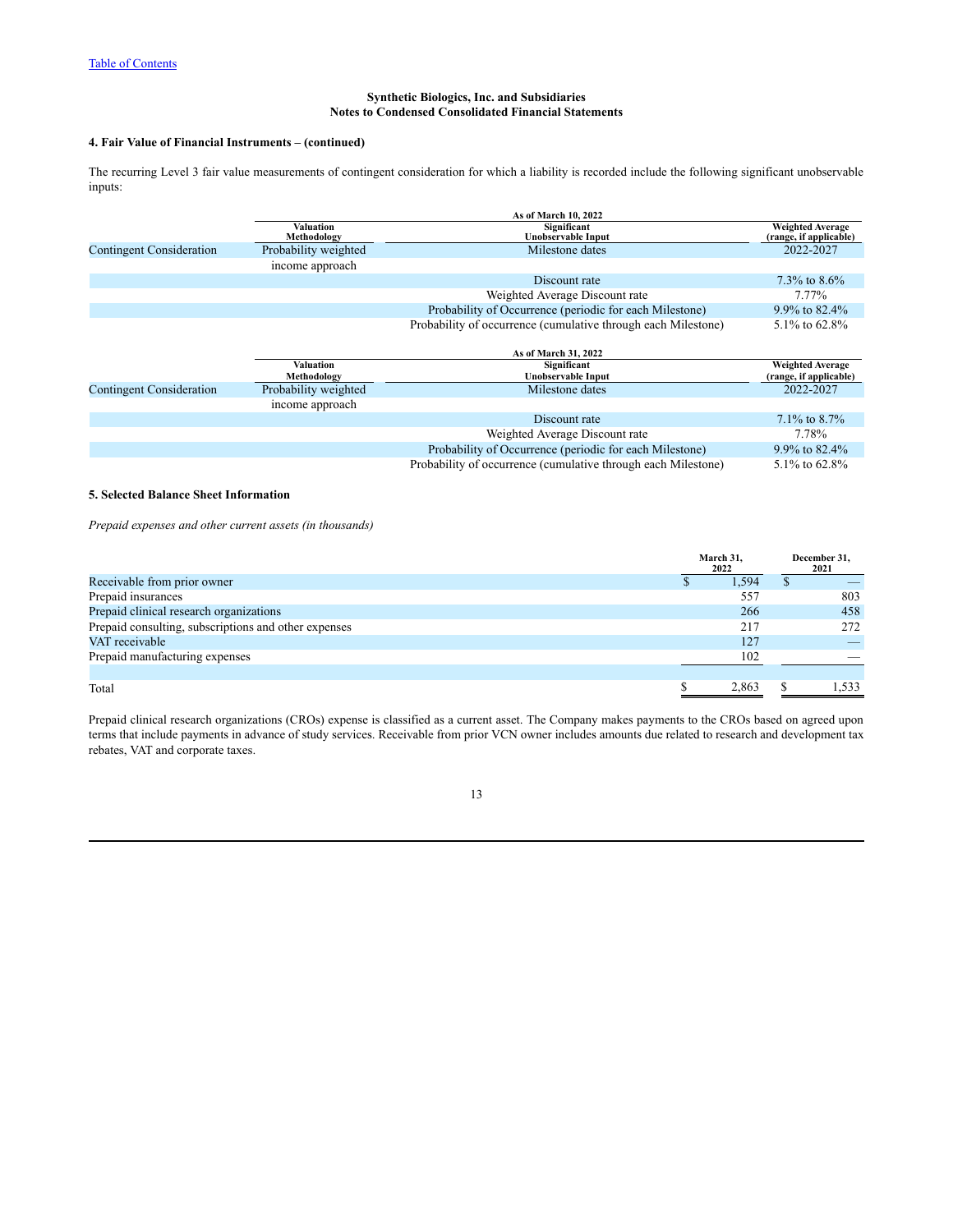Synthetic Biologics, Inc. and Subsidiaries
Notes to Condensed Consolidated Financial Statements

### 4. Fair Value of Financial Instruments – (continued)

The recurring Level 3 fair value measurements of contingent consideration for which a liability is recorded include the following significant unobservable inputs:

| As of March 10, 2022 | Valuation Methodology | Significant Unobservable Input | Weighted Average (range, if applicable) |
|---|---|---|---|
| Contingent Consideration | Probability weighted income approach | Milestone dates | 2022-2027 |
| | | Discount rate | 7.3% to 8.6% |
| | | Weighted Average Discount rate | 7.77% |
| | | Probability of Occurrence (periodic for each Milestone) | 9.9% to 82.4% |
| | | Probability of occurrence (cumulative through each Milestone) | 5.1% to 62.8% |

| As of March 31, 2022 | Valuation Methodology | Significant Unobservable Input | Weighted Average (range, if applicable) |
|---|---|---|---|
| Contingent Consideration | Probability weighted income approach | Milestone dates | 2022-2027 |
| | | Discount rate | 7.1% to 8.7% |
| | | Weighted Average Discount rate | 7.78% |
| | | Probability of Occurrence (periodic for each Milestone) | 9.9% to 82.4% |
| | | Probability of occurrence (cumulative through each Milestone) | 5.1% to 62.8% |

### 5. Selected Balance Sheet Information

*Prepaid expenses and other current assets (in thousands)*

| | March 31, 2022 | December 31, 2021 |
|---|---|---|
| Receivable from prior owner | $ 1,594 | $ — |
| Prepaid insurances | 557 | 803 |
| Prepaid clinical research organizations | 266 | 458 |
| Prepaid consulting, subscriptions and other expenses | 217 | 272 |
| VAT receivable | 127 | — |
| Prepaid manufacturing expenses | 102 | — |
| Total | $ 2,863 | $ 1,533 |

Prepaid clinical research organizations (CROs) expense is classified as a current asset. The Company makes payments to the CROs based on agreed upon terms that include payments in advance of study services. Receivable from prior VCN owner includes amounts due related to research and development tax rebates, VAT and corporate taxes.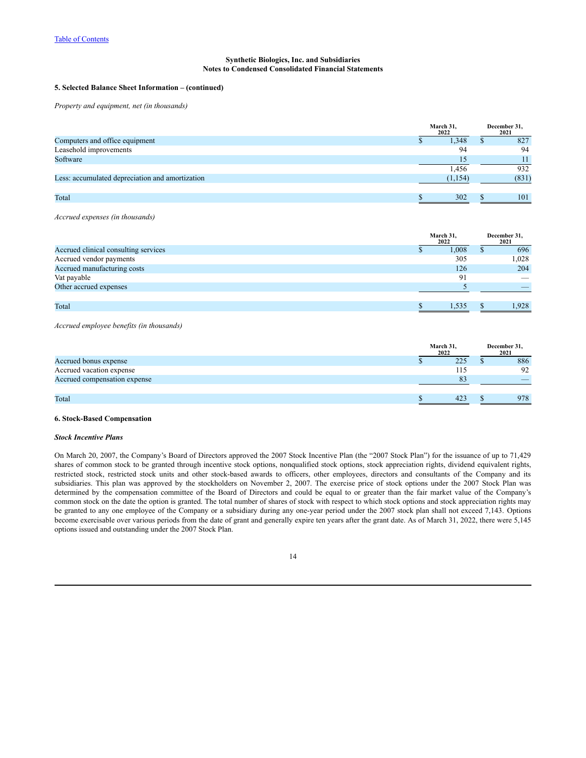Synthetic Biologics, Inc. and Subsidiaries
Notes to Condensed Consolidated Financial Statements

### 5. Selected Balance Sheet Information – (continued)

*Property and equipment, net (in thousands)*

| | March 31, 2022 | December 31, 2021 |
|---|---|---|
| Computers and office equipment | $ 1,348 | $ 827 |
| Leasehold improvements | 94 | 94 |
| Software | 15 | 11 |
| | 1,456 | 932 |
| Less: accumulated depreciation and amortization | (1,154) | (831) |
| Total | $ 302 | $ 101 |

*Accrued expenses (in thousands)*

| | March 31, 2022 | December 31, 2021 |
|---|---|---|
| Accrued clinical consulting services | $ 1,008 | $ 696 |
| Accrued vendor payments | 305 | 1,028 |
| Accrued manufacturing costs | 126 | 204 |
| Vat payable | 91 | — |
| Other accrued expenses | 5 | — |
| Total | $ 1,535 | $ 1,928 |

*Accrued employee benefits (in thousands)*

| | March 31, 2022 | December 31, 2021 |
|---|---|---|
| Accrued bonus expense | $ 225 | $ 886 |
| Accrued vacation expense | 115 | 92 |
| Accrued compensation expense | 83 | — |
| Total | $ 423 | $ 978 |

### 6. Stock-Based Compensation

***Stock Incentive Plans***

On March 20, 2007, the Company's Board of Directors approved the 2007 Stock Incentive Plan (the "2007 Stock Plan") for the issuance of up to 71,429 shares of common stock to be granted through incentive stock options, nonqualified stock options, stock appreciation rights, dividend equivalent rights, restricted stock, restricted stock units and other stock-based awards to officers, other employees, directors and consultants of the Company and its subsidiaries. This plan was approved by the stockholders on November 2, 2007. The exercise price of stock options under the 2007 Stock Plan was determined by the compensation committee of the Board of Directors and could be equal to or greater than the fair market value of the Company's common stock on the date the option is granted. The total number of shares of stock with respect to which stock options and stock appreciation rights may be granted to any one employee of the Company or a subsidiary during any one-year period under the 2007 stock plan shall not exceed 7,143. Options become exercisable over various periods from the date of grant and generally expire ten years after the grant date. As of March 31, 2022, there were 5,145 options issued and outstanding under the 2007 Stock Plan.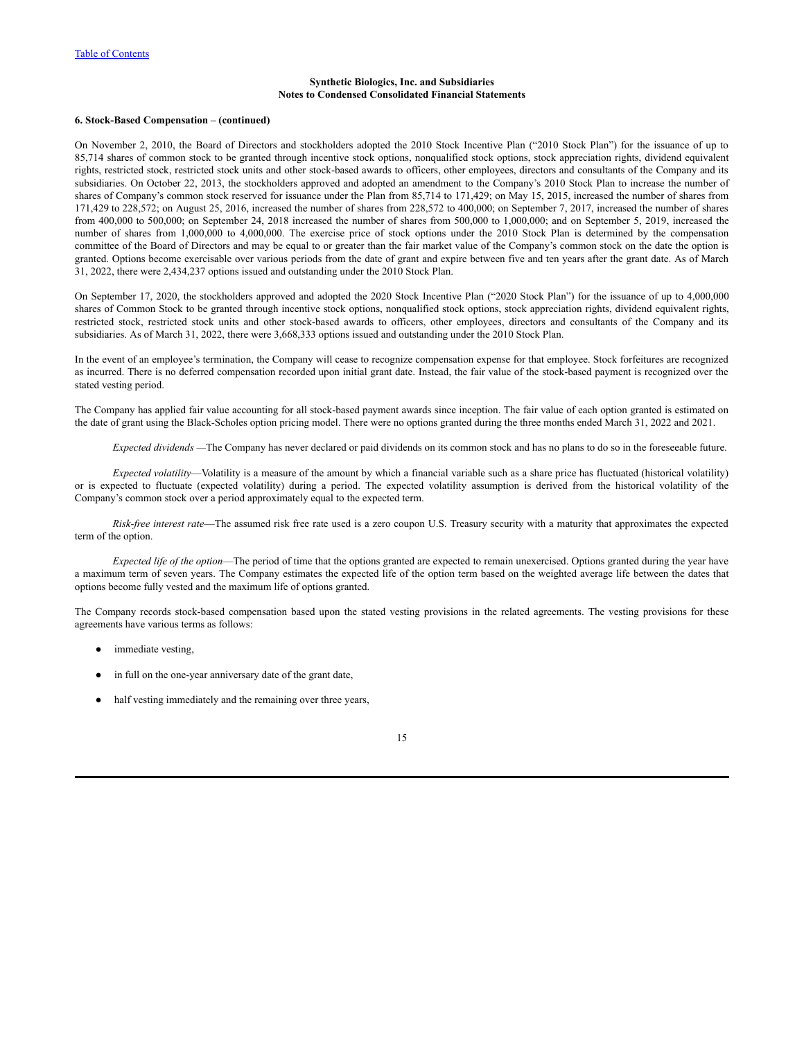Synthetic Biologics, Inc. and Subsidiaries
Notes to Condensed Consolidated Financial Statements

**6. Stock-Based Compensation – (continued)**

On November 2, 2010, the Board of Directors and stockholders adopted the 2010 Stock Incentive Plan ("2010 Stock Plan") for the issuance of up to 85,714 shares of common stock to be granted through incentive stock options, nonqualified stock options, stock appreciation rights, dividend equivalent rights, restricted stock, restricted stock units and other stock-based awards to officers, other employees, directors and consultants of the Company and its subsidiaries. On October 22, 2013, the stockholders approved and adopted an amendment to the Company's 2010 Stock Plan to increase the number of shares of Company's common stock reserved for issuance under the Plan from 85,714 to 171,429; on May 15, 2015, increased the number of shares from 171,429 to 228,572; on August 25, 2016, increased the number of shares from 228,572 to 400,000; on September 7, 2017, increased the number of shares from 400,000 to 500,000; on September 24, 2018 increased the number of shares from 500,000 to 1,000,000; and on September 5, 2019, increased the number of shares from 1,000,000 to 4,000,000. The exercise price of stock options under the 2010 Stock Plan is determined by the compensation committee of the Board of Directors and may be equal to or greater than the fair market value of the Company's common stock on the date the option is granted. Options become exercisable over various periods from the date of grant and expire between five and ten years after the grant date. As of March 31, 2022, there were 2,434,237 options issued and outstanding under the 2010 Stock Plan.

On September 17, 2020, the stockholders approved and adopted the 2020 Stock Incentive Plan ("2020 Stock Plan") for the issuance of up to 4,000,000 shares of Common Stock to be granted through incentive stock options, nonqualified stock options, stock appreciation rights, dividend equivalent rights, restricted stock, restricted stock units and other stock-based awards to officers, other employees, directors and consultants of the Company and its subsidiaries. As of March 31, 2022, there were 3,668,333 options issued and outstanding under the 2010 Stock Plan.

In the event of an employee's termination, the Company will cease to recognize compensation expense for that employee. Stock forfeitures are recognized as incurred. There is no deferred compensation recorded upon initial grant date. Instead, the fair value of the stock-based payment is recognized over the stated vesting period.

The Company has applied fair value accounting for all stock-based payment awards since inception. The fair value of each option granted is estimated on the date of grant using the Black-Scholes option pricing model. There were no options granted during the three months ended March 31, 2022 and 2021.

*Expected dividends* —The Company has never declared or paid dividends on its common stock and has no plans to do so in the foreseeable future.

*Expected volatility*—Volatility is a measure of the amount by which a financial variable such as a share price has fluctuated (historical volatility) or is expected to fluctuate (expected volatility) during a period. The expected volatility assumption is derived from the historical volatility of the Company's common stock over a period approximately equal to the expected term.

*Risk-free interest rate*—The assumed risk free rate used is a zero coupon U.S. Treasury security with a maturity that approximates the expected term of the option.

*Expected life of the option*—The period of time that the options granted are expected to remain unexercised. Options granted during the year have a maximum term of seven years. The Company estimates the expected life of the option term based on the weighted average life between the dates that options become fully vested and the maximum life of options granted.

The Company records stock-based compensation based upon the stated vesting provisions in the related agreements. The vesting provisions for these agreements have various terms as follows:

- immediate vesting,
- in full on the one-year anniversary date of the grant date,
- half vesting immediately and the remaining over three years,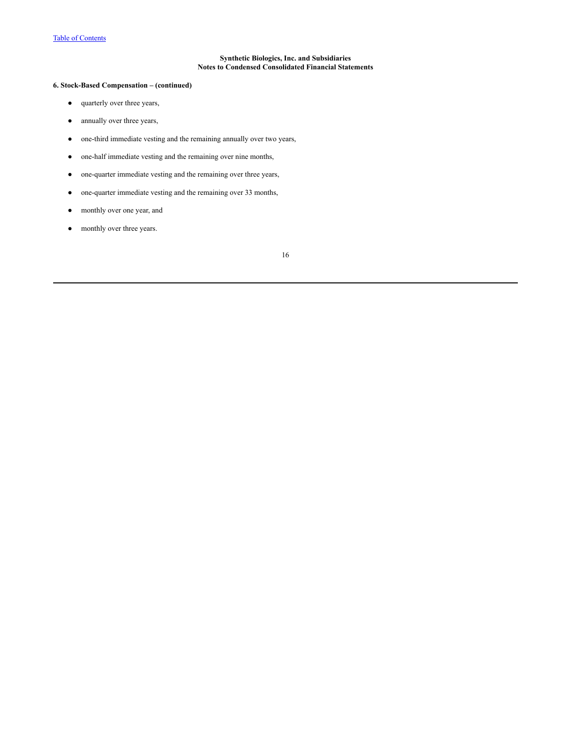**6. Stock-Based Compensation – (continued)**

- quarterly over three years,
- annually over three years,
- one-third immediate vesting and the remaining annually over two years,
- one-half immediate vesting and the remaining over nine months,
- one-quarter immediate vesting and the remaining over three years,
- one-quarter immediate vesting and the remaining over 33 months,
- monthly over one year, and
- monthly over three years.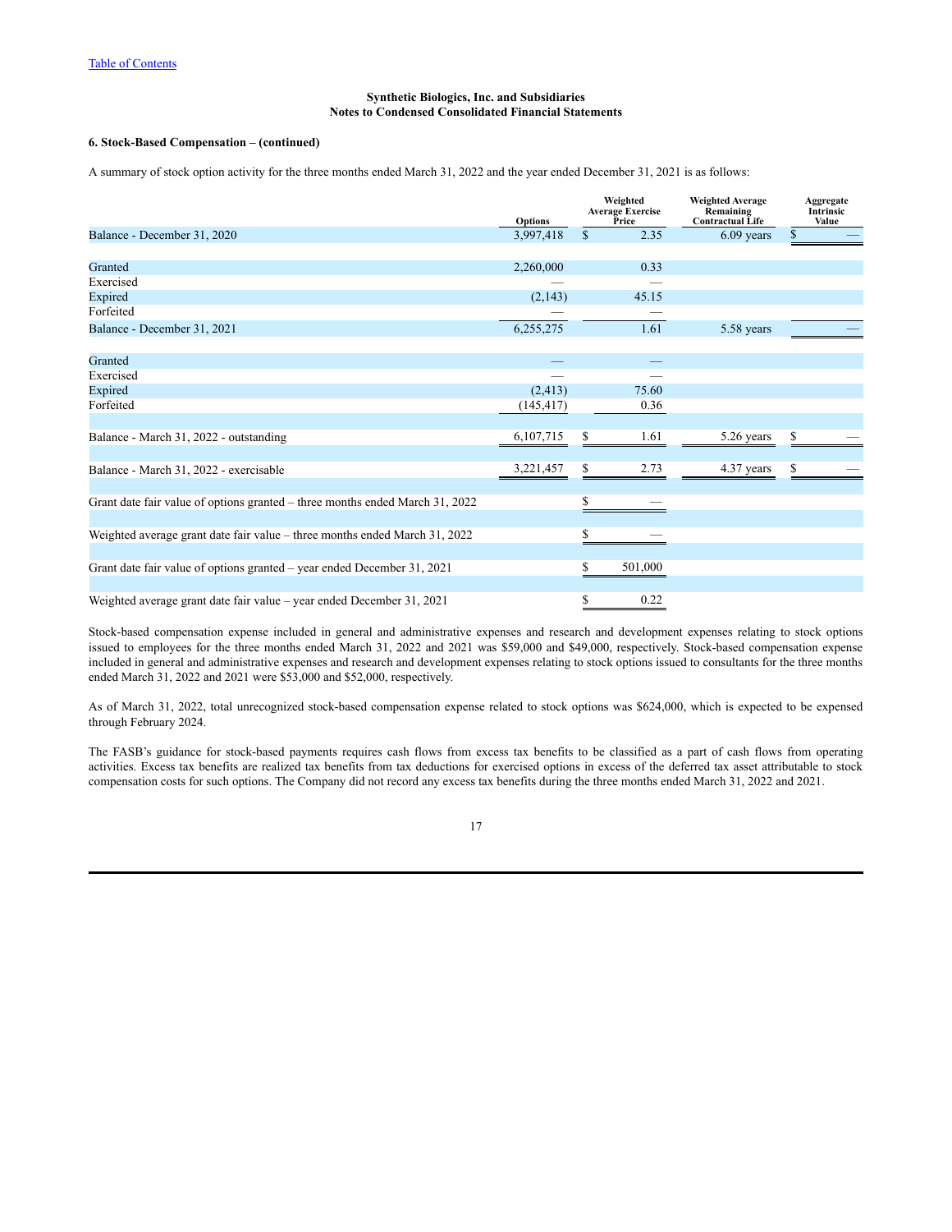Synthetic Biologics, Inc. and Subsidiaries
Notes to Condensed Consolidated Financial Statements

**6. Stock-Based Compensation – (continued)**

A summary of stock option activity for the three months ended March 31, 2022 and the year ended December 31, 2021 is as follows:

| | Options | Weighted Average Exercise Price | Weighted Average Remaining Contractual Life | Aggregate Intrinsic Value |
|---|---|---|---|---|
| Balance - December 31, 2020 | 3,997,418 | $ 2.35 | 6.09 years | $ — |
| Granted | 2,260,000 | 0.33 | | |
| Exercised | — | — | | |
| Expired | (2,143) | 45.15 | | |
| Forfeited | — | — | | |
| Balance - December 31, 2021 | 6,255,275 | 1.61 | 5.58 years | — |
| Granted | — | — | | |
| Exercised | — | — | | |
| Expired | (2,413) | 75.60 | | |
| Forfeited | (145,417) | 0.36 | | |
| Balance - March 31, 2022 - outstanding | 6,107,715 | $ 1.61 | 5.26 years | $ — |
| Balance - March 31, 2022 - exercisable | 3,221,457 | $ 2.73 | 4.37 years | $ — |
| Grant date fair value of options granted – three months ended March 31, 2022 | | $ — | | |
| Weighted average grant date fair value – three months ended March 31, 2022 | | $ — | | |
| Grant date fair value of options granted – year ended December 31, 2021 | | $ 501,000 | | |
| Weighted average grant date fair value – year ended December 31, 2021 | | $ 0.22 | | |

Stock-based compensation expense included in general and administrative expenses and research and development expenses relating to stock options issued to employees for the three months ended March 31, 2022 and 2021 was $59,000 and $49,000, respectively. Stock-based compensation expense included in general and administrative expenses and research and development expenses relating to stock options issued to consultants for the three months ended March 31, 2022 and 2021 were $53,000 and $52,000, respectively.

As of March 31, 2022, total unrecognized stock-based compensation expense related to stock options was $624,000, which is expected to be expensed through February 2024.

The FASB's guidance for stock-based payments requires cash flows from excess tax benefits to be classified as a part of cash flows from operating activities. Excess tax benefits are realized tax benefits from tax deductions for exercised options in excess of the deferred tax asset attributable to stock compensation costs for such options. The Company did not record any excess tax benefits during the three months ended March 31, 2022 and 2021.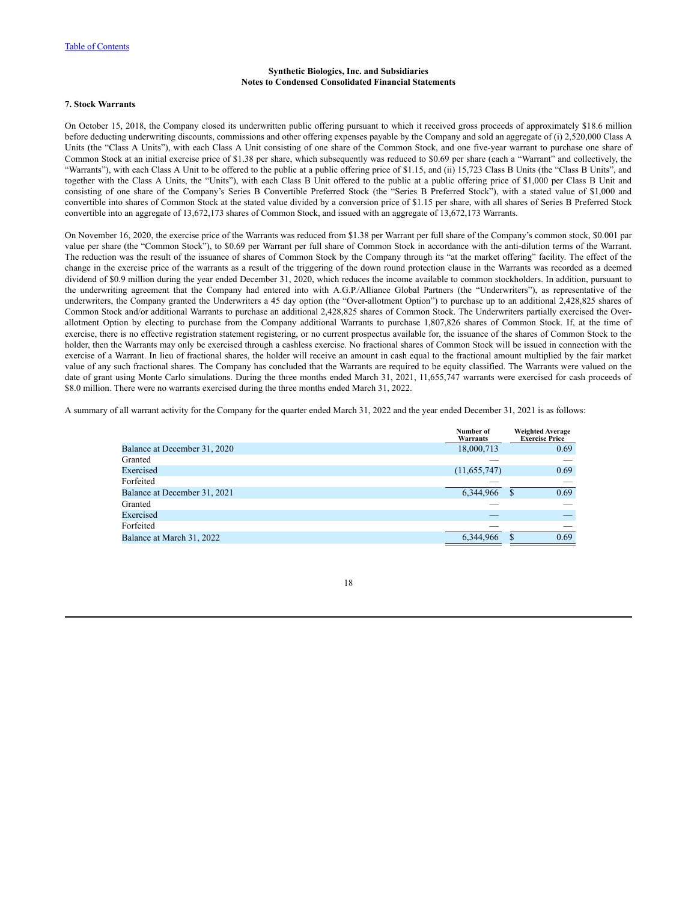**Synthetic Biologics, Inc. and Subsidiaries**
**Notes to Condensed Consolidated Financial Statements**

### 7. Stock Warrants

On October 15, 2018, the Company closed its underwritten public offering pursuant to which it received gross proceeds of approximately $18.6 million before deducting underwriting discounts, commissions and other offering expenses payable by the Company and sold an aggregate of (i) 2,520,000 Class A Units (the "Class A Units"), with each Class A Unit consisting of one share of the Common Stock, and one five-year warrant to purchase one share of Common Stock at an initial exercise price of $1.38 per share, which subsequently was reduced to $0.69 per share (each a "Warrant" and collectively, the "Warrants"), with each Class A Unit to be offered to the public at a public offering price of $1.15, and (ii) 15,723 Class B Units (the "Class B Units", and together with the Class A Units, the "Units"), with each Class B Unit offered to the public at a public offering price of $1,000 per Class B Unit and consisting of one share of the Company's Series B Convertible Preferred Stock (the "Series B Preferred Stock"), with a stated value of $1,000 and convertible into shares of Common Stock at the stated value divided by a conversion price of $1.15 per share, with all shares of Series B Preferred Stock convertible into an aggregate of 13,672,173 shares of Common Stock, and issued with an aggregate of 13,672,173 Warrants.

On November 16, 2020, the exercise price of the Warrants was reduced from $1.38 per Warrant per full share of the Company's common stock, $0.001 par value per share (the "Common Stock"), to $0.69 per Warrant per full share of Common Stock in accordance with the anti-dilution terms of the Warrant. The reduction was the result of the issuance of shares of Common Stock by the Company through its "at the market offering" facility. The effect of the change in the exercise price of the warrants as a result of the triggering of the down round protection clause in the Warrants was recorded as a deemed dividend of $0.9 million during the year ended December 31, 2020, which reduces the income available to common stockholders. In addition, pursuant to the underwriting agreement that the Company had entered into with A.G.P./Alliance Global Partners (the "Underwriters"), as representative of the underwriters, the Company granted the Underwriters a 45 day option (the "Over-allotment Option") to purchase up to an additional 2,428,825 shares of Common Stock and/or additional Warrants to purchase an additional 2,428,825 shares of Common Stock. The Underwriters partially exercised the Over-allotment Option by electing to purchase from the Company additional Warrants to purchase 1,807,826 shares of Common Stock. If, at the time of exercise, there is no effective registration statement registering, or no current prospectus available for, the issuance of the shares of Common Stock to the holder, then the Warrants may only be exercised through a cashless exercise. No fractional shares of Common Stock will be issued in connection with the exercise of a Warrant. In lieu of fractional shares, the holder will receive an amount in cash equal to the fractional amount multiplied by the fair market value of any such fractional shares. The Company has concluded that the Warrants are required to be equity classified. The Warrants were valued on the date of grant using Monte Carlo simulations. During the three months ended March 31, 2021, 11,655,747 warrants were exercised for cash proceeds of $8.0 million. There were no warrants exercised during the three months ended March 31, 2022.

A summary of all warrant activity for the Company for the quarter ended March 31, 2022 and the year ended December 31, 2021 is as follows:

| | Number of Warrants | Weighted Average Exercise Price |
|---|---|---|
| Balance at December 31, 2020 | 18,000,713 | 0.69 |
| Granted | — | — |
| Exercised | (11,655,747) | 0.69 |
| Forfeited | — | — |
| Balance at December 31, 2021 | 6,344,966 | $ 0.69 |
| Granted | — | — |
| Exercised | — | — |
| Forfeited | — | — |
| Balance at March 31, 2022 | 6,344,966 | $ 0.69 |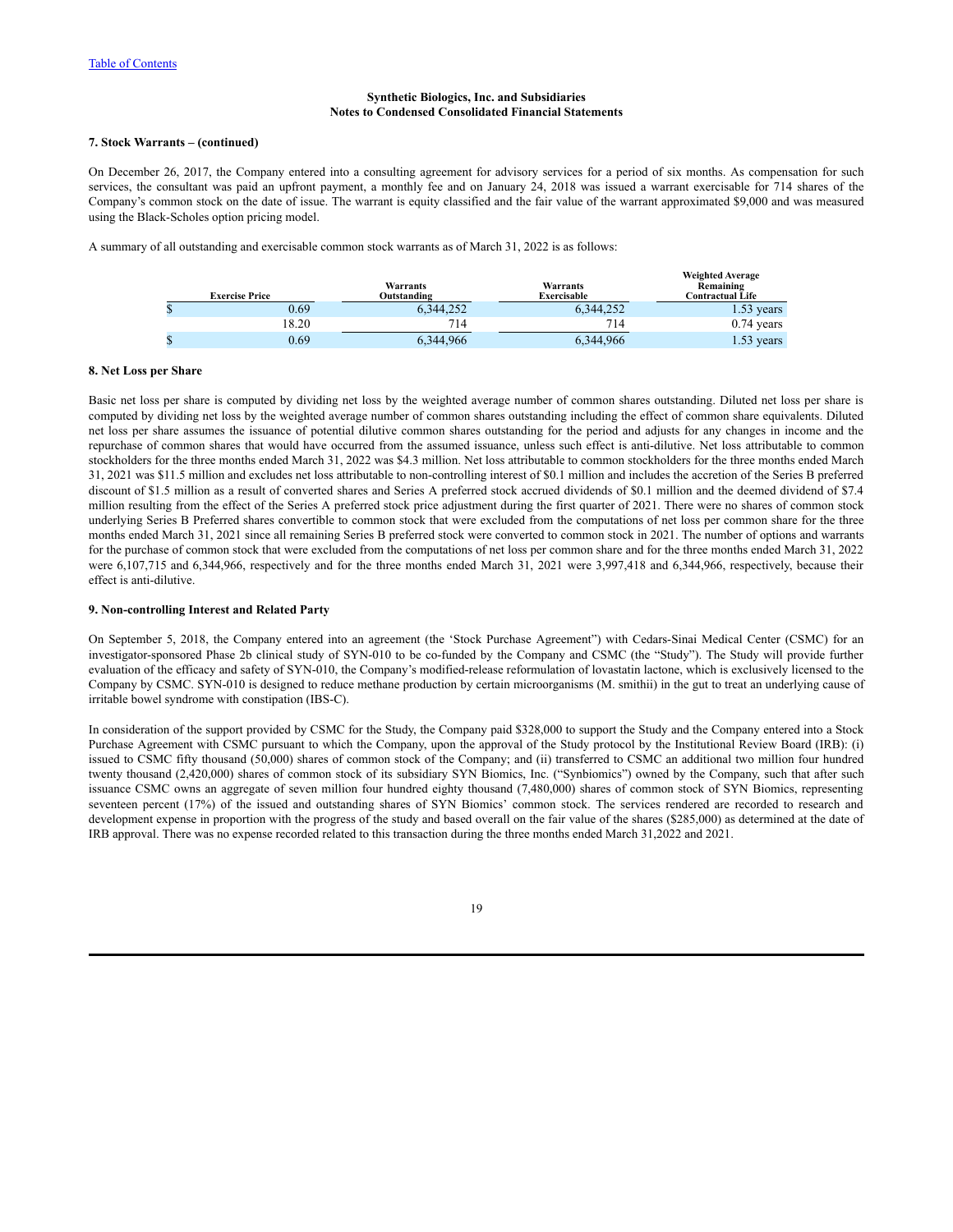Synthetic Biologics, Inc. and Subsidiaries
Notes to Condensed Consolidated Financial Statements

**7. Stock Warrants – (continued)**

On December 26, 2017, the Company entered into a consulting agreement for advisory services for a period of six months. As compensation for such services, the consultant was paid an upfront payment, a monthly fee and on January 24, 2018 was issued a warrant exercisable for 714 shares of the Company's common stock on the date of issue. The warrant is equity classified and the fair value of the warrant approximated $9,000 and was measured using the Black-Scholes option pricing model.

A summary of all outstanding and exercisable common stock warrants as of March 31, 2022 is as follows:

| Exercise Price | Warrants Outstanding | Warrants Exercisable | Weighted Average Remaining Contractual Life |
|---|---|---|---|
| $ 0.69 | 6,344,252 | 6,344,252 | 1.53 years |
| 18.20 | 714 | 714 | 0.74 years |
| $ 0.69 | 6,344,966 | 6,344,966 | 1.53 years |

**8. Net Loss per Share**

Basic net loss per share is computed by dividing net loss by the weighted average number of common shares outstanding. Diluted net loss per share is computed by dividing net loss by the weighted average number of common shares outstanding including the effect of common share equivalents. Diluted net loss per share assumes the issuance of potential dilutive common shares outstanding for the period and adjusts for any changes in income and the repurchase of common shares that would have occurred from the assumed issuance, unless such effect is anti-dilutive. Net loss attributable to common stockholders for the three months ended March 31, 2022 was $4.3 million. Net loss attributable to common stockholders for the three months ended March 31, 2021 was $11.5 million and excludes net loss attributable to non-controlling interest of $0.1 million and includes the accretion of the Series B preferred discount of $1.5 million as a result of converted shares and Series A preferred stock accrued dividends of $0.1 million and the deemed dividend of $7.4 million resulting from the effect of the Series A preferred stock price adjustment during the first quarter of 2021. There were no shares of common stock underlying Series B Preferred shares convertible to common stock that were excluded from the computations of net loss per common share for the three months ended March 31, 2021 since all remaining Series B preferred stock were converted to common stock in 2021. The number of options and warrants for the purchase of common stock that were excluded from the computations of net loss per common share and for the three months ended March 31, 2022 were 6,107,715 and 6,344,966, respectively and for the three months ended March 31, 2021 were 3,997,418 and 6,344,966, respectively, because their effect is anti-dilutive.

**9. Non-controlling Interest and Related Party**

On September 5, 2018, the Company entered into an agreement (the 'Stock Purchase Agreement") with Cedars-Sinai Medical Center (CSMC) for an investigator-sponsored Phase 2b clinical study of SYN-010 to be co-funded by the Company and CSMC (the "Study"). The Study will provide further evaluation of the efficacy and safety of SYN-010, the Company's modified-release reformulation of lovastatin lactone, which is exclusively licensed to the Company by CSMC. SYN-010 is designed to reduce methane production by certain microorganisms (M. smithii) in the gut to treat an underlying cause of irritable bowel syndrome with constipation (IBS-C).

In consideration of the support provided by CSMC for the Study, the Company paid $328,000 to support the Study and the Company entered into a Stock Purchase Agreement with CSMC pursuant to which the Company, upon the approval of the Study protocol by the Institutional Review Board (IRB): (i) issued to CSMC fifty thousand (50,000) shares of common stock of the Company; and (ii) transferred to CSMC an additional two million four hundred twenty thousand (2,420,000) shares of common stock of its subsidiary SYN Biomics, Inc. ("Synbiomics") owned by the Company, such that after such issuance CSMC owns an aggregate of seven million four hundred eighty thousand (7,480,000) shares of common stock of SYN Biomics, representing seventeen percent (17%) of the issued and outstanding shares of SYN Biomics' common stock. The services rendered are recorded to research and development expense in proportion with the progress of the study and based overall on the fair value of the shares ($285,000) as determined at the date of IRB approval. There was no expense recorded related to this transaction during the three months ended March 31,2022 and 2021.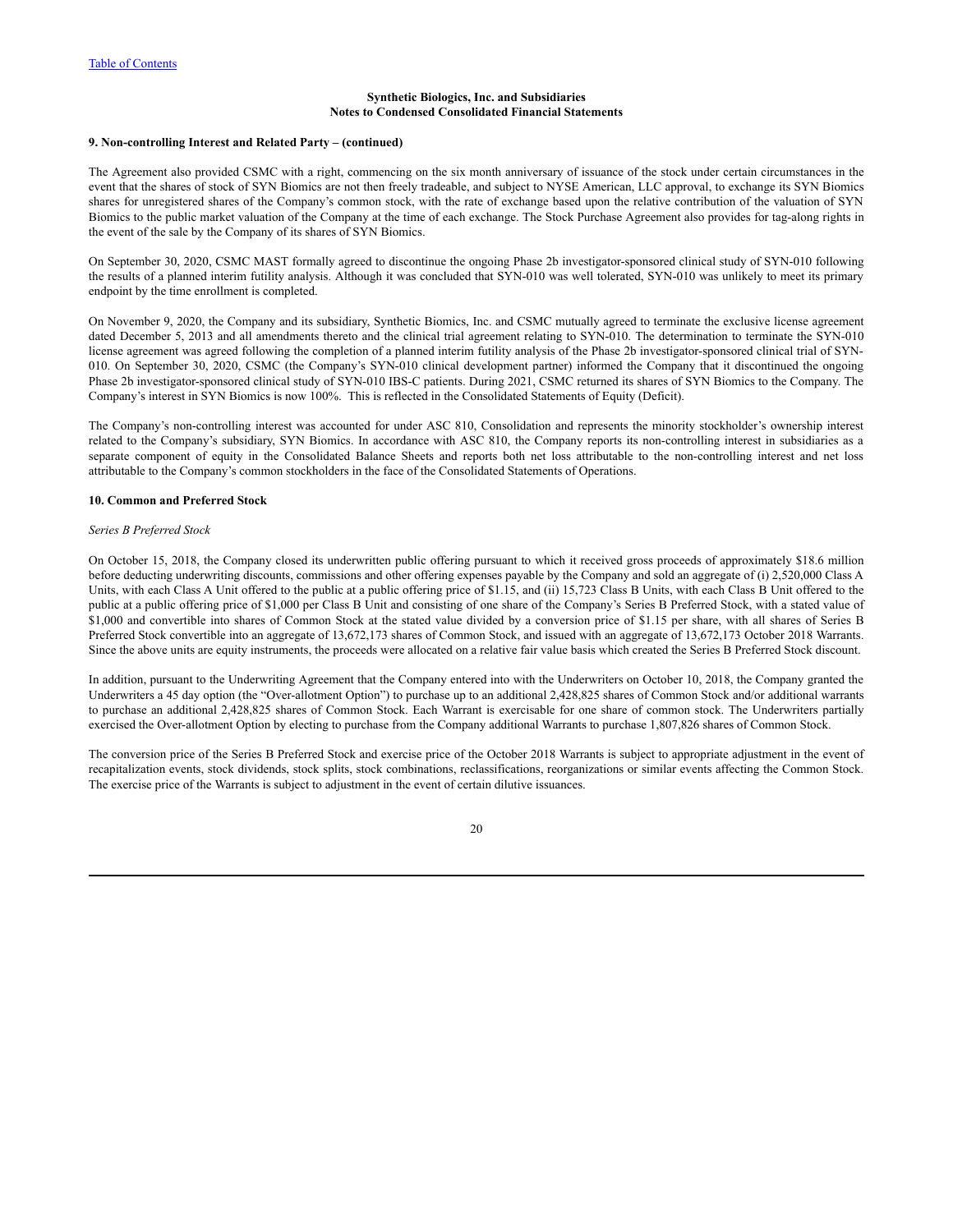**Synthetic Biologics, Inc. and Subsidiaries**
**Notes to Condensed Consolidated Financial Statements**

**9. Non-controlling Interest and Related Party – (continued)**

The Agreement also provided CSMC with a right, commencing on the six month anniversary of issuance of the stock under certain circumstances in the event that the shares of stock of SYN Biomics are not then freely tradeable, and subject to NYSE American, LLC approval, to exchange its SYN Biomics shares for unregistered shares of the Company's common stock, with the rate of exchange based upon the relative contribution of the valuation of SYN Biomics to the public market valuation of the Company at the time of each exchange. The Stock Purchase Agreement also provides for tag-along rights in the event of the sale by the Company of its shares of SYN Biomics.

On September 30, 2020, CSMC MAST formally agreed to discontinue the ongoing Phase 2b investigator-sponsored clinical study of SYN-010 following the results of a planned interim futility analysis. Although it was concluded that SYN-010 was well tolerated, SYN-010 was unlikely to meet its primary endpoint by the time enrollment is completed.

On November 9, 2020, the Company and its subsidiary, Synthetic Biomics, Inc. and CSMC mutually agreed to terminate the exclusive license agreement dated December 5, 2013 and all amendments thereto and the clinical trial agreement relating to SYN-010. The determination to terminate the SYN-010 license agreement was agreed following the completion of a planned interim futility analysis of the Phase 2b investigator-sponsored clinical trial of SYN-010. On September 30, 2020, CSMC (the Company's SYN-010 clinical development partner) informed the Company that it discontinued the ongoing Phase 2b investigator-sponsored clinical study of SYN-010 IBS-C patients. During 2021, CSMC returned its shares of SYN Biomics to the Company. The Company's interest in SYN Biomics is now 100%. This is reflected in the Consolidated Statements of Equity (Deficit).

The Company's non-controlling interest was accounted for under ASC 810, Consolidation and represents the minority stockholder's ownership interest related to the Company's subsidiary, SYN Biomics. In accordance with ASC 810, the Company reports its non-controlling interest in subsidiaries as a separate component of equity in the Consolidated Balance Sheets and reports both net loss attributable to the non-controlling interest and net loss attributable to the Company's common stockholders in the face of the Consolidated Statements of Operations.

**10. Common and Preferred Stock**

*Series B Preferred Stock*

On October 15, 2018, the Company closed its underwritten public offering pursuant to which it received gross proceeds of approximately $18.6 million before deducting underwriting discounts, commissions and other offering expenses payable by the Company and sold an aggregate of (i) 2,520,000 Class A Units, with each Class A Unit offered to the public at a public offering price of $1.15, and (ii) 15,723 Class B Units, with each Class B Unit offered to the public at a public offering price of $1,000 per Class B Unit and consisting of one share of the Company's Series B Preferred Stock, with a stated value of $1,000 and convertible into shares of Common Stock at the stated value divided by a conversion price of $1.15 per share, with all shares of Series B Preferred Stock convertible into an aggregate of 13,672,173 shares of Common Stock, and issued with an aggregate of 13,672,173 October 2018 Warrants. Since the above units are equity instruments, the proceeds were allocated on a relative fair value basis which created the Series B Preferred Stock discount.

In addition, pursuant to the Underwriting Agreement that the Company entered into with the Underwriters on October 10, 2018, the Company granted the Underwriters a 45 day option (the "Over-allotment Option") to purchase up to an additional 2,428,825 shares of Common Stock and/or additional warrants to purchase an additional 2,428,825 shares of Common Stock. Each Warrant is exercisable for one share of common stock. The Underwriters partially exercised the Over-allotment Option by electing to purchase from the Company additional Warrants to purchase 1,807,826 shares of Common Stock.

The conversion price of the Series B Preferred Stock and exercise price of the October 2018 Warrants is subject to appropriate adjustment in the event of recapitalization events, stock dividends, stock splits, stock combinations, reclassifications, reorganizations or similar events affecting the Common Stock. The exercise price of the Warrants is subject to adjustment in the event of certain dilutive issuances.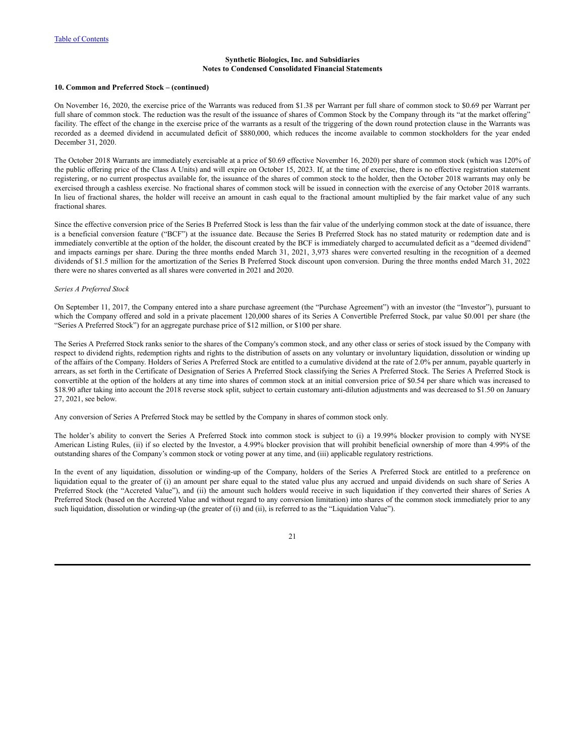**10. Common and Preferred Stock – (continued)**

On November 16, 2020, the exercise price of the Warrants was reduced from $1.38 per Warrant per full share of common stock to $0.69 per Warrant per full share of common stock. The reduction was the result of the issuance of shares of Common Stock by the Company through its "at the market offering" facility. The effect of the change in the exercise price of the warrants as a result of the triggering of the down round protection clause in the Warrants was recorded as a deemed dividend in accumulated deficit of $880,000, which reduces the income available to common stockholders for the year ended December 31, 2020.

The October 2018 Warrants are immediately exercisable at a price of $0.69 effective November 16, 2020) per share of common stock (which was 120% of the public offering price of the Class A Units) and will expire on October 15, 2023. If, at the time of exercise, there is no effective registration statement registering, or no current prospectus available for, the issuance of the shares of common stock to the holder, then the October 2018 warrants may only be exercised through a cashless exercise. No fractional shares of common stock will be issued in connection with the exercise of any October 2018 warrants. In lieu of fractional shares, the holder will receive an amount in cash equal to the fractional amount multiplied by the fair market value of any such fractional shares.

Since the effective conversion price of the Series B Preferred Stock is less than the fair value of the underlying common stock at the date of issuance, there is a beneficial conversion feature ("BCF") at the issuance date. Because the Series B Preferred Stock has no stated maturity or redemption date and is immediately convertible at the option of the holder, the discount created by the BCF is immediately charged to accumulated deficit as a "deemed dividend" and impacts earnings per share. During the three months ended March 31, 2021, 3,973 shares were converted resulting in the recognition of a deemed dividends of $1.5 million for the amortization of the Series B Preferred Stock discount upon conversion. During the three months ended March 31, 2022 there were no shares converted as all shares were converted in 2021 and 2020.

*Series A Preferred Stock*

On September 11, 2017, the Company entered into a share purchase agreement (the "Purchase Agreement") with an investor (the "Investor"), pursuant to which the Company offered and sold in a private placement 120,000 shares of its Series A Convertible Preferred Stock, par value $0.001 per share (the "Series A Preferred Stock") for an aggregate purchase price of $12 million, or $100 per share.

The Series A Preferred Stock ranks senior to the shares of the Company's common stock, and any other class or series of stock issued by the Company with respect to dividend rights, redemption rights and rights to the distribution of assets on any voluntary or involuntary liquidation, dissolution or winding up of the affairs of the Company. Holders of Series A Preferred Stock are entitled to a cumulative dividend at the rate of 2.0% per annum, payable quarterly in arrears, as set forth in the Certificate of Designation of Series A Preferred Stock classifying the Series A Preferred Stock. The Series A Preferred Stock is convertible at the option of the holders at any time into shares of common stock at an initial conversion price of $0.54 per share which was increased to $18.90 after taking into account the 2018 reverse stock split, subject to certain customary anti-dilution adjustments and was decreased to $1.50 on January 27, 2021, see below.

Any conversion of Series A Preferred Stock may be settled by the Company in shares of common stock only.

The holder's ability to convert the Series A Preferred Stock into common stock is subject to (i) a 19.99% blocker provision to comply with NYSE American Listing Rules, (ii) if so elected by the Investor, a 4.99% blocker provision that will prohibit beneficial ownership of more than 4.99% of the outstanding shares of the Company's common stock or voting power at any time, and (iii) applicable regulatory restrictions.

In the event of any liquidation, dissolution or winding-up of the Company, holders of the Series A Preferred Stock are entitled to a preference on liquidation equal to the greater of (i) an amount per share equal to the stated value plus any accrued and unpaid dividends on such share of Series A Preferred Stock (the "Accreted Value"), and (ii) the amount such holders would receive in such liquidation if they converted their shares of Series A Preferred Stock (based on the Accreted Value and without regard to any conversion limitation) into shares of the common stock immediately prior to any such liquidation, dissolution or winding-up (the greater of (i) and (ii), is referred to as the "Liquidation Value").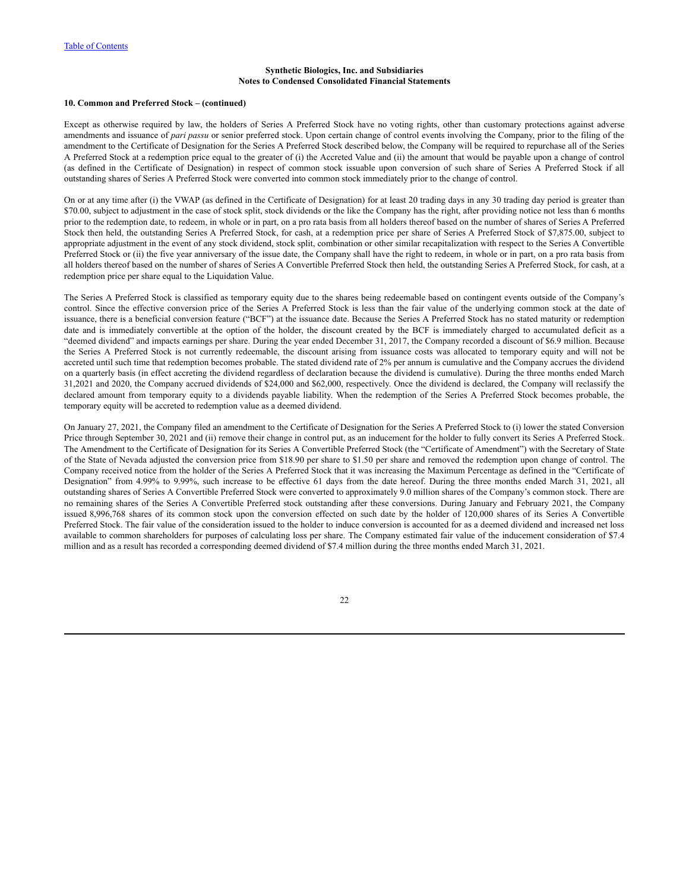**Synthetic Biologics, Inc. and Subsidiaries**
**Notes to Condensed Consolidated Financial Statements**

**10. Common and Preferred Stock – (continued)**

Except as otherwise required by law, the holders of Series A Preferred Stock have no voting rights, other than customary protections against adverse amendments and issuance of *pari passu* or senior preferred stock. Upon certain change of control events involving the Company, prior to the filing of the amendment to the Certificate of Designation for the Series A Preferred Stock described below, the Company will be required to repurchase all of the Series A Preferred Stock at a redemption price equal to the greater of (i) the Accreted Value and (ii) the amount that would be payable upon a change of control (as defined in the Certificate of Designation) in respect of common stock issuable upon conversion of such share of Series A Preferred Stock if all outstanding shares of Series A Preferred Stock were converted into common stock immediately prior to the change of control.

On or at any time after (i) the VWAP (as defined in the Certificate of Designation) for at least 20 trading days in any 30 trading day period is greater than $70.00, subject to adjustment in the case of stock split, stock dividends or the like the Company has the right, after providing notice not less than 6 months prior to the redemption date, to redeem, in whole or in part, on a pro rata basis from all holders thereof based on the number of shares of Series A Preferred Stock then held, the outstanding Series A Preferred Stock, for cash, at a redemption price per share of Series A Preferred Stock of $7,875.00, subject to appropriate adjustment in the event of any stock dividend, stock split, combination or other similar recapitalization with respect to the Series A Convertible Preferred Stock or (ii) the five year anniversary of the issue date, the Company shall have the right to redeem, in whole or in part, on a pro rata basis from all holders thereof based on the number of shares of Series A Convertible Preferred Stock then held, the outstanding Series A Preferred Stock, for cash, at a redemption price per share equal to the Liquidation Value.

The Series A Preferred Stock is classified as temporary equity due to the shares being redeemable based on contingent events outside of the Company's control. Since the effective conversion price of the Series A Preferred Stock is less than the fair value of the underlying common stock at the date of issuance, there is a beneficial conversion feature ("BCF") at the issuance date. Because the Series A Preferred Stock has no stated maturity or redemption date and is immediately convertible at the option of the holder, the discount created by the BCF is immediately charged to accumulated deficit as a "deemed dividend" and impacts earnings per share. During the year ended December 31, 2017, the Company recorded a discount of $6.9 million. Because the Series A Preferred Stock is not currently redeemable, the discount arising from issuance costs was allocated to temporary equity and will not be accreted until such time that redemption becomes probable. The stated dividend rate of 2% per annum is cumulative and the Company accrues the dividend on a quarterly basis (in effect accreting the dividend regardless of declaration because the dividend is cumulative). During the three months ended March 31,2021 and 2020, the Company accrued dividends of $24,000 and $62,000, respectively. Once the dividend is declared, the Company will reclassify the declared amount from temporary equity to a dividends payable liability. When the redemption of the Series A Preferred Stock becomes probable, the temporary equity will be accreted to redemption value as a deemed dividend.

On January 27, 2021, the Company filed an amendment to the Certificate of Designation for the Series A Preferred Stock to (i) lower the stated Conversion Price through September 30, 2021 and (ii) remove their change in control put, as an inducement for the holder to fully convert its Series A Preferred Stock. The Amendment to the Certificate of Designation for its Series A Convertible Preferred Stock (the "Certificate of Amendment") with the Secretary of State of the State of Nevada adjusted the conversion price from $18.90 per share to $1.50 per share and removed the redemption upon change of control. The Company received notice from the holder of the Series A Preferred Stock that it was increasing the Maximum Percentage as defined in the "Certificate of Designation" from 4.99% to 9.99%, such increase to be effective 61 days from the date hereof. During the three months ended March 31, 2021, all outstanding shares of Series A Convertible Preferred Stock were converted to approximately 9.0 million shares of the Company's common stock. There are no remaining shares of the Series A Convertible Preferred stock outstanding after these conversions. During January and February 2021, the Company issued 8,996,768 shares of its common stock upon the conversion effected on such date by the holder of 120,000 shares of its Series A Convertible Preferred Stock. The fair value of the consideration issued to the holder to induce conversion is accounted for as a deemed dividend and increased net loss available to common shareholders for purposes of calculating loss per share. The Company estimated fair value of the inducement consideration of $7.4 million and as a result has recorded a corresponding deemed dividend of $7.4 million during the three months ended March 31, 2021.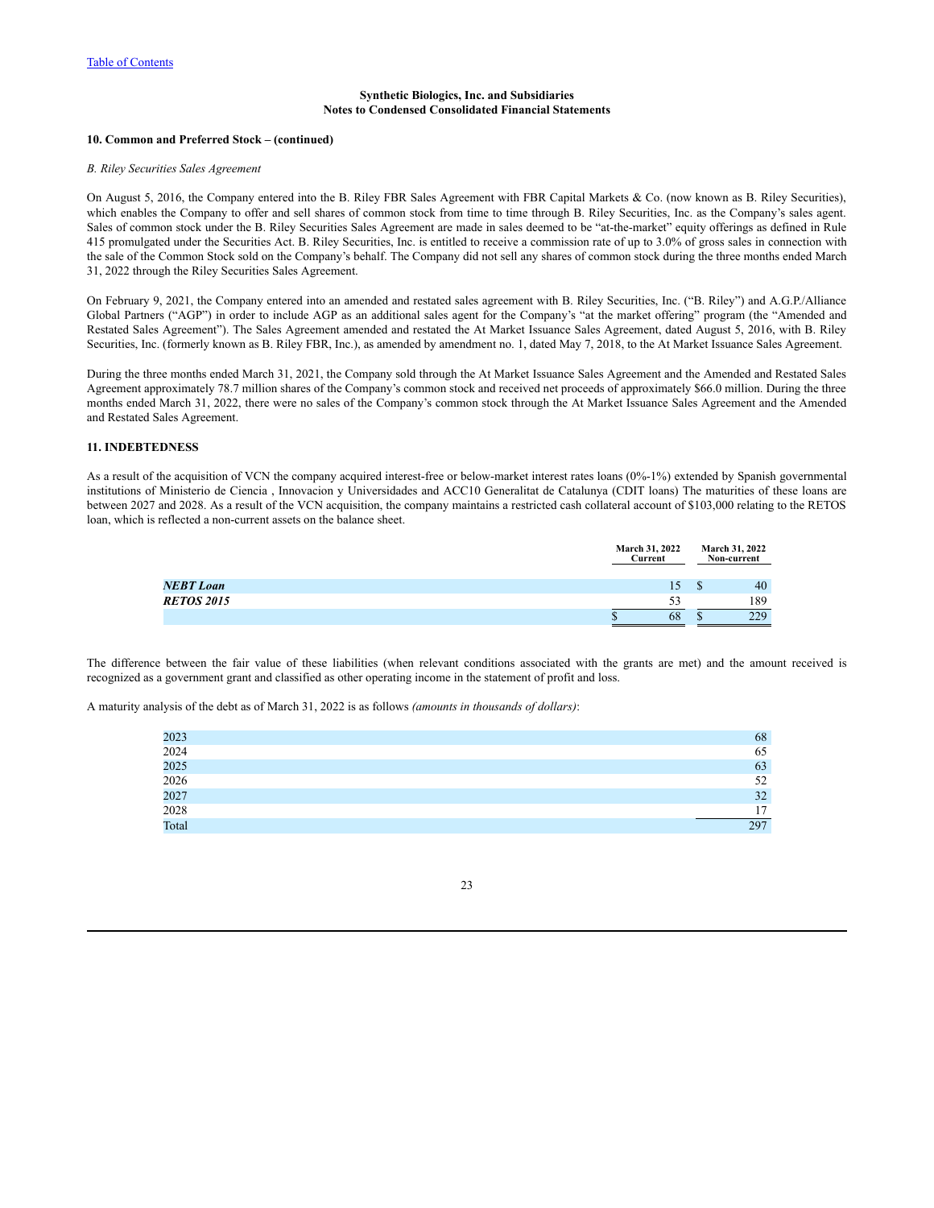**Synthetic Biologics, Inc. and Subsidiaries**
**Notes to Condensed Consolidated Financial Statements**

**10. Common and Preferred Stock – (continued)**

*B. Riley Securities Sales Agreement*

On August 5, 2016, the Company entered into the B. Riley FBR Sales Agreement with FBR Capital Markets & Co. (now known as B. Riley Securities), which enables the Company to offer and sell shares of common stock from time to time through B. Riley Securities, Inc. as the Company's sales agent. Sales of common stock under the B. Riley Securities Sales Agreement are made in sales deemed to be "at-the-market" equity offerings as defined in Rule 415 promulgated under the Securities Act. B. Riley Securities, Inc. is entitled to receive a commission rate of up to 3.0% of gross sales in connection with the sale of the Common Stock sold on the Company's behalf. The Company did not sell any shares of common stock during the three months ended March 31, 2022 through the Riley Securities Sales Agreement.

On February 9, 2021, the Company entered into an amended and restated sales agreement with B. Riley Securities, Inc. ("B. Riley") and A.G.P./Alliance Global Partners ("AGP") in order to include AGP as an additional sales agent for the Company's "at the market offering" program (the "Amended and Restated Sales Agreement"). The Sales Agreement amended and restated the At Market Issuance Sales Agreement, dated August 5, 2016, with B. Riley Securities, Inc. (formerly known as B. Riley FBR, Inc.), as amended by amendment no. 1, dated May 7, 2018, to the At Market Issuance Sales Agreement.

During the three months ended March 31, 2021, the Company sold through the At Market Issuance Sales Agreement and the Amended and Restated Sales Agreement approximately 78.7 million shares of the Company's common stock and received net proceeds of approximately $66.0 million. During the three months ended March 31, 2022, there were no sales of the Company's common stock through the At Market Issuance Sales Agreement and the Amended and Restated Sales Agreement.

**11. INDEBTEDNESS**

As a result of the acquisition of VCN the company acquired interest-free or below-market interest rates loans (0%-1%) extended by Spanish governmental institutions of Ministerio de Ciencia , Innovacion y Universidades and ACC10 Generalitat de Catalunya (CDIT loans) The maturities of these loans are between 2027 and 2028. As a result of the VCN acquisition, the company maintains a restricted cash collateral account of $103,000 relating to the RETOS loan, which is reflected a non-current assets on the balance sheet.

| | March 31, 2022 Current | March 31, 2022 Non-current |
|---|---|---|
| ***NEBT Loan*** | 15 | $ 40 |
| ***RETOS 2015*** | 53 | 189 |
| | $ 68 | $ 229 |

The difference between the fair value of these liabilities (when relevant conditions associated with the grants are met) and the amount received is recognized as a government grant and classified as other operating income in the statement of profit and loss.

A maturity analysis of the debt as of March 31, 2022 is as follows *(amounts in thousands of dollars)*:

| | |
|---|---|
| 2023 | 68 |
| 2024 | 65 |
| 2025 | 63 |
| 2026 | 52 |
| 2027 | 32 |
| 2028 | 17 |
| Total | 297 |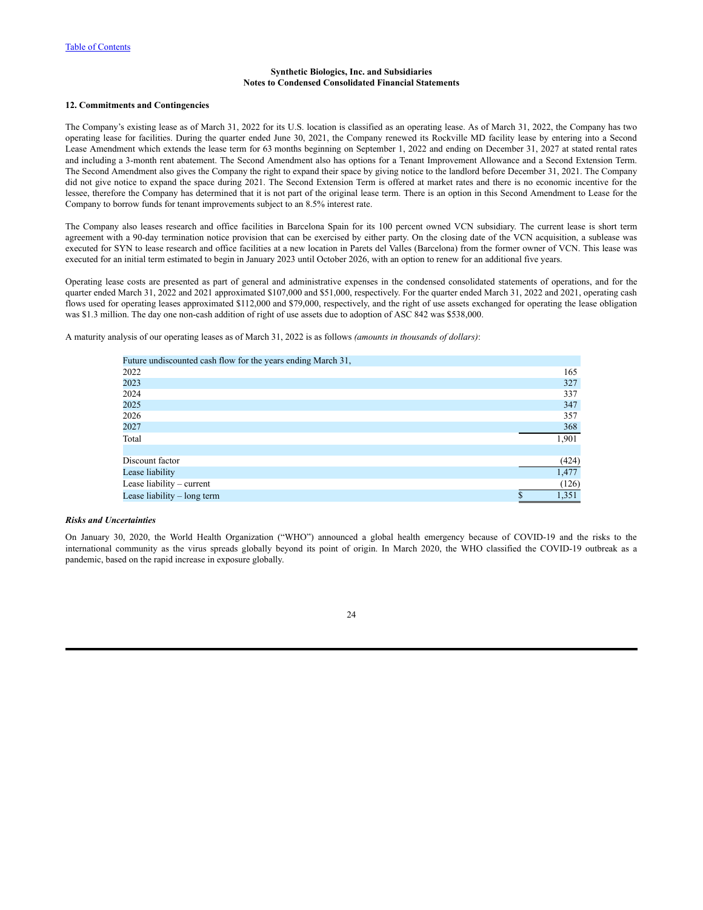Synthetic Biologics, Inc. and Subsidiaries
Notes to Condensed Consolidated Financial Statements

### 12. Commitments and Contingencies

The Company's existing lease as of March 31, 2022 for its U.S. location is classified as an operating lease. As of March 31, 2022, the Company has two operating lease for facilities. During the quarter ended June 30, 2021, the Company renewed its Rockville MD facility lease by entering into a Second Lease Amendment which extends the lease term for 63 months beginning on September 1, 2022 and ending on December 31, 2027 at stated rental rates and including a 3-month rent abatement. The Second Amendment also has options for a Tenant Improvement Allowance and a Second Extension Term. The Second Amendment also gives the Company the right to expand their space by giving notice to the landlord before December 31, 2021. The Company did not give notice to expand the space during 2021. The Second Extension Term is offered at market rates and there is no economic incentive for the lessee, therefore the Company has determined that it is not part of the original lease term. There is an option in this Second Amendment to Lease for the Company to borrow funds for tenant improvements subject to an 8.5% interest rate.

The Company also leases research and office facilities in Barcelona Spain for its 100 percent owned VCN subsidiary. The current lease is short term agreement with a 90-day termination notice provision that can be exercised by either party. On the closing date of the VCN acquisition, a sublease was executed for SYN to lease research and office facilities at a new location in Parets del Valles (Barcelona) from the former owner of VCN. This lease was executed for an initial term estimated to begin in January 2023 until October 2026, with an option to renew for an additional five years.

Operating lease costs are presented as part of general and administrative expenses in the condensed consolidated statements of operations, and for the quarter ended March 31, 2022 and 2021 approximated $107,000 and $51,000, respectively. For the quarter ended March 31, 2022 and 2021, operating cash flows used for operating leases approximated $112,000 and $79,000, respectively, and the right of use assets exchanged for operating the lease obligation was $1.3 million. The day one non-cash addition of right of use assets due to adoption of ASC 842 was $538,000.

A maturity analysis of our operating leases as of March 31, 2022 is as follows *(amounts in thousands of dollars)*:

| Future undiscounted cash flow for the years ending March 31, | |
|---|---|
| 2022 | 165 |
| 2023 | 327 |
| 2024 | 337 |
| 2025 | 347 |
| 2026 | 357 |
| 2027 | 368 |
| Total | 1,901 |
| | |
| Discount factor | (424) |
| Lease liability | 1,477 |
| Lease liability – current | (126) |
| Lease liability – long term | $ 1,351 |

***Risks and Uncertainties***

On January 30, 2020, the World Health Organization ("WHO") announced a global health emergency because of COVID-19 and the risks to the international community as the virus spreads globally beyond its point of origin. In March 2020, the WHO classified the COVID-19 outbreak as a pandemic, based on the rapid increase in exposure globally.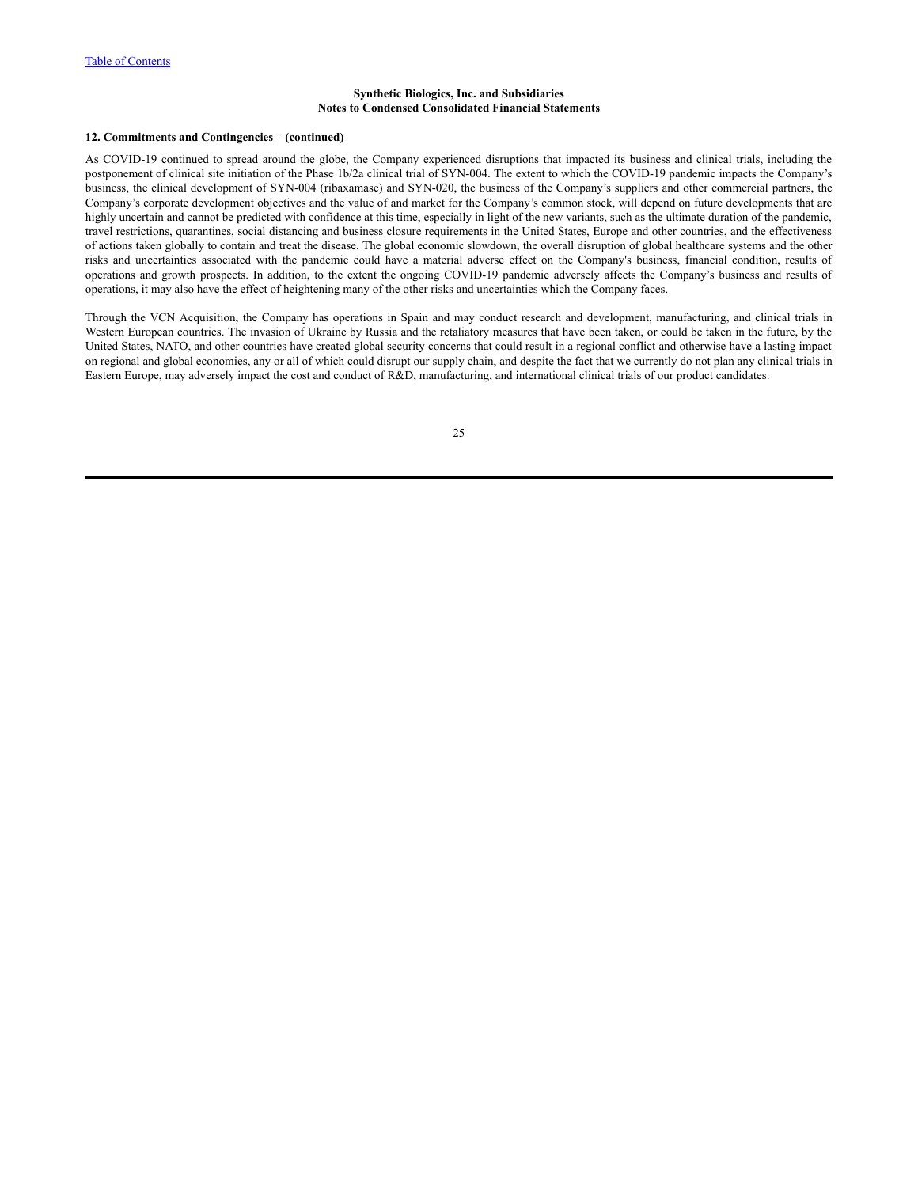**Synthetic Biologics, Inc. and Subsidiaries**
**Notes to Condensed Consolidated Financial Statements**

**12. Commitments and Contingencies – (continued)**

As COVID-19 continued to spread around the globe, the Company experienced disruptions that impacted its business and clinical trials, including the postponement of clinical site initiation of the Phase 1b/2a clinical trial of SYN-004. The extent to which the COVID-19 pandemic impacts the Company's business, the clinical development of SYN-004 (ribaxamase) and SYN-020, the business of the Company's suppliers and other commercial partners, the Company's corporate development objectives and the value of and market for the Company's common stock, will depend on future developments that are highly uncertain and cannot be predicted with confidence at this time, especially in light of the new variants, such as the ultimate duration of the pandemic, travel restrictions, quarantines, social distancing and business closure requirements in the United States, Europe and other countries, and the effectiveness of actions taken globally to contain and treat the disease. The global economic slowdown, the overall disruption of global healthcare systems and the other risks and uncertainties associated with the pandemic could have a material adverse effect on the Company's business, financial condition, results of operations and growth prospects. In addition, to the extent the ongoing COVID-19 pandemic adversely affects the Company's business and results of operations, it may also have the effect of heightening many of the other risks and uncertainties which the Company faces.

Through the VCN Acquisition, the Company has operations in Spain and may conduct research and development, manufacturing, and clinical trials in Western European countries. The invasion of Ukraine by Russia and the retaliatory measures that have been taken, or could be taken in the future, by the United States, NATO, and other countries have created global security concerns that could result in a regional conflict and otherwise have a lasting impact on regional and global economies, any or all of which could disrupt our supply chain, and despite the fact that we currently do not plan any clinical trials in Eastern Europe, may adversely impact the cost and conduct of R&D, manufacturing, and international clinical trials of our product candidates.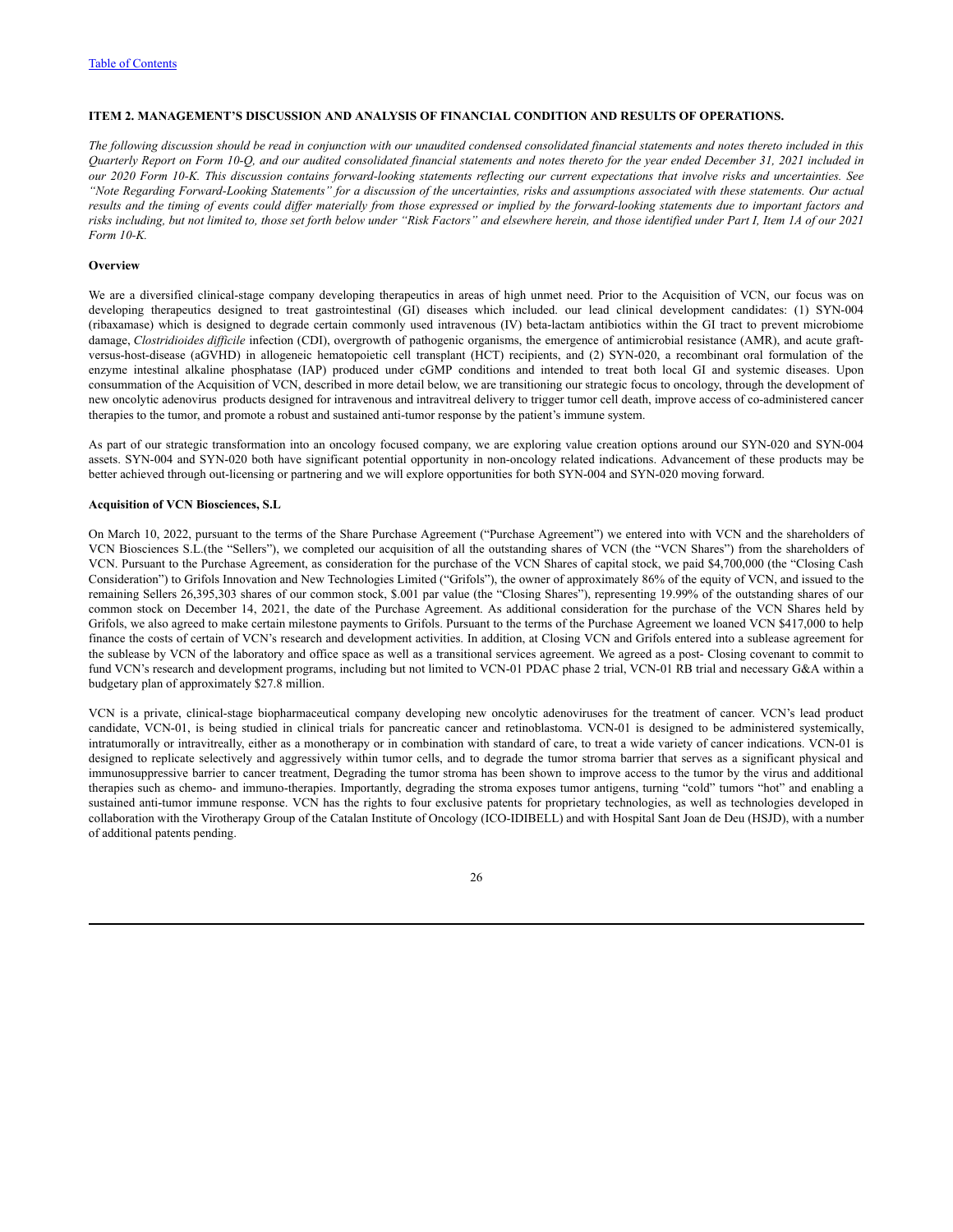### ITEM 2. MANAGEMENT'S DISCUSSION AND ANALYSIS OF FINANCIAL CONDITION AND RESULTS OF OPERATIONS.

*The following discussion should be read in conjunction with our unaudited condensed consolidated financial statements and notes thereto included in this Quarterly Report on Form 10-Q, and our audited consolidated financial statements and notes thereto for the year ended December 31, 2021 included in our 2020 Form 10-K. This discussion contains forward-looking statements reflecting our current expectations that involve risks and uncertainties. See "Note Regarding Forward-Looking Statements" for a discussion of the uncertainties, risks and assumptions associated with these statements. Our actual results and the timing of events could differ materially from those expressed or implied by the forward-looking statements due to important factors and risks including, but not limited to, those set forth below under "Risk Factors" and elsewhere herein, and those identified under Part I, Item 1A of our 2021 Form 10-K.*

**Overview**

We are a diversified clinical-stage company developing therapeutics in areas of high unmet need. Prior to the Acquisition of VCN, our focus was on developing therapeutics designed to treat gastrointestinal (GI) diseases which included. our lead clinical development candidates: (1) SYN-004 (ribaxamase) which is designed to degrade certain commonly used intravenous (IV) beta-lactam antibiotics within the GI tract to prevent microbiome damage, *Clostridioides difficile* infection (CDI), overgrowth of pathogenic organisms, the emergence of antimicrobial resistance (AMR), and acute graft-versus-host-disease (aGVHD) in allogeneic hematopoietic cell transplant (HCT) recipients, and (2) SYN-020, a recombinant oral formulation of the enzyme intestinal alkaline phosphatase (IAP) produced under cGMP conditions and intended to treat both local GI and systemic diseases. Upon consummation of the Acquisition of VCN, described in more detail below, we are transitioning our strategic focus to oncology, through the development of new oncolytic adenovirus products designed for intravenous and intravitreal delivery to trigger tumor cell death, improve access of co-administered cancer therapies to the tumor, and promote a robust and sustained anti-tumor response by the patient's immune system.

As part of our strategic transformation into an oncology focused company, we are exploring value creation options around our SYN-020 and SYN-004 assets. SYN-004 and SYN-020 both have significant potential opportunity in non-oncology related indications. Advancement of these products may be better achieved through out-licensing or partnering and we will explore opportunities for both SYN-004 and SYN-020 moving forward.

**Acquisition of VCN Biosciences, S.L**

On March 10, 2022, pursuant to the terms of the Share Purchase Agreement ("Purchase Agreement") we entered into with VCN and the shareholders of VCN Biosciences S.L.(the "Sellers"), we completed our acquisition of all the outstanding shares of VCN (the "VCN Shares") from the shareholders of VCN. Pursuant to the Purchase Agreement, as consideration for the purchase of the VCN Shares of capital stock, we paid $4,700,000 (the "Closing Cash Consideration") to Grifols Innovation and New Technologies Limited ("Grifols"), the owner of approximately 86% of the equity of VCN, and issued to the remaining Sellers 26,395,303 shares of our common stock, $.001 par value (the "Closing Shares"), representing 19.99% of the outstanding shares of our common stock on December 14, 2021, the date of the Purchase Agreement. As additional consideration for the purchase of the VCN Shares held by Grifols, we also agreed to make certain milestone payments to Grifols. Pursuant to the terms of the Purchase Agreement we loaned VCN $417,000 to help finance the costs of certain of VCN's research and development activities. In addition, at Closing VCN and Grifols entered into a sublease agreement for the sublease by VCN of the laboratory and office space as well as a transitional services agreement. We agreed as a post- Closing covenant to commit to fund VCN's research and development programs, including but not limited to VCN-01 PDAC phase 2 trial, VCN-01 RB trial and necessary G&A within a budgetary plan of approximately $27.8 million.

VCN is a private, clinical-stage biopharmaceutical company developing new oncolytic adenoviruses for the treatment of cancer. VCN's lead product candidate, VCN-01, is being studied in clinical trials for pancreatic cancer and retinoblastoma. VCN-01 is designed to be administered systemically, intratumorally or intravitreally, either as a monotherapy or in combination with standard of care, to treat a wide variety of cancer indications. VCN-01 is designed to replicate selectively and aggressively within tumor cells, and to degrade the tumor stroma barrier that serves as a significant physical and immunosuppressive barrier to cancer treatment, Degrading the tumor stroma has been shown to improve access to the tumor by the virus and additional therapies such as chemo- and immuno-therapies. Importantly, degrading the stroma exposes tumor antigens, turning "cold" tumors "hot" and enabling a sustained anti-tumor immune response. VCN has the rights to four exclusive patents for proprietary technologies, as well as technologies developed in collaboration with the Virotherapy Group of the Catalan Institute of Oncology (ICO-IDIBELL) and with Hospital Sant Joan de Deu (HSJD), with a number of additional patents pending.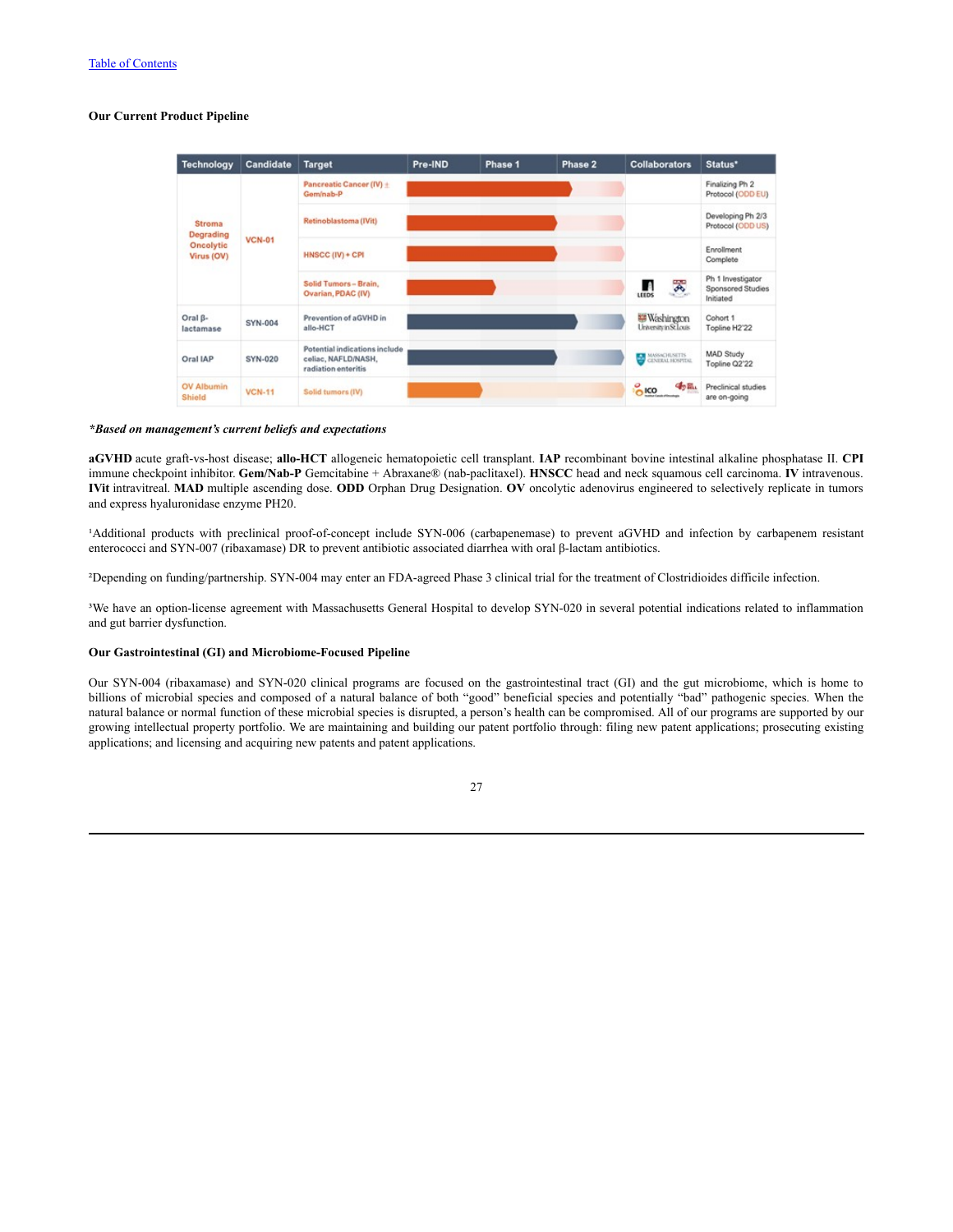### Our Current Product Pipeline

| Technology | Candidate | Target | Pre-IND | Phase 1 | Phase 2 | Collaborators | Status* |
|---|---|---|---|---|---|---|---|
| Stroma Degrading Oncolytic Virus (OV) | VCN-01 | Pancreatic Cancer (IV) + Gem/nab-P | | | | | Finalizing Ph 2 Protocol (ODD EU) |
| | | Retinoblastoma (IVit) | | | | | Developing Ph 2/3 Protocol (ODD US) |
| | | HNSCC (IV) + CPI | | | | | Enrollment Complete |
| | | Solid Tumors – Brain, Ovarian, PDAC (IV) | | | | LEEDS | Ph 1 Investigator Sponsored Studies Initiated |
| Oral β-lactamase | SYN-004 | Prevention of aGVHD in allo-HCT | | | | Washington University in St. Louis | Cohort 1 Topline H2'22 |
| Oral IAP | SYN-020 | Potential indications include celiac, NAFLD/NASH, radiation enteritis | | | | Massachusetts General Hospital | MAD Study Topline Q2'22 |
| OV Albumin Shield | VCN-11 | Solid tumors (IV) | | | | ICO | Preclinical studies are on-going |

***Based on management's current beliefs and expectations***

**aGVHD** acute graft-vs-host disease; **allo-HCT** allogeneic hematopoietic cell transplant. **IAP** recombinant bovine intestinal alkaline phosphatase II. **CPI** immune checkpoint inhibitor. **Gem/Nab-P** Gemcitabine + Abraxane® (nab-paclitaxel). **HNSCC** head and neck squamous cell carcinoma. **IV** intravenous. **IVit** intravitreal. **MAD** multiple ascending dose. **ODD** Orphan Drug Designation. **OV** oncolytic adenovirus engineered to selectively replicate in tumors and express hyaluronidase enzyme PH20.

[1]Additional products with preclinical proof-of-concept include SYN-006 (carbapenemase) to prevent aGVHD and infection by carbapenem resistant enterococci and SYN-007 (ribaxamase) DR to prevent antibiotic associated diarrhea with oral β-lactam antibiotics.

[2]Depending on funding/partnership. SYN-004 may enter an FDA-agreed Phase 3 clinical trial for the treatment of Clostridioides difficile infection.

[3]We have an option-license agreement with Massachusetts General Hospital to develop SYN-020 in several potential indications related to inflammation and gut barrier dysfunction.

### Our Gastrointestinal (GI) and Microbiome-Focused Pipeline

Our SYN-004 (ribaxamase) and SYN-020 clinical programs are focused on the gastrointestinal tract (GI) and the gut microbiome, which is home to billions of microbial species and composed of a natural balance of both "good" beneficial species and potentially "bad" pathogenic species. When the natural balance or normal function of these microbial species is disrupted, a person's health can be compromised. All of our programs are supported by our growing intellectual property portfolio. We are maintaining and building our patent portfolio through: filing new patent applications; prosecuting existing applications; and licensing and acquiring new patents and patent applications.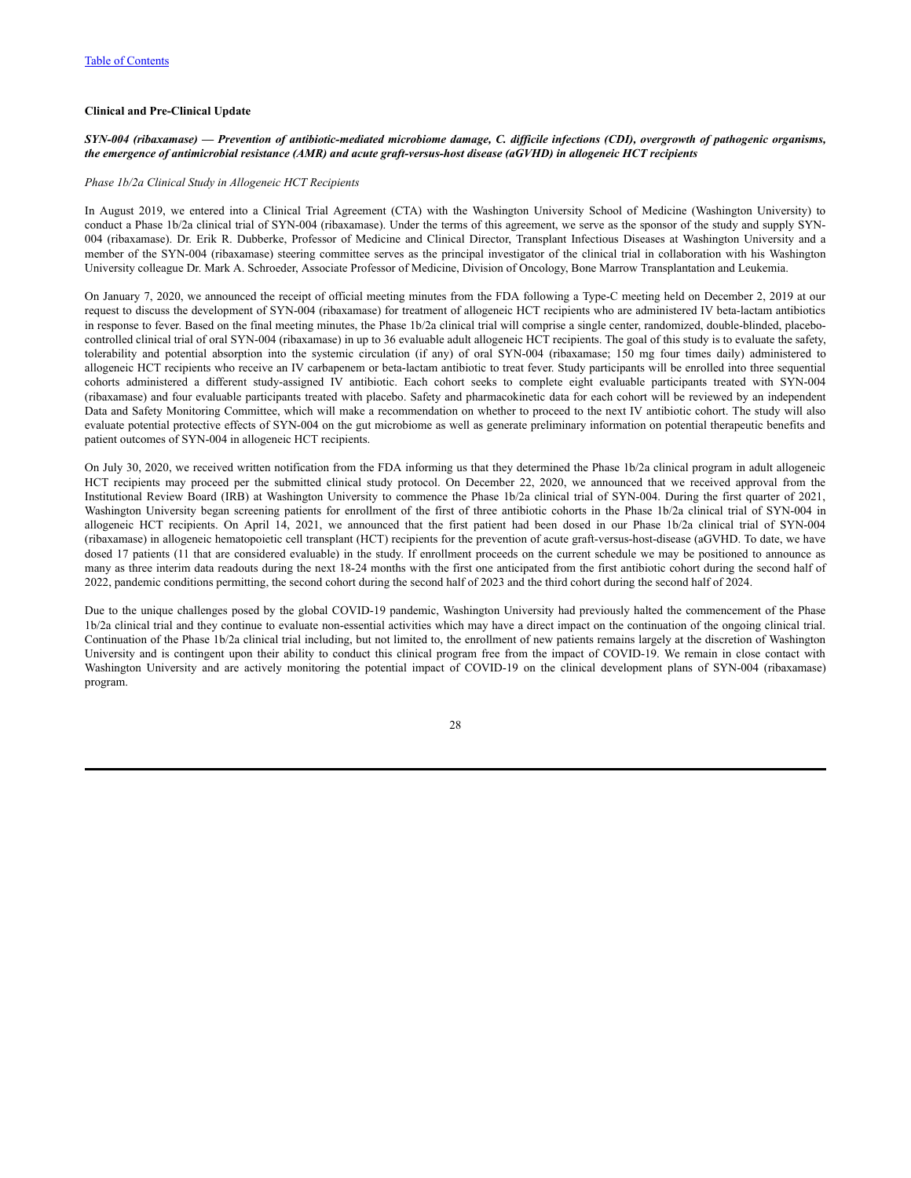[Table of Contents](#)

**Clinical and Pre-Clinical Update**

***SYN-004 (ribaxamase) — Prevention of antibiotic-mediated microbiome damage, C. difficile infections (CDI), overgrowth of pathogenic organisms, the emergence of antimicrobial resistance (AMR) and acute graft-versus-host disease (aGVHD) in allogeneic HCT recipients***

*Phase 1b/2a Clinical Study in Allogeneic HCT Recipients*

In August 2019, we entered into a Clinical Trial Agreement (CTA) with the Washington University School of Medicine (Washington University) to conduct a Phase 1b/2a clinical trial of SYN-004 (ribaxamase). Under the terms of this agreement, we serve as the sponsor of the study and supply SYN-004 (ribaxamase). Dr. Erik R. Dubberke, Professor of Medicine and Clinical Director, Transplant Infectious Diseases at Washington University and a member of the SYN-004 (ribaxamase) steering committee serves as the principal investigator of the clinical trial in collaboration with his Washington University colleague Dr. Mark A. Schroeder, Associate Professor of Medicine, Division of Oncology, Bone Marrow Transplantation and Leukemia.

On January 7, 2020, we announced the receipt of official meeting minutes from the FDA following a Type-C meeting held on December 2, 2019 at our request to discuss the development of SYN-004 (ribaxamase) for treatment of allogeneic HCT recipients who are administered IV beta-lactam antibiotics in response to fever. Based on the final meeting minutes, the Phase 1b/2a clinical trial will comprise a single center, randomized, double-blinded, placebo-controlled clinical trial of oral SYN-004 (ribaxamase) in up to 36 evaluable adult allogeneic HCT recipients. The goal of this study is to evaluate the safety, tolerability and potential absorption into the systemic circulation (if any) of oral SYN-004 (ribaxamase; 150 mg four times daily) administered to allogeneic HCT recipients who receive an IV carbapenem or beta-lactam antibiotic to treat fever. Study participants will be enrolled into three sequential cohorts administered a different study-assigned IV antibiotic. Each cohort seeks to complete eight evaluable participants treated with SYN-004 (ribaxamase) and four evaluable participants treated with placebo. Safety and pharmacokinetic data for each cohort will be reviewed by an independent Data and Safety Monitoring Committee, which will make a recommendation on whether to proceed to the next IV antibiotic cohort. The study will also evaluate potential protective effects of SYN-004 on the gut microbiome as well as generate preliminary information on potential therapeutic benefits and patient outcomes of SYN-004 in allogeneic HCT recipients.

On July 30, 2020, we received written notification from the FDA informing us that they determined the Phase 1b/2a clinical program in adult allogeneic HCT recipients may proceed per the submitted clinical study protocol. On December 22, 2020, we announced that we received approval from the Institutional Review Board (IRB) at Washington University to commence the Phase 1b/2a clinical trial of SYN-004. During the first quarter of 2021, Washington University began screening patients for enrollment of the first of three antibiotic cohorts in the Phase 1b/2a clinical trial of SYN-004 in allogeneic HCT recipients. On April 14, 2021, we announced that the first patient had been dosed in our Phase 1b/2a clinical trial of SYN-004 (ribaxamase) in allogeneic hematopoietic cell transplant (HCT) recipients for the prevention of acute graft-versus-host-disease (aGVHD. To date, we have dosed 17 patients (11 that are considered evaluable) in the study. If enrollment proceeds on the current schedule we may be positioned to announce as many as three interim data readouts during the next 18-24 months with the first one anticipated from the first antibiotic cohort during the second half of 2022, pandemic conditions permitting, the second cohort during the second half of 2023 and the third cohort during the second half of 2024.

Due to the unique challenges posed by the global COVID-19 pandemic, Washington University had previously halted the commencement of the Phase 1b/2a clinical trial and they continue to evaluate non-essential activities which may have a direct impact on the continuation of the ongoing clinical trial. Continuation of the Phase 1b/2a clinical trial including, but not limited to, the enrollment of new patients remains largely at the discretion of Washington University and is contingent upon their ability to conduct this clinical program free from the impact of COVID-19. We remain in close contact with Washington University and are actively monitoring the potential impact of COVID-19 on the clinical development plans of SYN-004 (ribaxamase) program.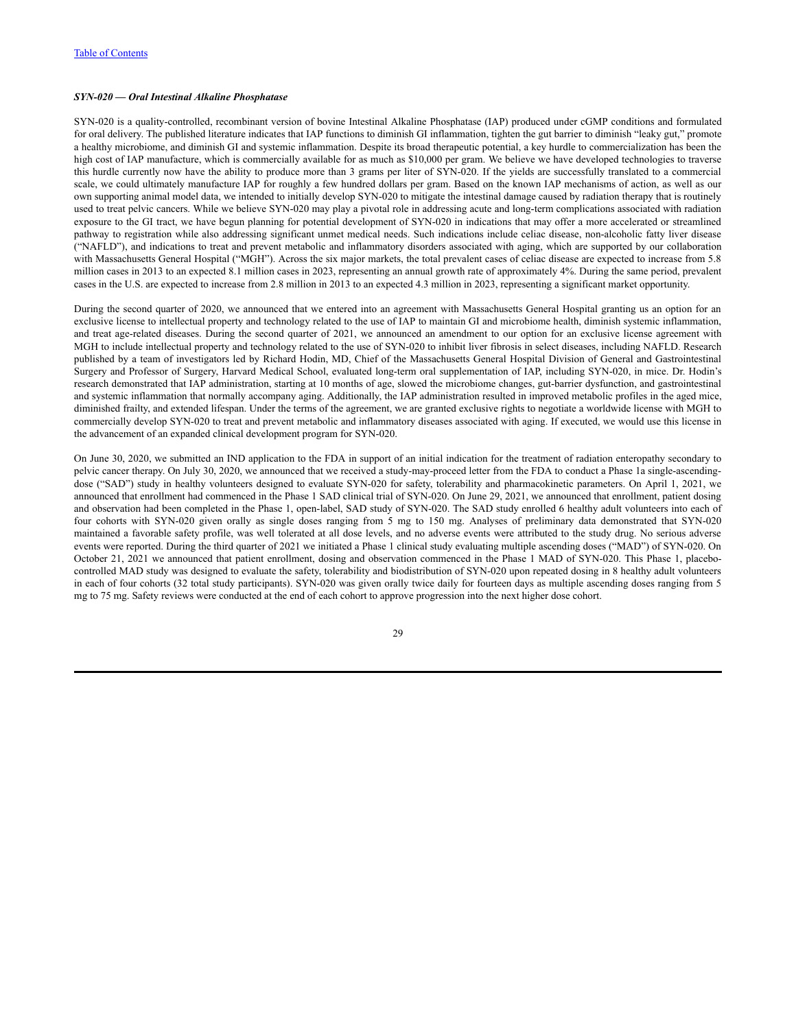***SYN-020 — Oral Intestinal Alkaline Phosphatase***

SYN-020 is a quality-controlled, recombinant version of bovine Intestinal Alkaline Phosphatase (IAP) produced under cGMP conditions and formulated for oral delivery. The published literature indicates that IAP functions to diminish GI inflammation, tighten the gut barrier to diminish "leaky gut," promote a healthy microbiome, and diminish GI and systemic inflammation. Despite its broad therapeutic potential, a key hurdle to commercialization has been the high cost of IAP manufacture, which is commercially available for as much as $10,000 per gram. We believe we have developed technologies to traverse this hurdle currently now have the ability to produce more than 3 grams per liter of SYN-020. If the yields are successfully translated to a commercial scale, we could ultimately manufacture IAP for roughly a few hundred dollars per gram. Based on the known IAP mechanisms of action, as well as our own supporting animal model data, we intended to initially develop SYN-020 to mitigate the intestinal damage caused by radiation therapy that is routinely used to treat pelvic cancers. While we believe SYN-020 may play a pivotal role in addressing acute and long-term complications associated with radiation exposure to the GI tract, we have begun planning for potential development of SYN-020 in indications that may offer a more accelerated or streamlined pathway to registration while also addressing significant unmet medical needs. Such indications include celiac disease, non-alcoholic fatty liver disease ("NAFLD"), and indications to treat and prevent metabolic and inflammatory disorders associated with aging, which are supported by our collaboration with Massachusetts General Hospital ("MGH"). Across the six major markets, the total prevalent cases of celiac disease are expected to increase from 5.8 million cases in 2013 to an expected 8.1 million cases in 2023, representing an annual growth rate of approximately 4%. During the same period, prevalent cases in the U.S. are expected to increase from 2.8 million in 2013 to an expected 4.3 million in 2023, representing a significant market opportunity.

During the second quarter of 2020, we announced that we entered into an agreement with Massachusetts General Hospital granting us an option for an exclusive license to intellectual property and technology related to the use of IAP to maintain GI and microbiome health, diminish systemic inflammation, and treat age-related diseases. During the second quarter of 2021, we announced an amendment to our option for an exclusive license agreement with MGH to include intellectual property and technology related to the use of SYN-020 to inhibit liver fibrosis in select diseases, including NAFLD. Research published by a team of investigators led by Richard Hodin, MD, Chief of the Massachusetts General Hospital Division of General and Gastrointestinal Surgery and Professor of Surgery, Harvard Medical School, evaluated long-term oral supplementation of IAP, including SYN-020, in mice. Dr. Hodin's research demonstrated that IAP administration, starting at 10 months of age, slowed the microbiome changes, gut-barrier dysfunction, and gastrointestinal and systemic inflammation that normally accompany aging. Additionally, the IAP administration resulted in improved metabolic profiles in the aged mice, diminished frailty, and extended lifespan. Under the terms of the agreement, we are granted exclusive rights to negotiate a worldwide license with MGH to commercially develop SYN-020 to treat and prevent metabolic and inflammatory diseases associated with aging. If executed, we would use this license in the advancement of an expanded clinical development program for SYN-020.

On June 30, 2020, we submitted an IND application to the FDA in support of an initial indication for the treatment of radiation enteropathy secondary to pelvic cancer therapy. On July 30, 2020, we announced that we received a study-may-proceed letter from the FDA to conduct a Phase 1a single-ascending-dose ("SAD") study in healthy volunteers designed to evaluate SYN-020 for safety, tolerability and pharmacokinetic parameters. On April 1, 2021, we announced that enrollment had commenced in the Phase 1 SAD clinical trial of SYN-020. On June 29, 2021, we announced that enrollment, patient dosing and observation had been completed in the Phase 1, open-label, SAD study of SYN-020. The SAD study enrolled 6 healthy adult volunteers into each of four cohorts with SYN-020 given orally as single doses ranging from 5 mg to 150 mg. Analyses of preliminary data demonstrated that SYN-020 maintained a favorable safety profile, was well tolerated at all dose levels, and no adverse events were attributed to the study drug. No serious adverse events were reported. During the third quarter of 2021 we initiated a Phase 1 clinical study evaluating multiple ascending doses ("MAD") of SYN-020. On October 21, 2021 we announced that patient enrollment, dosing and observation commenced in the Phase 1 MAD of SYN-020. This Phase 1, placebo-controlled MAD study was designed to evaluate the safety, tolerability and biodistribution of SYN-020 upon repeated dosing in 8 healthy adult volunteers in each of four cohorts (32 total study participants). SYN-020 was given orally twice daily for fourteen days as multiple ascending doses ranging from 5 mg to 75 mg. Safety reviews were conducted at the end of each cohort to approve progression into the next higher dose cohort.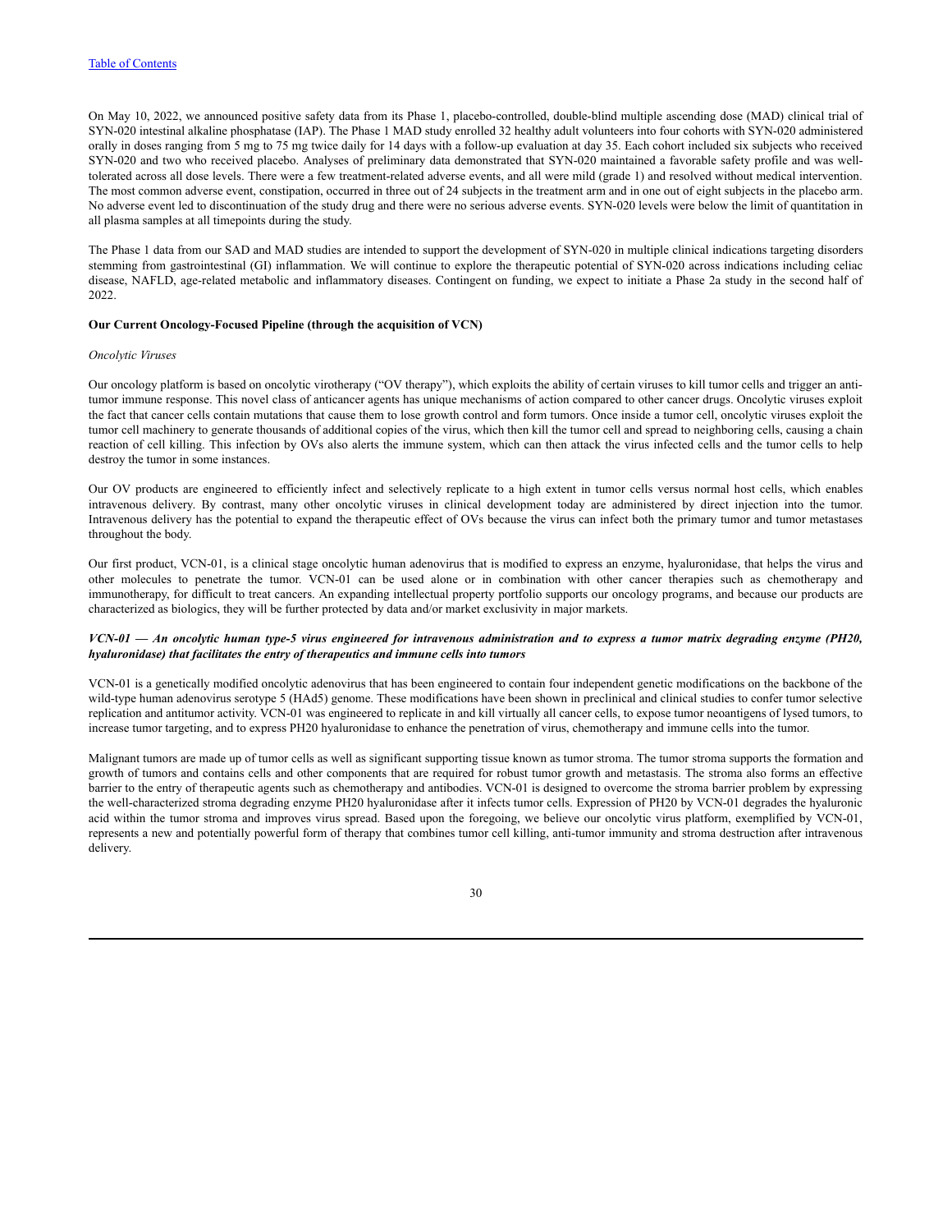On May 10, 2022, we announced positive safety data from its Phase 1, placebo-controlled, double-blind multiple ascending dose (MAD) clinical trial of SYN-020 intestinal alkaline phosphatase (IAP). The Phase 1 MAD study enrolled 32 healthy adult volunteers into four cohorts with SYN-020 administered orally in doses ranging from 5 mg to 75 mg twice daily for 14 days with a follow-up evaluation at day 35. Each cohort included six subjects who received SYN-020 and two who received placebo. Analyses of preliminary data demonstrated that SYN-020 maintained a favorable safety profile and was well-tolerated across all dose levels. There were a few treatment-related adverse events, and all were mild (grade 1) and resolved without medical intervention. The most common adverse event, constipation, occurred in three out of 24 subjects in the treatment arm and in one out of eight subjects in the placebo arm. No adverse event led to discontinuation of the study drug and there were no serious adverse events. SYN-020 levels were below the limit of quantitation in all plasma samples at all timepoints during the study.

The Phase 1 data from our SAD and MAD studies are intended to support the development of SYN-020 in multiple clinical indications targeting disorders stemming from gastrointestinal (GI) inflammation. We will continue to explore the therapeutic potential of SYN-020 across indications including celiac disease, NAFLD, age-related metabolic and inflammatory diseases. Contingent on funding, we expect to initiate a Phase 2a study in the second half of 2022.

**Our Current Oncology-Focused Pipeline (through the acquisition of VCN)**

*Oncolytic Viruses*

Our oncology platform is based on oncolytic virotherapy ("OV therapy"), which exploits the ability of certain viruses to kill tumor cells and trigger an anti-tumor immune response. This novel class of anticancer agents has unique mechanisms of action compared to other cancer drugs. Oncolytic viruses exploit the fact that cancer cells contain mutations that cause them to lose growth control and form tumors. Once inside a tumor cell, oncolytic viruses exploit the tumor cell machinery to generate thousands of additional copies of the virus, which then kill the tumor cell and spread to neighboring cells, causing a chain reaction of cell killing. This infection by OVs also alerts the immune system, which can then attack the virus infected cells and the tumor cells to help destroy the tumor in some instances.

Our OV products are engineered to efficiently infect and selectively replicate to a high extent in tumor cells versus normal host cells, which enables intravenous delivery. By contrast, many other oncolytic viruses in clinical development today are administered by direct injection into the tumor. Intravenous delivery has the potential to expand the therapeutic effect of OVs because the virus can infect both the primary tumor and tumor metastases throughout the body.

Our first product, VCN-01, is a clinical stage oncolytic human adenovirus that is modified to express an enzyme, hyaluronidase, that helps the virus and other molecules to penetrate the tumor. VCN-01 can be used alone or in combination with other cancer therapies such as chemotherapy and immunotherapy, for difficult to treat cancers. An expanding intellectual property portfolio supports our oncology programs, and because our products are characterized as biologics, they will be further protected by data and/or market exclusivity in major markets.

***VCN-01 — An oncolytic human type-5 virus engineered for intravenous administration and to express a tumor matrix degrading enzyme (PH20, hyaluronidase) that facilitates the entry of therapeutics and immune cells into tumors***

VCN-01 is a genetically modified oncolytic adenovirus that has been engineered to contain four independent genetic modifications on the backbone of the wild-type human adenovirus serotype 5 (HAd5) genome. These modifications have been shown in preclinical and clinical studies to confer tumor selective replication and antitumor activity. VCN-01 was engineered to replicate in and kill virtually all cancer cells, to expose tumor neoantigens of lysed tumors, to increase tumor targeting, and to express PH20 hyaluronidase to enhance the penetration of virus, chemotherapy and immune cells into the tumor.

Malignant tumors are made up of tumor cells as well as significant supporting tissue known as tumor stroma. The tumor stroma supports the formation and growth of tumors and contains cells and other components that are required for robust tumor growth and metastasis. The stroma also forms an effective barrier to the entry of therapeutic agents such as chemotherapy and antibodies. VCN-01 is designed to overcome the stroma barrier problem by expressing the well-characterized stroma degrading enzyme PH20 hyaluronidase after it infects tumor cells. Expression of PH20 by VCN-01 degrades the hyaluronic acid within the tumor stroma and improves virus spread. Based upon the foregoing, we believe our oncolytic virus platform, exemplified by VCN-01, represents a new and potentially powerful form of therapy that combines tumor cell killing, anti-tumor immunity and stroma destruction after intravenous delivery.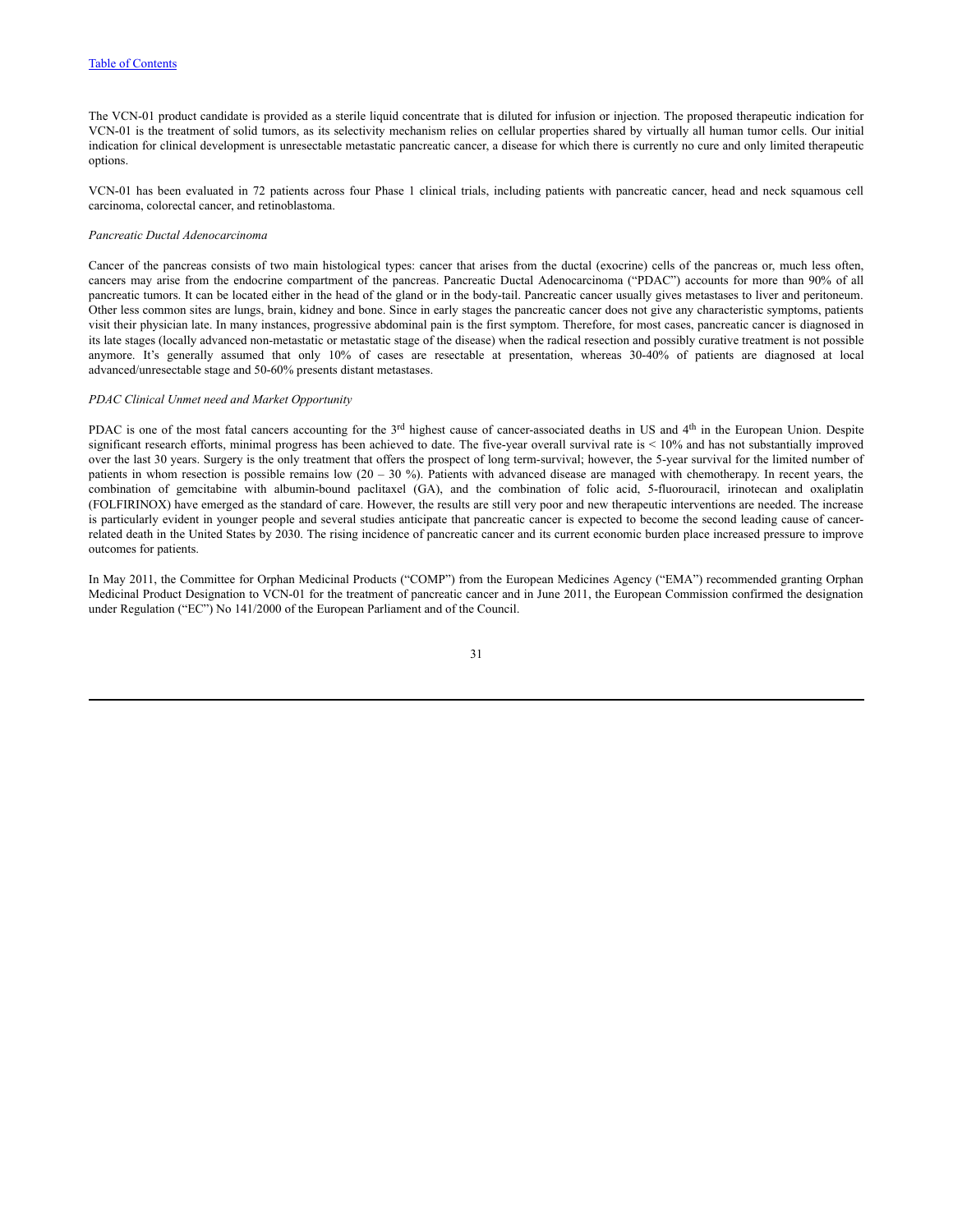The VCN-01 product candidate is provided as a sterile liquid concentrate that is diluted for infusion or injection. The proposed therapeutic indication for VCN-01 is the treatment of solid tumors, as its selectivity mechanism relies on cellular properties shared by virtually all human tumor cells. Our initial indication for clinical development is unresectable metastatic pancreatic cancer, a disease for which there is currently no cure and only limited therapeutic options.

VCN-01 has been evaluated in 72 patients across four Phase 1 clinical trials, including patients with pancreatic cancer, head and neck squamous cell carcinoma, colorectal cancer, and retinoblastoma.

*Pancreatic Ductal Adenocarcinoma*

Cancer of the pancreas consists of two main histological types: cancer that arises from the ductal (exocrine) cells of the pancreas or, much less often, cancers may arise from the endocrine compartment of the pancreas. Pancreatic Ductal Adenocarcinoma ("PDAC") accounts for more than 90% of all pancreatic tumors. It can be located either in the head of the gland or in the body-tail. Pancreatic cancer usually gives metastases to liver and peritoneum. Other less common sites are lungs, brain, kidney and bone. Since in early stages the pancreatic cancer does not give any characteristic symptoms, patients visit their physician late. In many instances, progressive abdominal pain is the first symptom. Therefore, for most cases, pancreatic cancer is diagnosed in its late stages (locally advanced non-metastatic or metastatic stage of the disease) when the radical resection and possibly curative treatment is not possible anymore. It's generally assumed that only 10% of cases are resectable at presentation, whereas 30-40% of patients are diagnosed at local advanced/unresectable stage and 50-60% presents distant metastases.

*PDAC Clinical Unmet need and Market Opportunity*

PDAC is one of the most fatal cancers accounting for the 3rd highest cause of cancer-associated deaths in US and 4th in the European Union. Despite significant research efforts, minimal progress has been achieved to date. The five-year overall survival rate is < 10% and has not substantially improved over the last 30 years. Surgery is the only treatment that offers the prospect of long term-survival; however, the 5-year survival for the limited number of patients in whom resection is possible remains low (20 – 30 %). Patients with advanced disease are managed with chemotherapy. In recent years, the combination of gemcitabine with albumin-bound paclitaxel (GA), and the combination of folic acid, 5-fluorouracil, irinotecan and oxaliplatin (FOLFIRINOX) have emerged as the standard of care. However, the results are still very poor and new therapeutic interventions are needed. The increase is particularly evident in younger people and several studies anticipate that pancreatic cancer is expected to become the second leading cause of cancer-related death in the United States by 2030. The rising incidence of pancreatic cancer and its current economic burden place increased pressure to improve outcomes for patients.

In May 2011, the Committee for Orphan Medicinal Products ("COMP") from the European Medicines Agency ("EMA") recommended granting Orphan Medicinal Product Designation to VCN-01 for the treatment of pancreatic cancer and in June 2011, the European Commission confirmed the designation under Regulation ("EC") No 141/2000 of the European Parliament and of the Council.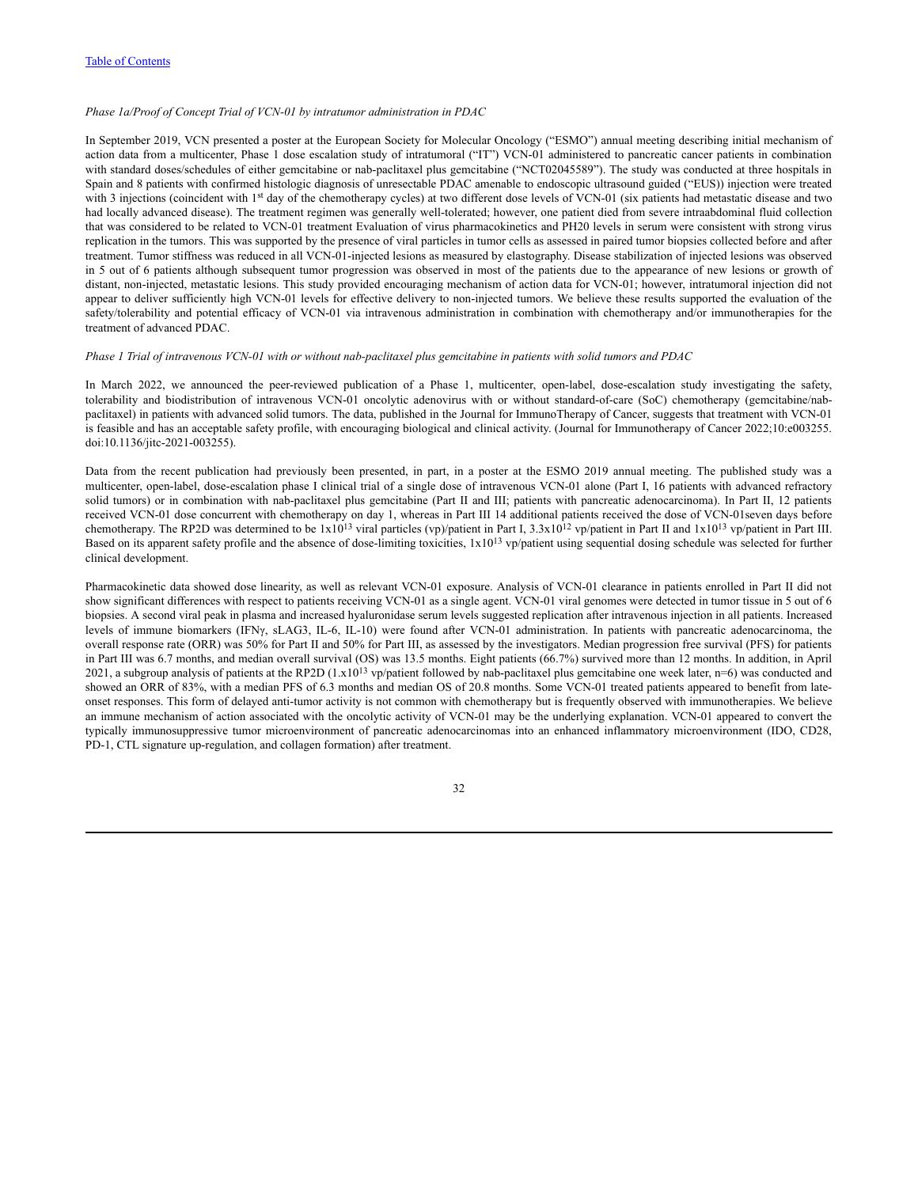[Table of Contents](#)

*Phase 1a/Proof of Concept Trial of VCN-01 by intratumor administration in PDAC*

In September 2019, VCN presented a poster at the European Society for Molecular Oncology ("ESMO") annual meeting describing initial mechanism of action data from a multicenter, Phase 1 dose escalation study of intratumoral ("IT") VCN-01 administered to pancreatic cancer patients in combination with standard doses/schedules of either gemcitabine or nab-paclitaxel plus gemcitabine ("NCT02045589"). The study was conducted at three hospitals in Spain and 8 patients with confirmed histologic diagnosis of unresectable PDAC amenable to endoscopic ultrasound guided ("EUS)) injection were treated with 3 injections (coincident with 1st day of the chemotherapy cycles) at two different dose levels of VCN-01 (six patients had metastatic disease and two had locally advanced disease). The treatment regimen was generally well-tolerated; however, one patient died from severe intraabdominal fluid collection that was considered to be related to VCN-01 treatment Evaluation of virus pharmacokinetics and PH20 levels in serum were consistent with strong virus replication in the tumors. This was supported by the presence of viral particles in tumor cells as assessed in paired tumor biopsies collected before and after treatment. Tumor stiffness was reduced in all VCN-01-injected lesions as measured by elastography. Disease stabilization of injected lesions was observed in 5 out of 6 patients although subsequent tumor progression was observed in most of the patients due to the appearance of new lesions or growth of distant, non-injected, metastatic lesions. This study provided encouraging mechanism of action data for VCN-01; however, intratumoral injection did not appear to deliver sufficiently high VCN-01 levels for effective delivery to non-injected tumors. We believe these results supported the evaluation of the safety/tolerability and potential efficacy of VCN-01 via intravenous administration in combination with chemotherapy and/or immunotherapies for the treatment of advanced PDAC.

*Phase 1 Trial of intravenous VCN-01 with or without nab-paclitaxel plus gemcitabine in patients with solid tumors and PDAC*

In March 2022, we announced the peer-reviewed publication of a Phase 1, multicenter, open-label, dose-escalation study investigating the safety, tolerability and biodistribution of intravenous VCN-01 oncolytic adenovirus with or without standard-of-care (SoC) chemotherapy (gemcitabine/nab-paclitaxel) in patients with advanced solid tumors. The data, published in the Journal for ImmunoTherapy of Cancer, suggests that treatment with VCN-01 is feasible and has an acceptable safety profile, with encouraging biological and clinical activity. (Journal for Immunotherapy of Cancer 2022;10:e003255. doi:10.1136/jitc-2021-003255).

Data from the recent publication had previously been presented, in part, in a poster at the ESMO 2019 annual meeting. The published study was a multicenter, open-label, dose-escalation phase I clinical trial of a single dose of intravenous VCN-01 alone (Part I, 16 patients with advanced refractory solid tumors) or in combination with nab-paclitaxel plus gemcitabine (Part II and III; patients with pancreatic adenocarcinoma). In Part II, 12 patients received VCN-01 dose concurrent with chemotherapy on day 1, whereas in Part III 14 additional patients received the dose of VCN-01seven days before chemotherapy. The RP2D was determined to be $1x10^{13}$ viral particles (vp)/patient in Part I, $3.3x10^{12}$ vp/patient in Part II and $1x10^{13}$ vp/patient in Part III. Based on its apparent safety profile and the absence of dose-limiting toxicities, $1x10^{13}$ vp/patient using sequential dosing schedule was selected for further clinical development.

Pharmacokinetic data showed dose linearity, as well as relevant VCN-01 exposure. Analysis of VCN-01 clearance in patients enrolled in Part II did not show significant differences with respect to patients receiving VCN-01 as a single agent. VCN-01 viral genomes were detected in tumor tissue in 5 out of 6 biopsies. A second viral peak in plasma and increased hyaluronidase serum levels suggested replication after intravenous injection in all patients. Increased levels of immune biomarkers (IFNγ, sLAG3, IL-6, IL-10) were found after VCN-01 administration. In patients with pancreatic adenocarcinoma, the overall response rate (ORR) was 50% for Part II and 50% for Part III, as assessed by the investigators. Median progression free survival (PFS) for patients in Part III was 6.7 months, and median overall survival (OS) was 13.5 months. Eight patients (66.7%) survived more than 12 months. In addition, in April 2021, a subgroup analysis of patients at the RP2D ($1.x10^{13}$ vp/patient followed by nab-paclitaxel plus gemcitabine one week later, n=6) was conducted and showed an ORR of 83%, with a median PFS of 6.3 months and median OS of 20.8 months. Some VCN-01 treated patients appeared to benefit from late-onset responses. This form of delayed anti-tumor activity is not common with chemotherapy but is frequently observed with immunotherapies. We believe an immune mechanism of action associated with the oncolytic activity of VCN-01 may be the underlying explanation. VCN-01 appeared to convert the typically immunosuppressive tumor microenvironment of pancreatic adenocarcinomas into an enhanced inflammatory microenvironment (IDO, CD28, PD-1, CTL signature up-regulation, and collagen formation) after treatment.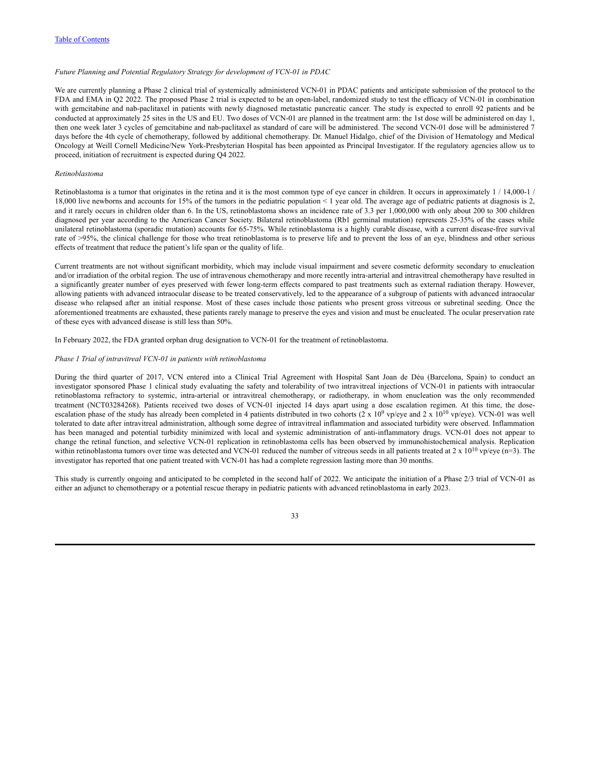*Future Planning and Potential Regulatory Strategy for development of VCN-01 in PDAC*

We are currently planning a Phase 2 clinical trial of systemically administered VCN-01 in PDAC patients and anticipate submission of the protocol to the FDA and EMA in Q2 2022. The proposed Phase 2 trial is expected to be an open-label, randomized study to test the efficacy of VCN-01 in combination with gemcitabine and nab-paclitaxel in patients with newly diagnosed metastatic pancreatic cancer. The study is expected to enroll 92 patients and be conducted at approximately 25 sites in the US and EU. Two doses of VCN-01 are planned in the treatment arm: the 1st dose will be administered on day 1, then one week later 3 cycles of gemcitabine and nab-paclitaxel as standard of care will be administered. The second VCN-01 dose will be administered 7 days before the 4th cycle of chemotherapy, followed by additional chemotherapy. Dr. Manuel Hidalgo, chief of the Division of Hematology and Medical Oncology at Weill Cornell Medicine/New York-Presbyterian Hospital has been appointed as Principal Investigator. If the regulatory agencies allow us to proceed, initiation of recruitment is expected during Q4 2022.

*Retinoblastoma*

Retinoblastoma is a tumor that originates in the retina and it is the most common type of eye cancer in children. It occurs in approximately 1 / 14,000-1 / 18,000 live newborns and accounts for 15% of the tumors in the pediatric population < 1 year old. The average age of pediatric patients at diagnosis is 2, and it rarely occurs in children older than 6. In the US, retinoblastoma shows an incidence rate of 3.3 per 1,000,000 with only about 200 to 300 children diagnosed per year according to the American Cancer Society. Bilateral retinoblastoma (Rb1 germinal mutation) represents 25-35% of the cases while unilateral retinoblastoma (sporadic mutation) accounts for 65-75%. While retinoblastoma is a highly curable disease, with a current disease-free survival rate of >95%, the clinical challenge for those who treat retinoblastoma is to preserve life and to prevent the loss of an eye, blindness and other serious effects of treatment that reduce the patient's life span or the quality of life.

Current treatments are not without significant morbidity, which may include visual impairment and severe cosmetic deformity secondary to enucleation and/or irradiation of the orbital region. The use of intravenous chemotherapy and more recently intra-arterial and intravitreal chemotherapy have resulted in a significantly greater number of eyes preserved with fewer long-term effects compared to past treatments such as external radiation therapy. However, allowing patients with advanced intraocular disease to be treated conservatively, led to the appearance of a subgroup of patients with advanced intraocular disease who relapsed after an initial response. Most of these cases include those patients who present gross vitreous or subretinal seeding. Once the aforementioned treatments are exhausted, these patients rarely manage to preserve the eyes and vision and must be enucleated. The ocular preservation rate of these eyes with advanced disease is still less than 50%.

In February 2022, the FDA granted orphan drug designation to VCN-01 for the treatment of retinoblastoma.

*Phase 1 Trial of intravitreal VCN-01 in patients with retinoblastoma*

During the third quarter of 2017, VCN entered into a Clinical Trial Agreement with Hospital Sant Joan de Déu (Barcelona, Spain) to conduct an investigator sponsored Phase 1 clinical study evaluating the safety and tolerability of two intravitreal injections of VCN-01 in patients with intraocular retinoblastoma refractory to systemic, intra-arterial or intravitreal chemotherapy, or radiotherapy, in whom enucleation was the only recommended treatment (NCT03284268). Patients received two doses of VCN-01 injected 14 days apart using a dose escalation regimen. At this time, the dose-escalation phase of the study has already been completed in 4 patients distributed in two cohorts ($2 \times 10^{9}$ vp/eye and $2 \times 10^{10}$ vp/eye). VCN-01 was well tolerated to date after intravitreal administration, although some degree of intravitreal inflammation and associated turbidity were observed. Inflammation has been managed and potential turbidity minimized with local and systemic administration of anti-inflammatory drugs. VCN-01 does not appear to change the retinal function, and selective VCN-01 replication in retinoblastoma cells has been observed by immunohistochemical analysis. Replication within retinoblastoma tumors over time was detected and VCN-01 reduced the number of vitreous seeds in all patients treated at $2 \times 10^{10}$ vp/eye (n=3). The investigator has reported that one patient treated with VCN-01 has had a complete regression lasting more than 30 months.

This study is currently ongoing and anticipated to be completed in the second half of 2022. We anticipate the initiation of a Phase 2/3 trial of VCN-01 as either an adjunct to chemotherapy or a potential rescue therapy in pediatric patients with advanced retinoblastoma in early 2023.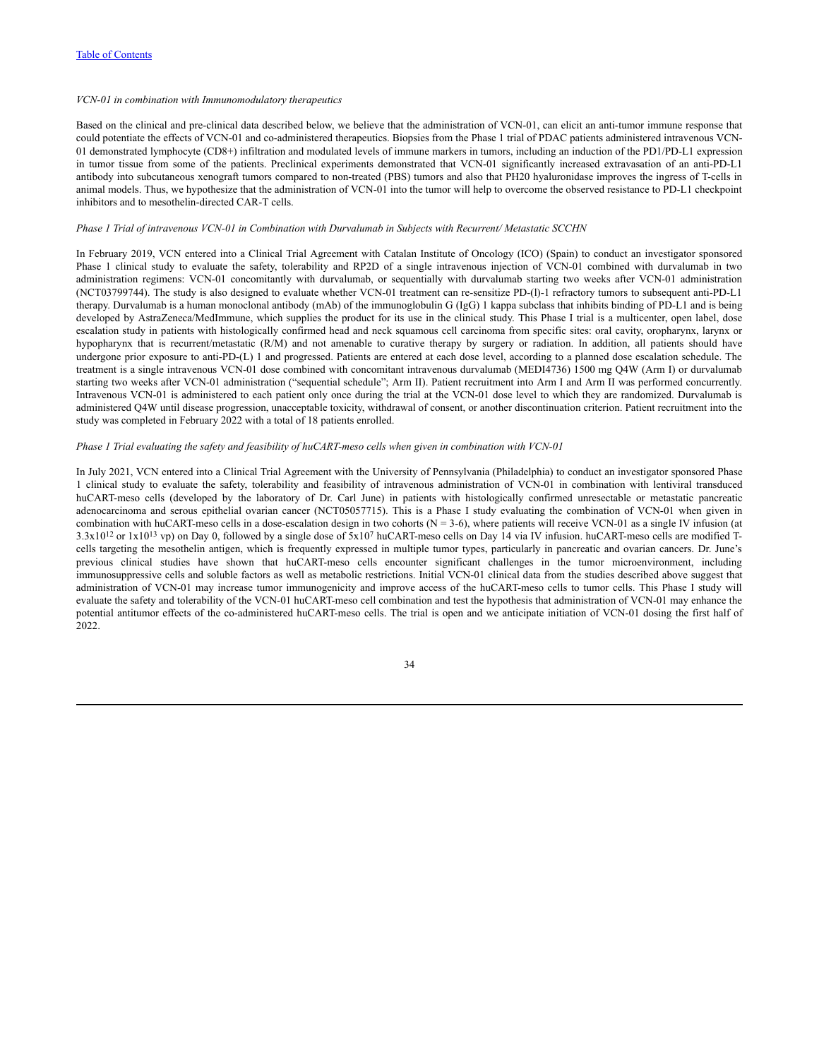*VCN-01 in combination with Immunomodulatory therapeutics*

Based on the clinical and pre-clinical data described below, we believe that the administration of VCN-01, can elicit an anti-tumor immune response that could potentiate the effects of VCN-01 and co-administered therapeutics. Biopsies from the Phase 1 trial of PDAC patients administered intravenous VCN-01 demonstrated lymphocyte (CD8+) infiltration and modulated levels of immune markers in tumors, including an induction of the PD1/PD-L1 expression in tumor tissue from some of the patients. Preclinical experiments demonstrated that VCN-01 significantly increased extravasation of an anti-PD-L1 antibody into subcutaneous xenograft tumors compared to non-treated (PBS) tumors and also that PH20 hyaluronidase improves the ingress of T-cells in animal models. Thus, we hypothesize that the administration of VCN-01 into the tumor will help to overcome the observed resistance to PD-L1 checkpoint inhibitors and to mesothelin-directed CAR-T cells.

*Phase 1 Trial of intravenous VCN-01 in Combination with Durvalumab in Subjects with Recurrent/ Metastatic SCCHN*

In February 2019, VCN entered into a Clinical Trial Agreement with Catalan Institute of Oncology (ICO) (Spain) to conduct an investigator sponsored Phase 1 clinical study to evaluate the safety, tolerability and RP2D of a single intravenous injection of VCN-01 combined with durvalumab in two administration regimens: VCN-01 concomitantly with durvalumab, or sequentially with durvalumab starting two weeks after VCN-01 administration (NCT03799744). The study is also designed to evaluate whether VCN-01 treatment can re-sensitize PD-(l)-1 refractory tumors to subsequent anti-PD-L1 therapy. Durvalumab is a human monoclonal antibody (mAb) of the immunoglobulin G (IgG) 1 kappa subclass that inhibits binding of PD-L1 and is being developed by AstraZeneca/MedImmune, which supplies the product for its use in the clinical study. This Phase I trial is a multicenter, open label, dose escalation study in patients with histologically confirmed head and neck squamous cell carcinoma from specific sites: oral cavity, oropharynx, larynx or hypopharynx that is recurrent/metastatic (R/M) and not amenable to curative therapy by surgery or radiation. In addition, all patients should have undergone prior exposure to anti-PD-(L) 1 and progressed. Patients are entered at each dose level, according to a planned dose escalation schedule. The treatment is a single intravenous VCN-01 dose combined with concomitant intravenous durvalumab (MEDI4736) 1500 mg Q4W (Arm I) or durvalumab starting two weeks after VCN-01 administration ("sequential schedule"; Arm II). Patient recruitment into Arm I and Arm II was performed concurrently. Intravenous VCN-01 is administered to each patient only once during the trial at the VCN-01 dose level to which they are randomized. Durvalumab is administered Q4W until disease progression, unacceptable toxicity, withdrawal of consent, or another discontinuation criterion. Patient recruitment into the study was completed in February 2022 with a total of 18 patients enrolled.

*Phase 1 Trial evaluating the safety and feasibility of huCART-meso cells when given in combination with VCN-01*

In July 2021, VCN entered into a Clinical Trial Agreement with the University of Pennsylvania (Philadelphia) to conduct an investigator sponsored Phase 1 clinical study to evaluate the safety, tolerability and feasibility of intravenous administration of VCN-01 in combination with lentiviral transduced huCART-meso cells (developed by the laboratory of Dr. Carl June) in patients with histologically confirmed unresectable or metastatic pancreatic adenocarcinoma and serous epithelial ovarian cancer (NCT05057715). This is a Phase I study evaluating the combination of VCN-01 when given in combination with huCART-meso cells in a dose-escalation design in two cohorts (N = 3-6), where patients will receive VCN-01 as a single IV infusion (at $3.3 \times 10^{12}$ or $1 \times 10^{13}$ vp) on Day 0, followed by a single dose of $5 \times 10^{7}$ huCART-meso cells on Day 14 via IV infusion. huCART-meso cells are modified T-cells targeting the mesothelin antigen, which is frequently expressed in multiple tumor types, particularly in pancreatic and ovarian cancers. Dr. June's previous clinical studies have shown that huCART-meso cells encounter significant challenges in the tumor microenvironment, including immunosuppressive cells and soluble factors as well as metabolic restrictions. Initial VCN-01 clinical data from the studies described above suggest that administration of VCN-01 may increase tumor immunogenicity and improve access of the huCART-meso cells to tumor cells. This Phase I study will evaluate the safety and tolerability of the VCN-01 huCART-meso cell combination and test the hypothesis that administration of VCN-01 may enhance the potential antitumor effects of the co-administered huCART-meso cells. The trial is open and we anticipate initiation of VCN-01 dosing the first half of 2022.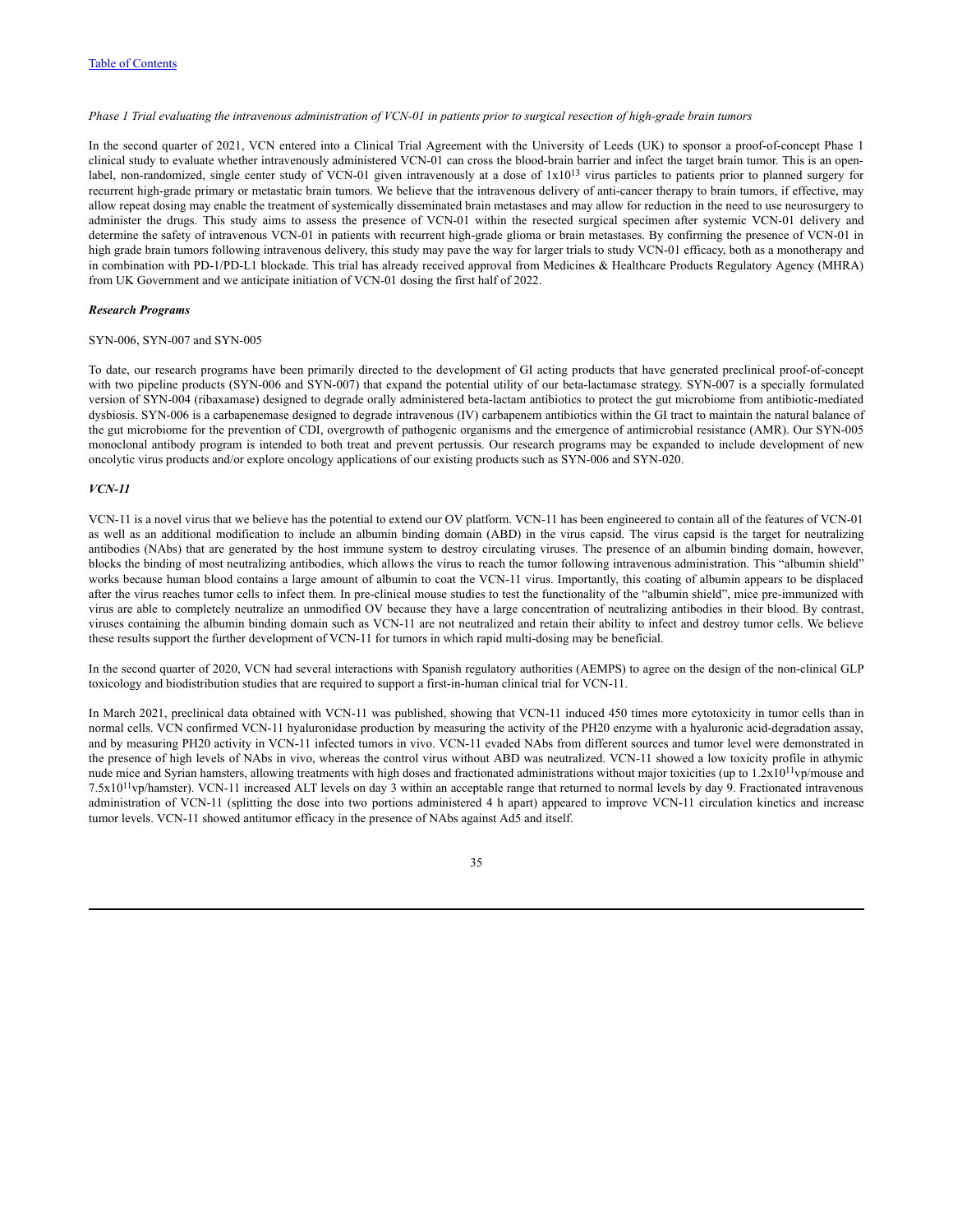*Phase 1 Trial evaluating the intravenous administration of VCN-01 in patients prior to surgical resection of high-grade brain tumors*

In the second quarter of 2021, VCN entered into a Clinical Trial Agreement with the University of Leeds (UK) to sponsor a proof-of-concept Phase 1 clinical study to evaluate whether intravenously administered VCN-01 can cross the blood-brain barrier and infect the target brain tumor. This is an open-label, non-randomized, single center study of VCN-01 given intravenously at a dose of $1x10^{13}$ virus particles to patients prior to planned surgery for recurrent high-grade primary or metastatic brain tumors. We believe that the intravenous delivery of anti-cancer therapy to brain tumors, if effective, may allow repeat dosing may enable the treatment of systemically disseminated brain metastases and may allow for reduction in the need to use neurosurgery to administer the drugs. This study aims to assess the presence of VCN-01 within the resected surgical specimen after systemic VCN-01 delivery and determine the safety of intravenous VCN-01 in patients with recurrent high-grade glioma or brain metastases. By confirming the presence of VCN-01 in high grade brain tumors following intravenous delivery, this study may pave the way for larger trials to study VCN-01 efficacy, both as a monotherapy and in combination with PD-1/PD-L1 blockade. This trial has already received approval from Medicines & Healthcare Products Regulatory Agency (MHRA) from UK Government and we anticipate initiation of VCN-01 dosing the first half of 2022.

***Research Programs***

SYN-006, SYN-007 and SYN-005

To date, our research programs have been primarily directed to the development of GI acting products that have generated preclinical proof-of-concept with two pipeline products (SYN-006 and SYN-007) that expand the potential utility of our beta-lactamase strategy. SYN-007 is a specially formulated version of SYN-004 (ribaxamase) designed to degrade orally administered beta-lactam antibiotics to protect the gut microbiome from antibiotic-mediated dysbiosis. SYN-006 is a carbapenemase designed to degrade intravenous (IV) carbapenem antibiotics within the GI tract to maintain the natural balance of the gut microbiome for the prevention of CDI, overgrowth of pathogenic organisms and the emergence of antimicrobial resistance (AMR). Our SYN-005 monoclonal antibody program is intended to both treat and prevent pertussis. Our research programs may be expanded to include development of new oncolytic virus products and/or explore oncology applications of our existing products such as SYN-006 and SYN-020.

***VCN-11***

VCN-11 is a novel virus that we believe has the potential to extend our OV platform. VCN-11 has been engineered to contain all of the features of VCN-01 as well as an additional modification to include an albumin binding domain (ABD) in the virus capsid. The virus capsid is the target for neutralizing antibodies (NAbs) that are generated by the host immune system to destroy circulating viruses. The presence of an albumin binding domain, however, blocks the binding of most neutralizing antibodies, which allows the virus to reach the tumor following intravenous administration. This "albumin shield" works because human blood contains a large amount of albumin to coat the VCN-11 virus. Importantly, this coating of albumin appears to be displaced after the virus reaches tumor cells to infect them. In pre-clinical mouse studies to test the functionality of the "albumin shield", mice pre-immunized with virus are able to completely neutralize an unmodified OV because they have a large concentration of neutralizing antibodies in their blood. By contrast, viruses containing the albumin binding domain such as VCN-11 are not neutralized and retain their ability to infect and destroy tumor cells. We believe these results support the further development of VCN-11 for tumors in which rapid multi-dosing may be beneficial.

In the second quarter of 2020, VCN had several interactions with Spanish regulatory authorities (AEMPS) to agree on the design of the non-clinical GLP toxicology and biodistribution studies that are required to support a first-in-human clinical trial for VCN-11.

In March 2021, preclinical data obtained with VCN-11 was published, showing that VCN-11 induced 450 times more cytotoxicity in tumor cells than in normal cells. VCN confirmed VCN-11 hyaluronidase production by measuring the activity of the PH20 enzyme with a hyaluronic acid-degradation assay, and by measuring PH20 activity in VCN-11 infected tumors in vivo. VCN-11 evaded NAbs from different sources and tumor level were demonstrated in the presence of high levels of NAbs in vivo, whereas the control virus without ABD was neutralized. VCN-11 showed a low toxicity profile in athymic nude mice and Syrian hamsters, allowing treatments with high doses and fractionated administrations without major toxicities (up to $1.2x10^{11}$vp/mouse and $7.5x10^{11}$vp/hamster). VCN-11 increased ALT levels on day 3 within an acceptable range that returned to normal levels by day 9. Fractionated intravenous administration of VCN-11 (splitting the dose into two portions administered 4 h apart) appeared to improve VCN-11 circulation kinetics and increase tumor levels. VCN-11 showed antitumor efficacy in the presence of NAbs against Ad5 and itself.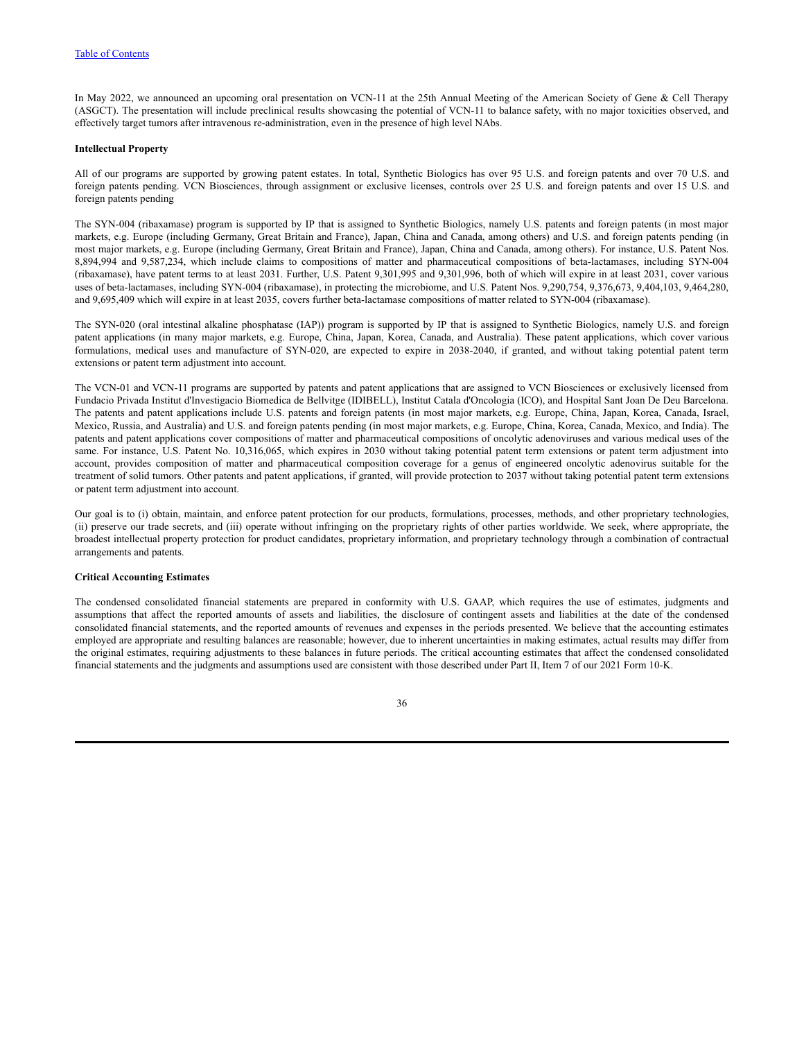In May 2022, we announced an upcoming oral presentation on VCN-11 at the 25th Annual Meeting of the American Society of Gene & Cell Therapy (ASGCT). The presentation will include preclinical results showcasing the potential of VCN-11 to balance safety, with no major toxicities observed, and effectively target tumors after intravenous re-administration, even in the presence of high level NAbs.

**Intellectual Property**

All of our programs are supported by growing patent estates. In total, Synthetic Biologics has over 95 U.S. and foreign patents and over 70 U.S. and foreign patents pending. VCN Biosciences, through assignment or exclusive licenses, controls over 25 U.S. and foreign patents and over 15 U.S. and foreign patents pending

The SYN-004 (ribaxamase) program is supported by IP that is assigned to Synthetic Biologics, namely U.S. patents and foreign patents (in most major markets, e.g. Europe (including Germany, Great Britain and France), Japan, China and Canada, among others) and U.S. and foreign patents pending (in most major markets, e.g. Europe (including Germany, Great Britain and France), Japan, China and Canada, among others). For instance, U.S. Patent Nos. 8,894,994 and 9,587,234, which include claims to compositions of matter and pharmaceutical compositions of beta-lactamases, including SYN-004 (ribaxamase), have patent terms to at least 2031. Further, U.S. Patent 9,301,995 and 9,301,996, both of which will expire in at least 2031, cover various uses of beta-lactamases, including SYN-004 (ribaxamase), in protecting the microbiome, and U.S. Patent Nos. 9,290,754, 9,376,673, 9,404,103, 9,464,280, and 9,695,409 which will expire in at least 2035, covers further beta-lactamase compositions of matter related to SYN-004 (ribaxamase).

The SYN-020 (oral intestinal alkaline phosphatase (IAP)) program is supported by IP that is assigned to Synthetic Biologics, namely U.S. and foreign patent applications (in many major markets, e.g. Europe, China, Japan, Korea, Canada, and Australia). These patent applications, which cover various formulations, medical uses and manufacture of SYN-020, are expected to expire in 2038-2040, if granted, and without taking potential patent term extensions or patent term adjustment into account.

The VCN-01 and VCN-11 programs are supported by patents and patent applications that are assigned to VCN Biosciences or exclusively licensed from Fundacio Privada Institut d'Investigacio Biomedica de Bellvitge (IDIBELL), Institut Catala d'Oncologia (ICO), and Hospital Sant Joan De Deu Barcelona. The patents and patent applications include U.S. patents and foreign patents (in most major markets, e.g. Europe, China, Japan, Korea, Canada, Israel, Mexico, Russia, and Australia) and U.S. and foreign patents pending (in most major markets, e.g. Europe, China, Korea, Canada, Mexico, and India). The patents and patent applications cover compositions of matter and pharmaceutical compositions of oncolytic adenoviruses and various medical uses of the same. For instance, U.S. Patent No. 10,316,065, which expires in 2030 without taking potential patent term extensions or patent term adjustment into account, provides composition of matter and pharmaceutical composition coverage for a genus of engineered oncolytic adenovirus suitable for the treatment of solid tumors. Other patents and patent applications, if granted, will provide protection to 2037 without taking potential patent term extensions or patent term adjustment into account.

Our goal is to (i) obtain, maintain, and enforce patent protection for our products, formulations, processes, methods, and other proprietary technologies, (ii) preserve our trade secrets, and (iii) operate without infringing on the proprietary rights of other parties worldwide. We seek, where appropriate, the broadest intellectual property protection for product candidates, proprietary information, and proprietary technology through a combination of contractual arrangements and patents.

**Critical Accounting Estimates**

The condensed consolidated financial statements are prepared in conformity with U.S. GAAP, which requires the use of estimates, judgments and assumptions that affect the reported amounts of assets and liabilities, the disclosure of contingent assets and liabilities at the date of the condensed consolidated financial statements, and the reported amounts of revenues and expenses in the periods presented. We believe that the accounting estimates employed are appropriate and resulting balances are reasonable; however, due to inherent uncertainties in making estimates, actual results may differ from the original estimates, requiring adjustments to these balances in future periods. The critical accounting estimates that affect the condensed consolidated financial statements and the judgments and assumptions used are consistent with those described under Part II, Item 7 of our 2021 Form 10-K.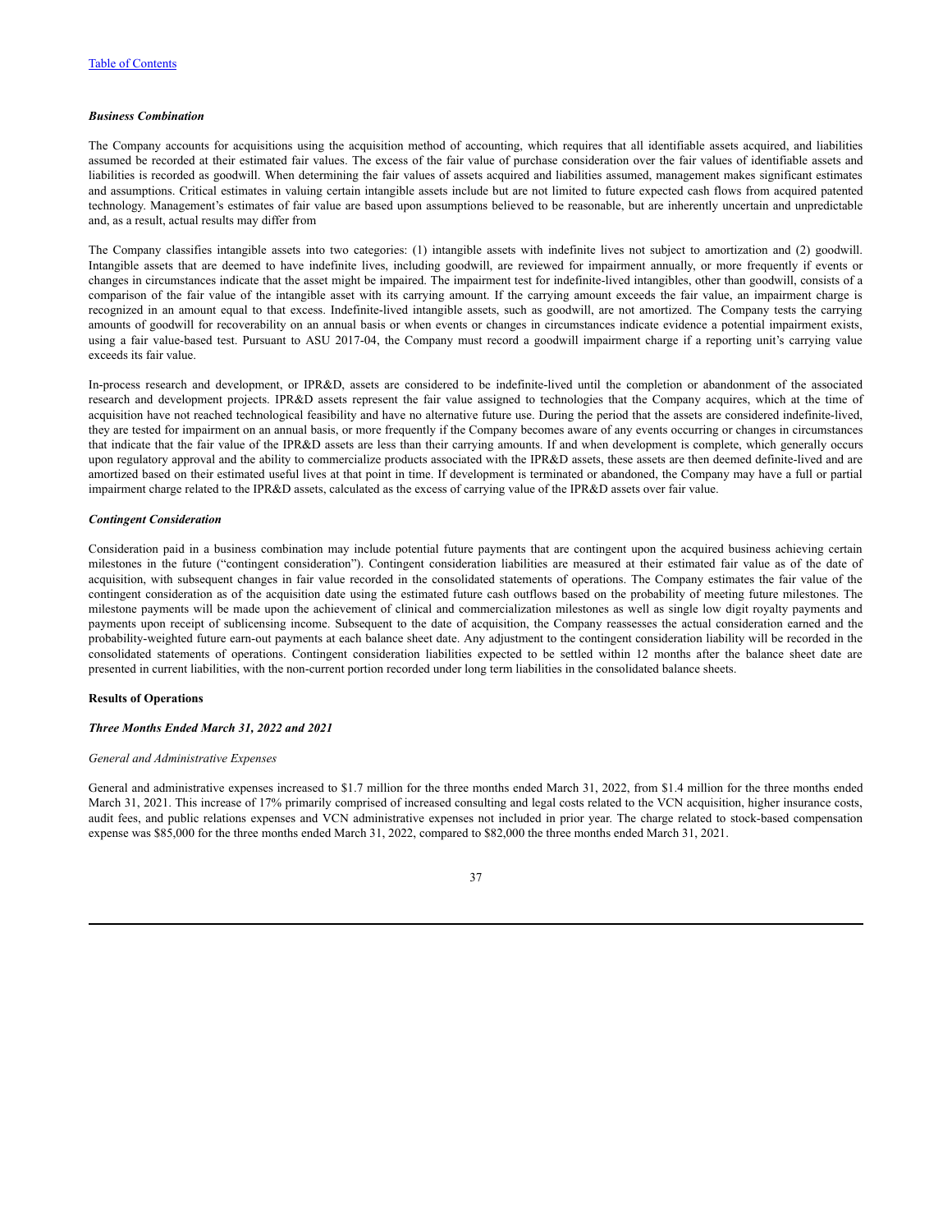[Table of Contents](#)

***Business Combination***

The Company accounts for acquisitions using the acquisition method of accounting, which requires that all identifiable assets acquired, and liabilities assumed be recorded at their estimated fair values. The excess of the fair value of purchase consideration over the fair values of identifiable assets and liabilities is recorded as goodwill. When determining the fair values of assets acquired and liabilities assumed, management makes significant estimates and assumptions. Critical estimates in valuing certain intangible assets include but are not limited to future expected cash flows from acquired patented technology. Management's estimates of fair value are based upon assumptions believed to be reasonable, but are inherently uncertain and unpredictable and, as a result, actual results may differ from

The Company classifies intangible assets into two categories: (1) intangible assets with indefinite lives not subject to amortization and (2) goodwill. Intangible assets that are deemed to have indefinite lives, including goodwill, are reviewed for impairment annually, or more frequently if events or changes in circumstances indicate that the asset might be impaired. The impairment test for indefinite-lived intangibles, other than goodwill, consists of a comparison of the fair value of the intangible asset with its carrying amount. If the carrying amount exceeds the fair value, an impairment charge is recognized in an amount equal to that excess. Indefinite-lived intangible assets, such as goodwill, are not amortized. The Company tests the carrying amounts of goodwill for recoverability on an annual basis or when events or changes in circumstances indicate evidence a potential impairment exists, using a fair value-based test. Pursuant to ASU 2017-04, the Company must record a goodwill impairment charge if a reporting unit's carrying value exceeds its fair value.

In-process research and development, or IPR&D, assets are considered to be indefinite-lived until the completion or abandonment of the associated research and development projects. IPR&D assets represent the fair value assigned to technologies that the Company acquires, which at the time of acquisition have not reached technological feasibility and have no alternative future use. During the period that the assets are considered indefinite-lived, they are tested for impairment on an annual basis, or more frequently if the Company becomes aware of any events occurring or changes in circumstances that indicate that the fair value of the IPR&D assets are less than their carrying amounts. If and when development is complete, which generally occurs upon regulatory approval and the ability to commercialize products associated with the IPR&D assets, these assets are then deemed definite-lived and are amortized based on their estimated useful lives at that point in time. If development is terminated or abandoned, the Company may have a full or partial impairment charge related to the IPR&D assets, calculated as the excess of carrying value of the IPR&D assets over fair value.

***Contingent Consideration***

Consideration paid in a business combination may include potential future payments that are contingent upon the acquired business achieving certain milestones in the future ("contingent consideration"). Contingent consideration liabilities are measured at their estimated fair value as of the date of acquisition, with subsequent changes in fair value recorded in the consolidated statements of operations. The Company estimates the fair value of the contingent consideration as of the acquisition date using the estimated future cash outflows based on the probability of meeting future milestones. The milestone payments will be made upon the achievement of clinical and commercialization milestones as well as single low digit royalty payments and payments upon receipt of sublicensing income. Subsequent to the date of acquisition, the Company reassesses the actual consideration earned and the probability-weighted future earn-out payments at each balance sheet date. Any adjustment to the contingent consideration liability will be recorded in the consolidated statements of operations. Contingent consideration liabilities expected to be settled within 12 months after the balance sheet date are presented in current liabilities, with the non-current portion recorded under long term liabilities in the consolidated balance sheets.

**Results of Operations**

***Three Months Ended March 31, 2022 and 2021***

*General and Administrative Expenses*

General and administrative expenses increased to $1.7 million for the three months ended March 31, 2022, from $1.4 million for the three months ended March 31, 2021. This increase of 17% primarily comprised of increased consulting and legal costs related to the VCN acquisition, higher insurance costs, audit fees, and public relations expenses and VCN administrative expenses not included in prior year. The charge related to stock-based compensation expense was $85,000 for the three months ended March 31, 2022, compared to $82,000 the three months ended March 31, 2021.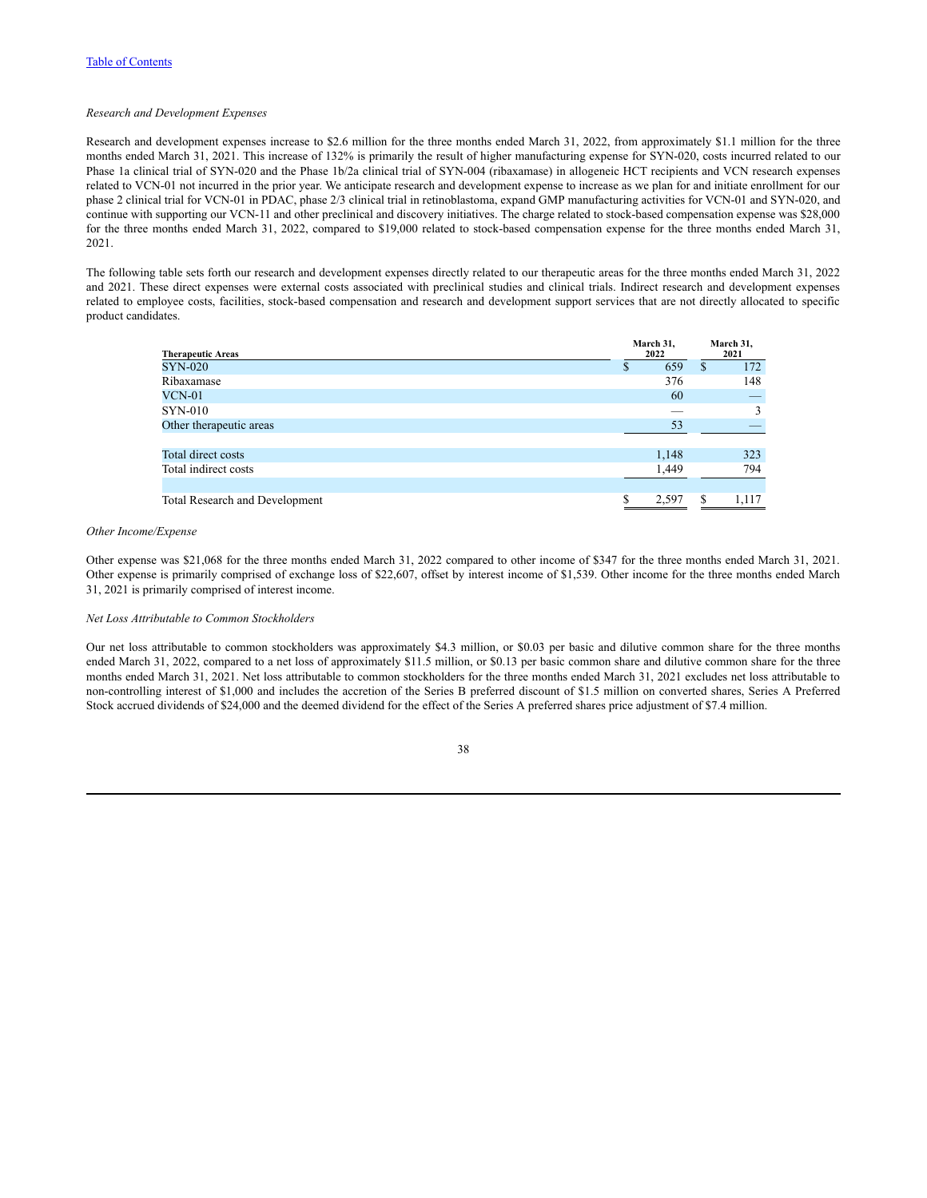*Research and Development Expenses*

Research and development expenses increase to $2.6 million for the three months ended March 31, 2022, from approximately $1.1 million for the three months ended March 31, 2021. This increase of 132% is primarily the result of higher manufacturing expense for SYN-020, costs incurred related to our Phase 1a clinical trial of SYN-020 and the Phase 1b/2a clinical trial of SYN-004 (ribaxamase) in allogeneic HCT recipients and VCN research expenses related to VCN-01 not incurred in the prior year. We anticipate research and development expense to increase as we plan for and initiate enrollment for our phase 2 clinical trial for VCN-01 in PDAC, phase 2/3 clinical trial in retinoblastoma, expand GMP manufacturing activities for VCN-01 and SYN-020, and continue with supporting our VCN-11 and other preclinical and discovery initiatives. The charge related to stock-based compensation expense was $28,000 for the three months ended March 31, 2022, compared to $19,000 related to stock-based compensation expense for the three months ended March 31, 2021.

The following table sets forth our research and development expenses directly related to our therapeutic areas for the three months ended March 31, 2022 and 2021. These direct expenses were external costs associated with preclinical studies and clinical trials. Indirect research and development expenses related to employee costs, facilities, stock-based compensation and research and development support services that are not directly allocated to specific product candidates.

| Therapeutic Areas | March 31, 2022 | March 31, 2021 |
|---|---|---|
| SYN-020 | $ 659 | $ 172 |
| Ribaxamase | 376 | 148 |
| VCN-01 | 60 | — |
| SYN-010 | — | 3 |
| Other therapeutic areas | 53 | — |
| Total direct costs | 1,148 | 323 |
| Total indirect costs | 1,449 | 794 |
| Total Research and Development | $ 2,597 | $ 1,117 |

*Other Income/Expense*

Other expense was $21,068 for the three months ended March 31, 2022 compared to other income of $347 for the three months ended March 31, 2021. Other expense is primarily comprised of exchange loss of $22,607, offset by interest income of $1,539. Other income for the three months ended March 31, 2021 is primarily comprised of interest income.

*Net Loss Attributable to Common Stockholders*

Our net loss attributable to common stockholders was approximately $4.3 million, or $0.03 per basic and dilutive common share for the three months ended March 31, 2022, compared to a net loss of approximately $11.5 million, or $0.13 per basic common share and dilutive common share for the three months ended March 31, 2021. Net loss attributable to common stockholders for the three months ended March 31, 2021 excludes net loss attributable to non-controlling interest of $1,000 and includes the accretion of the Series B preferred discount of $1.5 million on converted shares, Series A Preferred Stock accrued dividends of $24,000 and the deemed dividend for the effect of the Series A preferred shares price adjustment of $7.4 million.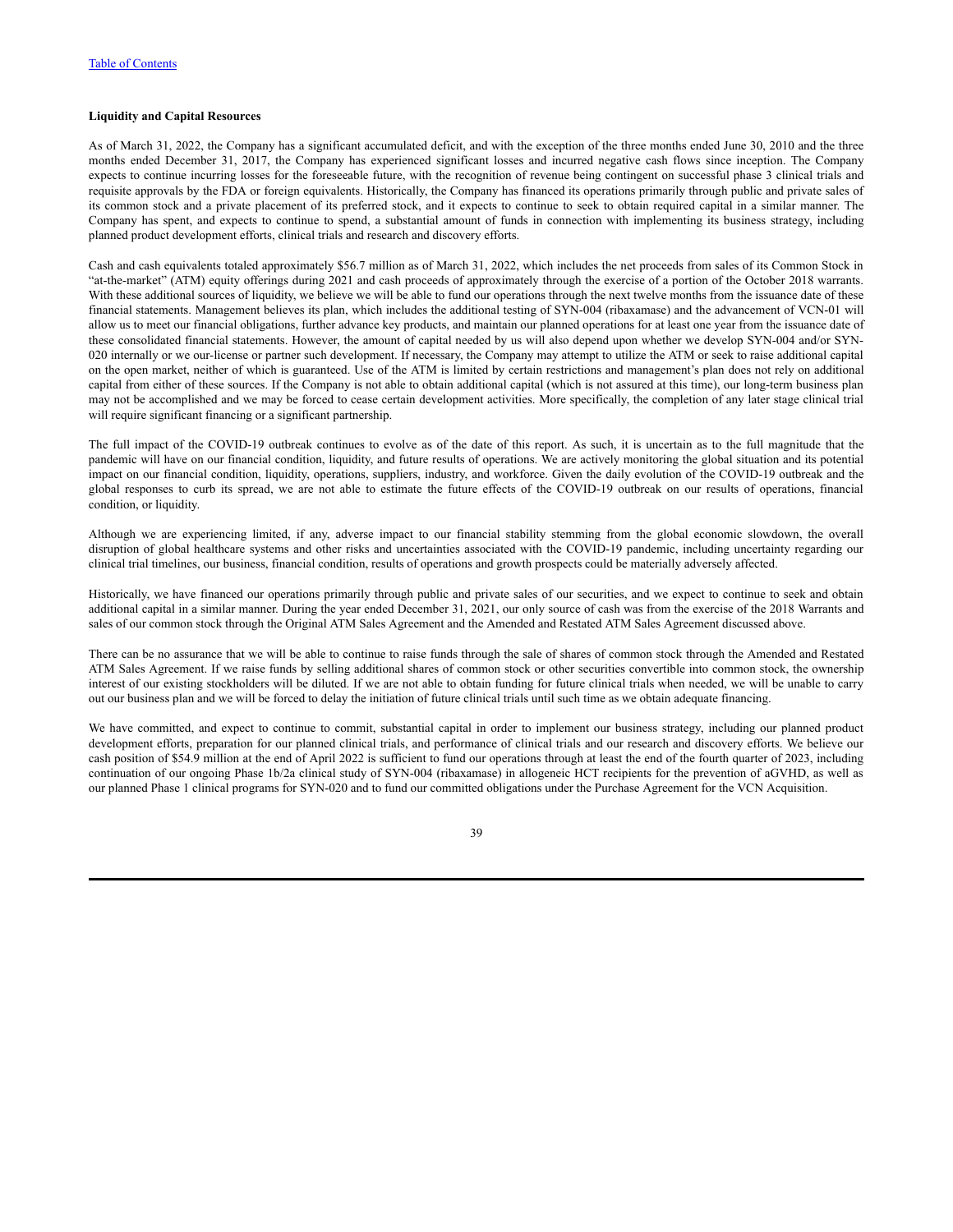**Liquidity and Capital Resources**

As of March 31, 2022, the Company has a significant accumulated deficit, and with the exception of the three months ended June 30, 2010 and the three months ended December 31, 2017, the Company has experienced significant losses and incurred negative cash flows since inception. The Company expects to continue incurring losses for the foreseeable future, with the recognition of revenue being contingent on successful phase 3 clinical trials and requisite approvals by the FDA or foreign equivalents. Historically, the Company has financed its operations primarily through public and private sales of its common stock and a private placement of its preferred stock, and it expects to continue to seek to obtain required capital in a similar manner. The Company has spent, and expects to continue to spend, a substantial amount of funds in connection with implementing its business strategy, including planned product development efforts, clinical trials and research and discovery efforts.

Cash and cash equivalents totaled approximately $56.7 million as of March 31, 2022, which includes the net proceeds from sales of its Common Stock in "at-the-market" (ATM) equity offerings during 2021 and cash proceeds of approximately through the exercise of a portion of the October 2018 warrants. With these additional sources of liquidity, we believe we will be able to fund our operations through the next twelve months from the issuance date of these financial statements. Management believes its plan, which includes the additional testing of SYN-004 (ribaxamase) and the advancement of VCN-01 will allow us to meet our financial obligations, further advance key products, and maintain our planned operations for at least one year from the issuance date of these consolidated financial statements. However, the amount of capital needed by us will also depend upon whether we develop SYN-004 and/or SYN-020 internally or we our-license or partner such development. If necessary, the Company may attempt to utilize the ATM or seek to raise additional capital on the open market, neither of which is guaranteed. Use of the ATM is limited by certain restrictions and management's plan does not rely on additional capital from either of these sources. If the Company is not able to obtain additional capital (which is not assured at this time), our long-term business plan may not be accomplished and we may be forced to cease certain development activities. More specifically, the completion of any later stage clinical trial will require significant financing or a significant partnership.

The full impact of the COVID-19 outbreak continues to evolve as of the date of this report. As such, it is uncertain as to the full magnitude that the pandemic will have on our financial condition, liquidity, and future results of operations. We are actively monitoring the global situation and its potential impact on our financial condition, liquidity, operations, suppliers, industry, and workforce. Given the daily evolution of the COVID-19 outbreak and the global responses to curb its spread, we are not able to estimate the future effects of the COVID-19 outbreak on our results of operations, financial condition, or liquidity.

Although we are experiencing limited, if any, adverse impact to our financial stability stemming from the global economic slowdown, the overall disruption of global healthcare systems and other risks and uncertainties associated with the COVID-19 pandemic, including uncertainty regarding our clinical trial timelines, our business, financial condition, results of operations and growth prospects could be materially adversely affected.

Historically, we have financed our operations primarily through public and private sales of our securities, and we expect to continue to seek and obtain additional capital in a similar manner. During the year ended December 31, 2021, our only source of cash was from the exercise of the 2018 Warrants and sales of our common stock through the Original ATM Sales Agreement and the Amended and Restated ATM Sales Agreement discussed above.

There can be no assurance that we will be able to continue to raise funds through the sale of shares of common stock through the Amended and Restated ATM Sales Agreement. If we raise funds by selling additional shares of common stock or other securities convertible into common stock, the ownership interest of our existing stockholders will be diluted. If we are not able to obtain funding for future clinical trials when needed, we will be unable to carry out our business plan and we will be forced to delay the initiation of future clinical trials until such time as we obtain adequate financing.

We have committed, and expect to continue to commit, substantial capital in order to implement our business strategy, including our planned product development efforts, preparation for our planned clinical trials, and performance of clinical trials and our research and discovery efforts. We believe our cash position of $54.9 million at the end of April 2022 is sufficient to fund our operations through at least the end of the fourth quarter of 2023, including continuation of our ongoing Phase 1b/2a clinical study of SYN-004 (ribaxamase) in allogeneic HCT recipients for the prevention of aGVHD, as well as our planned Phase 1 clinical programs for SYN-020 and to fund our committed obligations under the Purchase Agreement for the VCN Acquisition.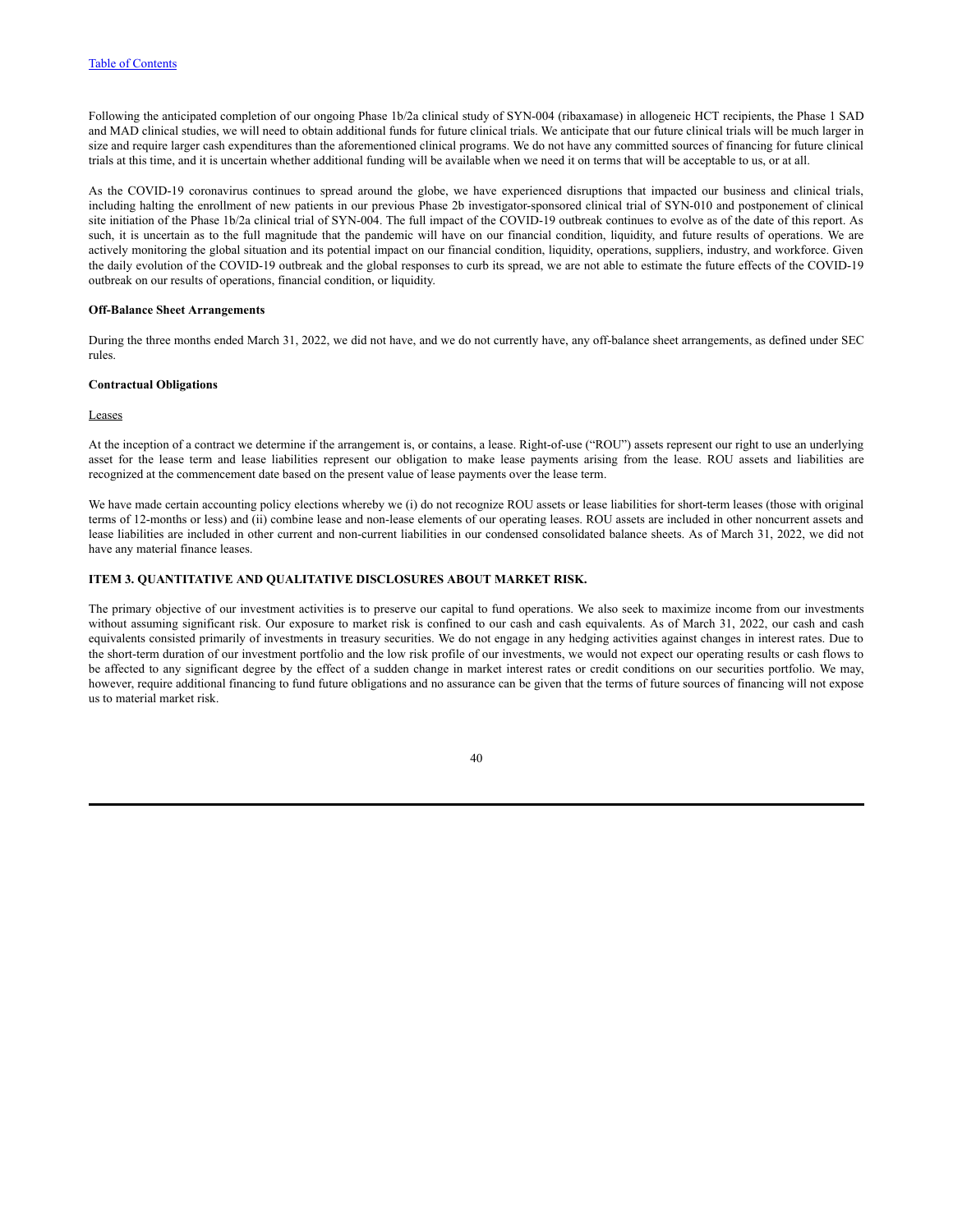Following the anticipated completion of our ongoing Phase 1b/2a clinical study of SYN-004 (ribaxamase) in allogeneic HCT recipients, the Phase 1 SAD and MAD clinical studies, we will need to obtain additional funds for future clinical trials. We anticipate that our future clinical trials will be much larger in size and require larger cash expenditures than the aforementioned clinical programs. We do not have any committed sources of financing for future clinical trials at this time, and it is uncertain whether additional funding will be available when we need it on terms that will be acceptable to us, or at all.

As the COVID-19 coronavirus continues to spread around the globe, we have experienced disruptions that impacted our business and clinical trials, including halting the enrollment of new patients in our previous Phase 2b investigator-sponsored clinical trial of SYN-010 and postponement of clinical site initiation of the Phase 1b/2a clinical trial of SYN-004. The full impact of the COVID-19 outbreak continues to evolve as of the date of this report. As such, it is uncertain as to the full magnitude that the pandemic will have on our financial condition, liquidity, and future results of operations. We are actively monitoring the global situation and its potential impact on our financial condition, liquidity, operations, suppliers, industry, and workforce. Given the daily evolution of the COVID-19 outbreak and the global responses to curb its spread, we are not able to estimate the future effects of the COVID-19 outbreak on our results of operations, financial condition, or liquidity.

**Off-Balance Sheet Arrangements**

During the three months ended March 31, 2022, we did not have, and we do not currently have, any off-balance sheet arrangements, as defined under SEC rules.

**Contractual Obligations**

Leases

At the inception of a contract we determine if the arrangement is, or contains, a lease. Right-of-use ("ROU") assets represent our right to use an underlying asset for the lease term and lease liabilities represent our obligation to make lease payments arising from the lease. ROU assets and liabilities are recognized at the commencement date based on the present value of lease payments over the lease term.

We have made certain accounting policy elections whereby we (i) do not recognize ROU assets or lease liabilities for short-term leases (those with original terms of 12-months or less) and (ii) combine lease and non-lease elements of our operating leases. ROU assets are included in other noncurrent assets and lease liabilities are included in other current and non-current liabilities in our condensed consolidated balance sheets. As of March 31, 2022, we did not have any material finance leases.

## ITEM 3. QUANTITATIVE AND QUALITATIVE DISCLOSURES ABOUT MARKET RISK.

The primary objective of our investment activities is to preserve our capital to fund operations. We also seek to maximize income from our investments without assuming significant risk. Our exposure to market risk is confined to our cash and cash equivalents. As of March 31, 2022, our cash and cash equivalents consisted primarily of investments in treasury securities. We do not engage in any hedging activities against changes in interest rates. Due to the short-term duration of our investment portfolio and the low risk profile of our investments, we would not expect our operating results or cash flows to be affected to any significant degree by the effect of a sudden change in market interest rates or credit conditions on our securities portfolio. We may, however, require additional financing to fund future obligations and no assurance can be given that the terms of future sources of financing will not expose us to material market risk.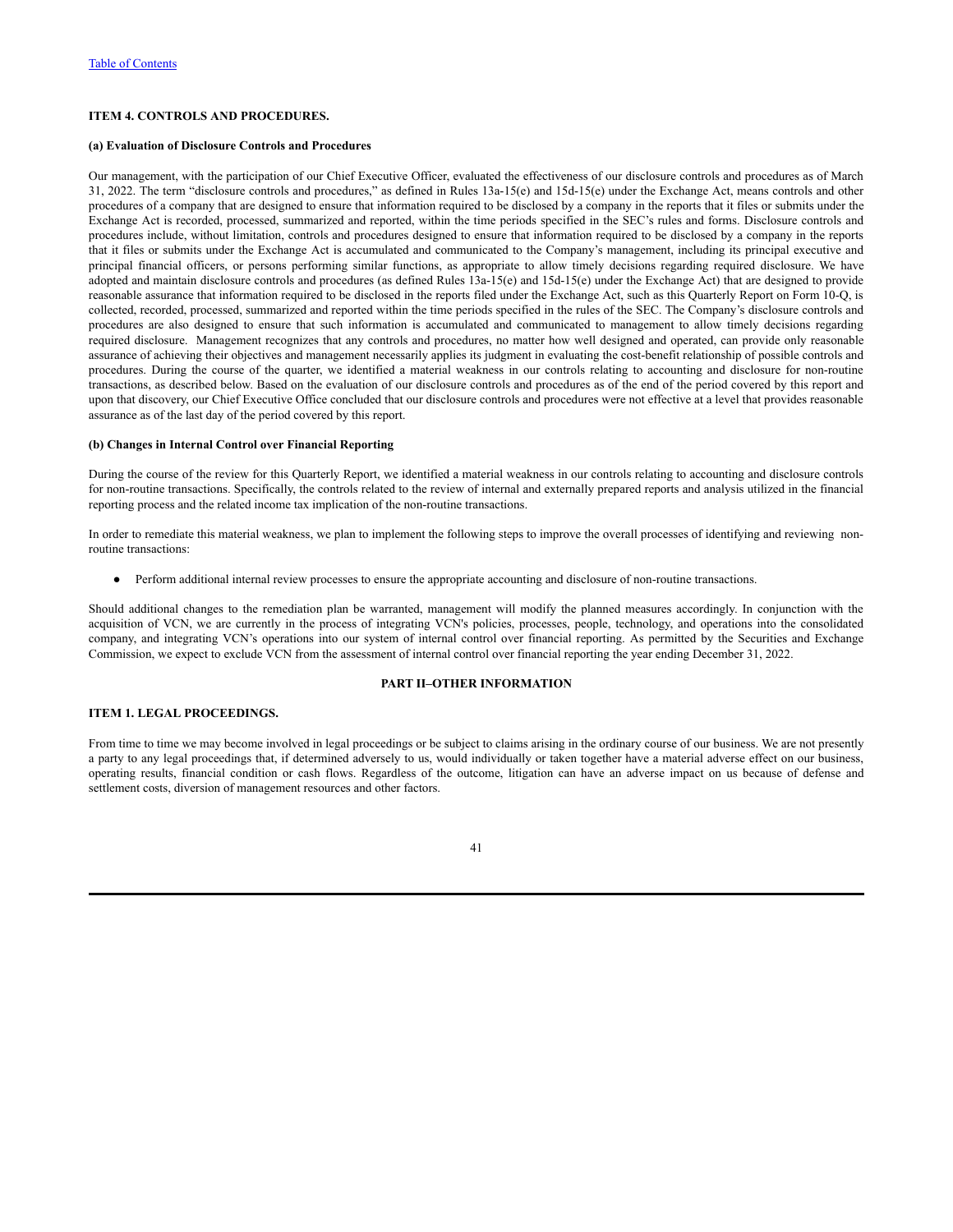**ITEM 4. CONTROLS AND PROCEDURES.**

**(a) Evaluation of Disclosure Controls and Procedures**

Our management, with the participation of our Chief Executive Officer, evaluated the effectiveness of our disclosure controls and procedures as of March 31, 2022. The term "disclosure controls and procedures," as defined in Rules 13a-15(e) and 15d-15(e) under the Exchange Act, means controls and other procedures of a company that are designed to ensure that information required to be disclosed by a company in the reports that it files or submits under the Exchange Act is recorded, processed, summarized and reported, within the time periods specified in the SEC's rules and forms. Disclosure controls and procedures include, without limitation, controls and procedures designed to ensure that information required to be disclosed by a company in the reports that it files or submits under the Exchange Act is accumulated and communicated to the Company's management, including its principal executive and principal financial officers, or persons performing similar functions, as appropriate to allow timely decisions regarding required disclosure. We have adopted and maintain disclosure controls and procedures (as defined Rules 13a-15(e) and 15d-15(e) under the Exchange Act) that are designed to provide reasonable assurance that information required to be disclosed in the reports filed under the Exchange Act, such as this Quarterly Report on Form 10-Q, is collected, recorded, processed, summarized and reported within the time periods specified in the rules of the SEC. The Company's disclosure controls and procedures are also designed to ensure that such information is accumulated and communicated to management to allow timely decisions regarding required disclosure. Management recognizes that any controls and procedures, no matter how well designed and operated, can provide only reasonable assurance of achieving their objectives and management necessarily applies its judgment in evaluating the cost-benefit relationship of possible controls and procedures. During the course of the quarter, we identified a material weakness in our controls relating to accounting and disclosure for non-routine transactions, as described below. Based on the evaluation of our disclosure controls and procedures as of the end of the period covered by this report and upon that discovery, our Chief Executive Office concluded that our disclosure controls and procedures were not effective at a level that provides reasonable assurance as of the last day of the period covered by this report.

**(b) Changes in Internal Control over Financial Reporting**

During the course of the review for this Quarterly Report, we identified a material weakness in our controls relating to accounting and disclosure controls for non-routine transactions. Specifically, the controls related to the review of internal and externally prepared reports and analysis utilized in the financial reporting process and the related income tax implication of the non-routine transactions.

In order to remediate this material weakness, we plan to implement the following steps to improve the overall processes of identifying and reviewing non-routine transactions:

- Perform additional internal review processes to ensure the appropriate accounting and disclosure of non-routine transactions.

Should additional changes to the remediation plan be warranted, management will modify the planned measures accordingly. In conjunction with the acquisition of VCN, we are currently in the process of integrating VCN's policies, processes, people, technology, and operations into the consolidated company, and integrating VCN's operations into our system of internal control over financial reporting. As permitted by the Securities and Exchange Commission, we expect to exclude VCN from the assessment of internal control over financial reporting the year ending December 31, 2022.

## PART II–OTHER INFORMATION

**ITEM 1. LEGAL PROCEEDINGS.**

From time to time we may become involved in legal proceedings or be subject to claims arising in the ordinary course of our business. We are not presently a party to any legal proceedings that, if determined adversely to us, would individually or taken together have a material adverse effect on our business, operating results, financial condition or cash flows. Regardless of the outcome, litigation can have an adverse impact on us because of defense and settlement costs, diversion of management resources and other factors.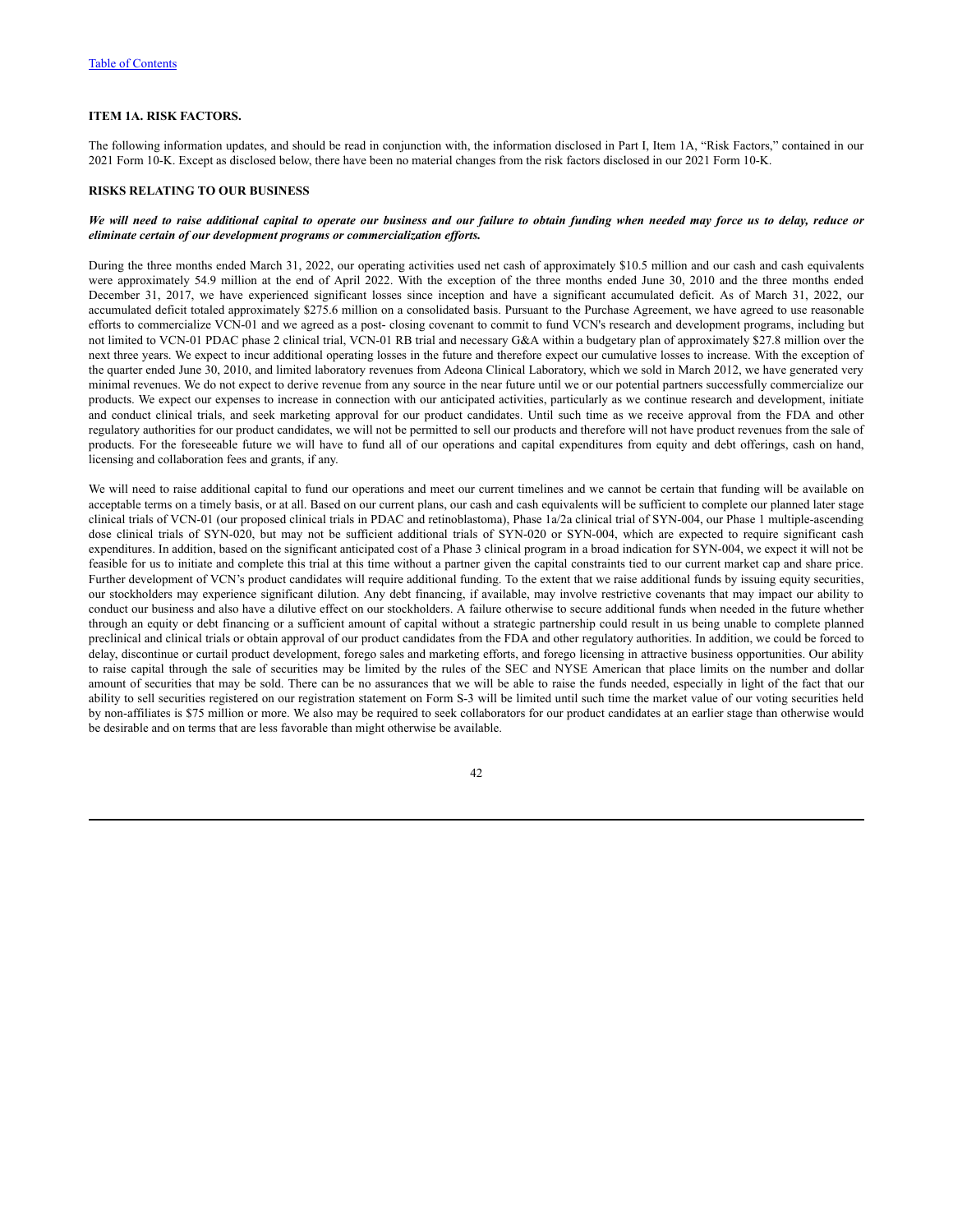Table of Contents

## ITEM 1A. RISK FACTORS.

The following information updates, and should be read in conjunction with, the information disclosed in Part I, Item 1A, "Risk Factors," contained in our 2021 Form 10-K. Except as disclosed below, there have been no material changes from the risk factors disclosed in our 2021 Form 10-K.

### RISKS RELATING TO OUR BUSINESS

***We will need to raise additional capital to operate our business and our failure to obtain funding when needed may force us to delay, reduce or eliminate certain of our development programs or commercialization efforts.***

During the three months ended March 31, 2022, our operating activities used net cash of approximately $10.5 million and our cash and cash equivalents were approximately 54.9 million at the end of April 2022. With the exception of the three months ended June 30, 2010 and the three months ended December 31, 2017, we have experienced significant losses since inception and have a significant accumulated deficit. As of March 31, 2022, our accumulated deficit totaled approximately $275.6 million on a consolidated basis. Pursuant to the Purchase Agreement, we have agreed to use reasonable efforts to commercialize VCN-01 and we agreed as a post- closing covenant to commit to fund VCN's research and development programs, including but not limited to VCN-01 PDAC phase 2 clinical trial, VCN-01 RB trial and necessary G&A within a budgetary plan of approximately $27.8 million over the next three years. We expect to incur additional operating losses in the future and therefore expect our cumulative losses to increase. With the exception of the quarter ended June 30, 2010, and limited laboratory revenues from Adeona Clinical Laboratory, which we sold in March 2012, we have generated very minimal revenues. We do not expect to derive revenue from any source in the near future until we or our potential partners successfully commercialize our products. We expect our expenses to increase in connection with our anticipated activities, particularly as we continue research and development, initiate and conduct clinical trials, and seek marketing approval for our product candidates. Until such time as we receive approval from the FDA and other regulatory authorities for our product candidates, we will not be permitted to sell our products and therefore will not have product revenues from the sale of products. For the foreseeable future we will have to fund all of our operations and capital expenditures from equity and debt offerings, cash on hand, licensing and collaboration fees and grants, if any.

We will need to raise additional capital to fund our operations and meet our current timelines and we cannot be certain that funding will be available on acceptable terms on a timely basis, or at all. Based on our current plans, our cash and cash equivalents will be sufficient to complete our planned later stage clinical trials of VCN-01 (our proposed clinical trials in PDAC and retinoblastoma), Phase 1a/2a clinical trial of SYN-004, our Phase 1 multiple-ascending dose clinical trials of SYN-020, but may not be sufficient additional trials of SYN-020 or SYN-004, which are expected to require significant cash expenditures. In addition, based on the significant anticipated cost of a Phase 3 clinical program in a broad indication for SYN-004, we expect it will not be feasible for us to initiate and complete this trial at this time without a partner given the capital constraints tied to our current market cap and share price. Further development of VCN's product candidates will require additional funding. To the extent that we raise additional funds by issuing equity securities, our stockholders may experience significant dilution. Any debt financing, if available, may involve restrictive covenants that may impact our ability to conduct our business and also have a dilutive effect on our stockholders. A failure otherwise to secure additional funds when needed in the future whether through an equity or debt financing or a sufficient amount of capital without a strategic partnership could result in us being unable to complete planned preclinical and clinical trials or obtain approval of our product candidates from the FDA and other regulatory authorities. In addition, we could be forced to delay, discontinue or curtail product development, forego sales and marketing efforts, and forego licensing in attractive business opportunities. Our ability to raise capital through the sale of securities may be limited by the rules of the SEC and NYSE American that place limits on the number and dollar amount of securities that may be sold. There can be no assurances that we will be able to raise the funds needed, especially in light of the fact that our ability to sell securities registered on our registration statement on Form S-3 will be limited until such time the market value of our voting securities held by non-affiliates is $75 million or more. We also may be required to seek collaborators for our product candidates at an earlier stage than otherwise would be desirable and on terms that are less favorable than might otherwise be available.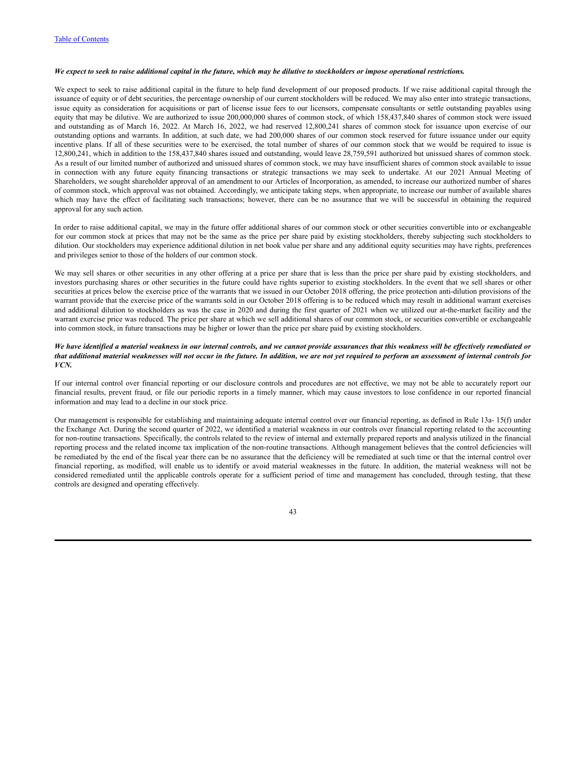***We expect to seek to raise additional capital in the future, which may be dilutive to stockholders or impose operational restrictions.***

We expect to seek to raise additional capital in the future to help fund development of our proposed products. If we raise additional capital through the issuance of equity or of debt securities, the percentage ownership of our current stockholders will be reduced. We may also enter into strategic transactions, issue equity as consideration for acquisitions or part of license issue fees to our licensors, compensate consultants or settle outstanding payables using equity that may be dilutive. We are authorized to issue 200,000,000 shares of common stock, of which 158,437,840 shares of common stock were issued and outstanding as of March 16, 2022. At March 16, 2022, we had reserved 12,800,241 shares of common stock for issuance upon exercise of our outstanding options and warrants. In addition, at such date, we had 200,000 shares of our common stock reserved for future issuance under our equity incentive plans. If all of these securities were to be exercised, the total number of shares of our common stock that we would be required to issue is 12,800,241, which in addition to the 158,437,840 shares issued and outstanding, would leave 28,759,591 authorized but unissued shares of common stock. As a result of our limited number of authorized and unissued shares of common stock, we may have insufficient shares of common stock available to issue in connection with any future equity financing transactions or strategic transactions we may seek to undertake. At our 2021 Annual Meeting of Shareholders, we sought shareholder approval of an amendment to our Articles of Incorporation, as amended, to increase our authorized number of shares of common stock, which approval was not obtained. Accordingly, we anticipate taking steps, when appropriate, to increase our number of available shares which may have the effect of facilitating such transactions; however, there can be no assurance that we will be successful in obtaining the required approval for any such action.

In order to raise additional capital, we may in the future offer additional shares of our common stock or other securities convertible into or exchangeable for our common stock at prices that may not be the same as the price per share paid by existing stockholders, thereby subjecting such stockholders to dilution. Our stockholders may experience additional dilution in net book value per share and any additional equity securities may have rights, preferences and privileges senior to those of the holders of our common stock.

We may sell shares or other securities in any other offering at a price per share that is less than the price per share paid by existing stockholders, and investors purchasing shares or other securities in the future could have rights superior to existing stockholders. In the event that we sell shares or other securities at prices below the exercise price of the warrants that we issued in our October 2018 offering, the price protection anti-dilution provisions of the warrant provide that the exercise price of the warrants sold in our October 2018 offering is to be reduced which may result in additional warrant exercises and additional dilution to stockholders as was the case in 2020 and during the first quarter of 2021 when we utilized our at-the-market facility and the warrant exercise price was reduced. The price per share at which we sell additional shares of our common stock, or securities convertible or exchangeable into common stock, in future transactions may be higher or lower than the price per share paid by existing stockholders.

***We have identified a material weakness in our internal controls, and we cannot provide assurances that this weakness will be effectively remediated or that additional material weaknesses will not occur in the future. In addition, we are not yet required to perform an assessment of internal controls for VCN.***

If our internal control over financial reporting or our disclosure controls and procedures are not effective, we may not be able to accurately report our financial results, prevent fraud, or file our periodic reports in a timely manner, which may cause investors to lose confidence in our reported financial information and may lead to a decline in our stock price.

Our management is responsible for establishing and maintaining adequate internal control over our financial reporting, as defined in Rule 13a- 15(f) under the Exchange Act. During the second quarter of 2022, we identified a material weakness in our controls over financial reporting related to the accounting for non-routine transactions. Specifically, the controls related to the review of internal and externally prepared reports and analysis utilized in the financial reporting process and the related income tax implication of the non-routine transactions. Although management believes that the control deficiencies will be remediated by the end of the fiscal year there can be no assurance that the deficiency will be remediated at such time or that the internal control over financial reporting, as modified, will enable us to identify or avoid material weaknesses in the future. In addition, the material weakness will not be considered remediated until the applicable controls operate for a sufficient period of time and management has concluded, through testing, that these controls are designed and operating effectively.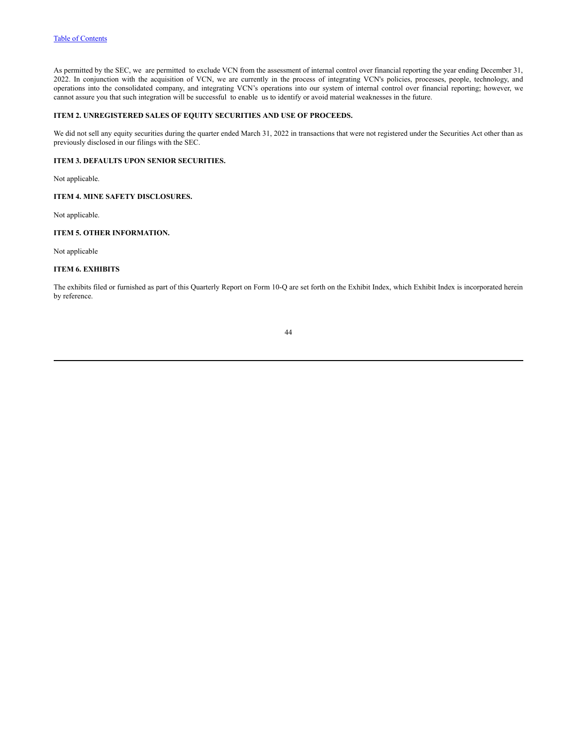As permitted by the SEC, we are permitted to exclude VCN from the assessment of internal control over financial reporting the year ending December 31, 2022. In conjunction with the acquisition of VCN, we are currently in the process of integrating VCN's policies, processes, people, technology, and operations into the consolidated company, and integrating VCN's operations into our system of internal control over financial reporting; however, we cannot assure you that such integration will be successful to enable us to identify or avoid material weaknesses in the future.

### ITEM 2. UNREGISTERED SALES OF EQUITY SECURITIES AND USE OF PROCEEDS.

We did not sell any equity securities during the quarter ended March 31, 2022 in transactions that were not registered under the Securities Act other than as previously disclosed in our filings with the SEC.

### ITEM 3. DEFAULTS UPON SENIOR SECURITIES.

Not applicable.

### ITEM 4. MINE SAFETY DISCLOSURES.

Not applicable.

### ITEM 5. OTHER INFORMATION.

Not applicable

### ITEM 6. EXHIBITS

The exhibits filed or furnished as part of this Quarterly Report on Form 10-Q are set forth on the Exhibit Index, which Exhibit Index is incorporated herein by reference.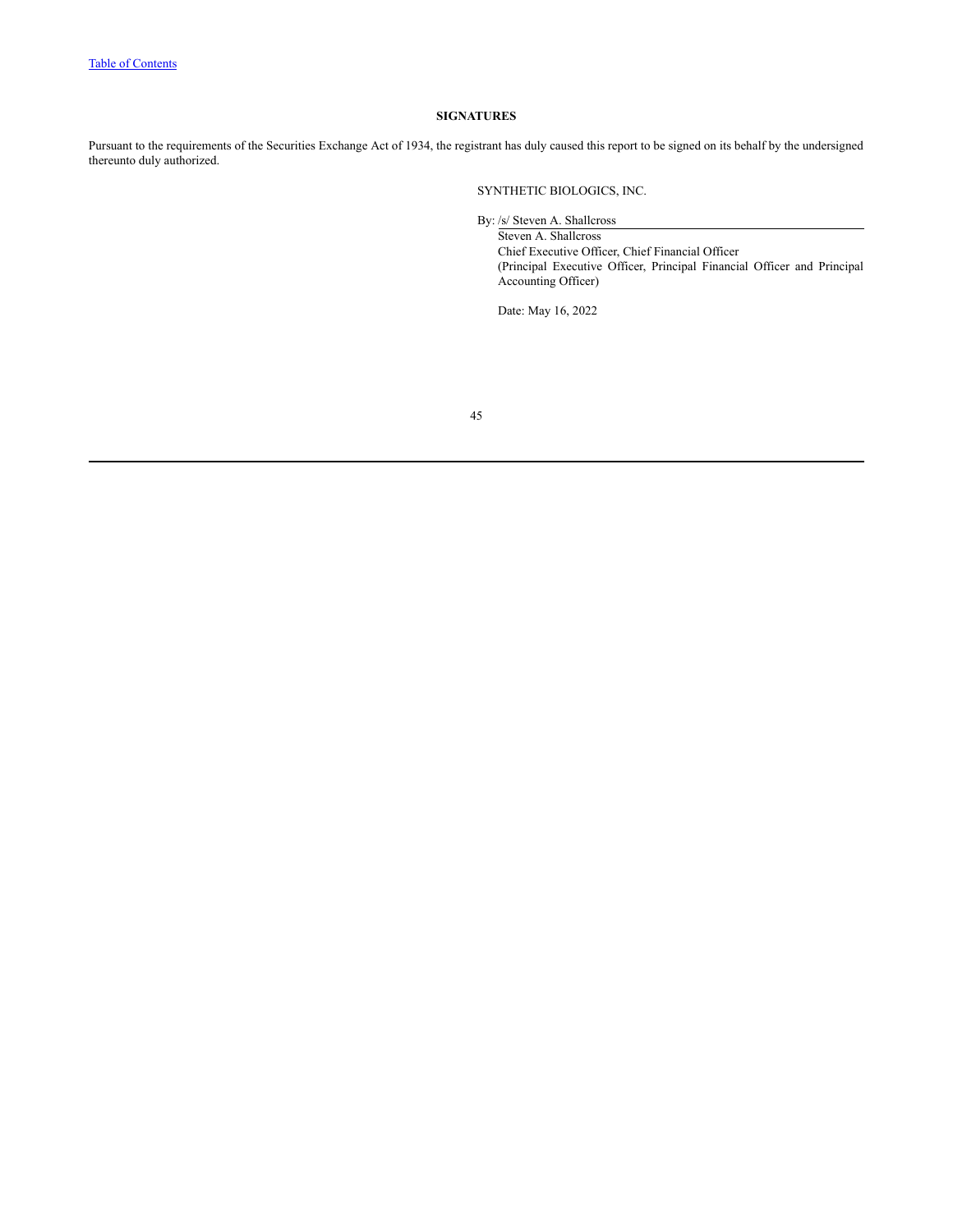Table of Contents

**SIGNATURES**

Pursuant to the requirements of the Securities Exchange Act of 1934, the registrant has duly caused this report to be signed on its behalf by the undersigned thereunto duly authorized.

SYNTHETIC BIOLOGICS, INC.

By: /s/ Steven A. Shallcross

Steven A. Shallcross
Chief Executive Officer, Chief Financial Officer
(Principal Executive Officer, Principal Financial Officer and Principal Accounting Officer)

Date: May 16, 2022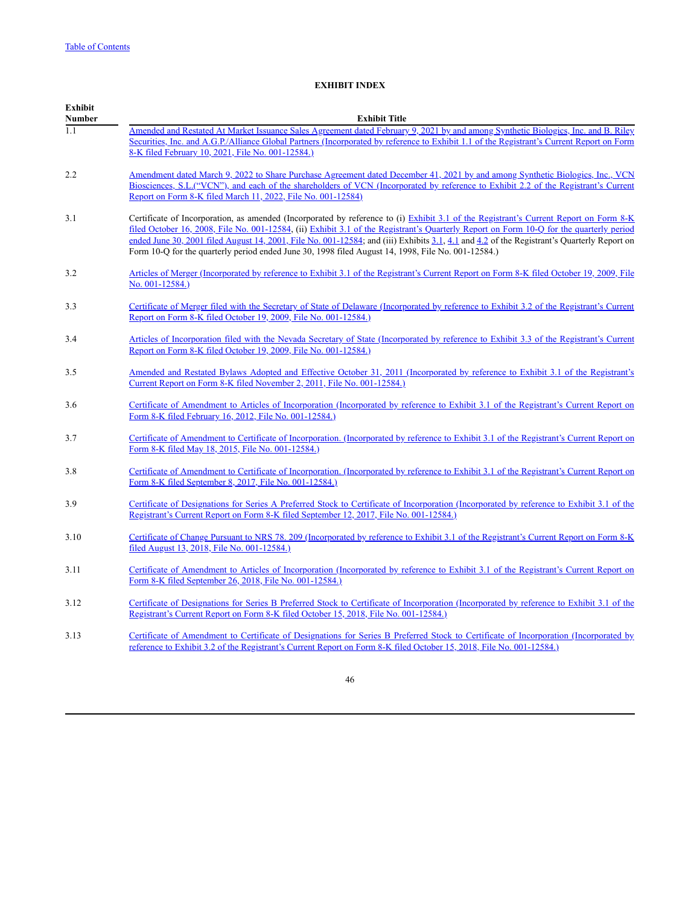## EXHIBIT INDEX

| Exhibit Number | Exhibit Title |
| --- | --- |
| 1.1 | Amended and Restated At Market Issuance Sales Agreement dated February 9, 2021 by and among Synthetic Biologics, Inc. and B. Riley Securities, Inc. and A.G.P./Alliance Global Partners (Incorporated by reference to Exhibit 1.1 of the Registrant's Current Report on Form 8-K filed February 10, 2021, File No. 001-12584.) |
| 2.2 | Amendment dated March 9, 2022 to Share Purchase Agreement dated December 41, 2021 by and among Synthetic Biologics, Inc., VCN Biosciences, S.L.("VCN"), and each of the shareholders of VCN (Incorporated by reference to Exhibit 2.2 of the Registrant's Current Report on Form 8-K filed March 11, 2022, File No. 001-12584) |
| 3.1 | Certificate of Incorporation, as amended (Incorporated by reference to (i) Exhibit 3.1 of the Registrant's Current Report on Form 8-K filed October 16, 2008, File No. 001-12584, (ii) Exhibit 3.1 of the Registrant's Quarterly Report on Form 10-Q for the quarterly period ended June 30, 2001 filed August 14, 2001, File No. 001-12584; and (iii) Exhibits 3.1, 4.1 and 4.2 of the Registrant's Quarterly Report on Form 10-Q for the quarterly period ended June 30, 1998 filed August 14, 1998, File No. 001-12584.) |
| 3.2 | Articles of Merger (Incorporated by reference to Exhibit 3.1 of the Registrant's Current Report on Form 8-K filed October 19, 2009, File No. 001-12584.) |
| 3.3 | Certificate of Merger filed with the Secretary of State of Delaware (Incorporated by reference to Exhibit 3.2 of the Registrant's Current Report on Form 8-K filed October 19, 2009, File No. 001-12584.) |
| 3.4 | Articles of Incorporation filed with the Nevada Secretary of State (Incorporated by reference to Exhibit 3.3 of the Registrant's Current Report on Form 8-K filed October 19, 2009, File No. 001-12584.) |
| 3.5 | Amended and Restated Bylaws Adopted and Effective October 31, 2011 (Incorporated by reference to Exhibit 3.1 of the Registrant's Current Report on Form 8-K filed November 2, 2011, File No. 001-12584.) |
| 3.6 | Certificate of Amendment to Articles of Incorporation (Incorporated by reference to Exhibit 3.1 of the Registrant's Current Report on Form 8-K filed February 16, 2012, File No. 001-12584.) |
| 3.7 | Certificate of Amendment to Certificate of Incorporation. (Incorporated by reference to Exhibit 3.1 of the Registrant's Current Report on Form 8-K filed May 18, 2015, File No. 001-12584.) |
| 3.8 | Certificate of Amendment to Certificate of Incorporation. (Incorporated by reference to Exhibit 3.1 of the Registrant's Current Report on Form 8-K filed September 8, 2017, File No. 001-12584.) |
| 3.9 | Certificate of Designations for Series A Preferred Stock to Certificate of Incorporation (Incorporated by reference to Exhibit 3.1 of the Registrant's Current Report on Form 8-K filed September 12, 2017, File No. 001-12584.) |
| 3.10 | Certificate of Change Pursuant to NRS 78. 209 (Incorporated by reference to Exhibit 3.1 of the Registrant's Current Report on Form 8-K filed August 13, 2018, File No. 001-12584.) |
| 3.11 | Certificate of Amendment to Articles of Incorporation (Incorporated by reference to Exhibit 3.1 of the Registrant's Current Report on Form 8-K filed September 26, 2018, File No. 001-12584.) |
| 3.12 | Certificate of Designations for Series B Preferred Stock to Certificate of Incorporation (Incorporated by reference to Exhibit 3.1 of the Registrant's Current Report on Form 8-K filed October 15, 2018, File No. 001-12584.) |
| 3.13 | Certificate of Amendment to Certificate of Designations for Series B Preferred Stock to Certificate of Incorporation (Incorporated by reference to Exhibit 3.2 of the Registrant's Current Report on Form 8-K filed October 15, 2018, File No. 001-12584.) |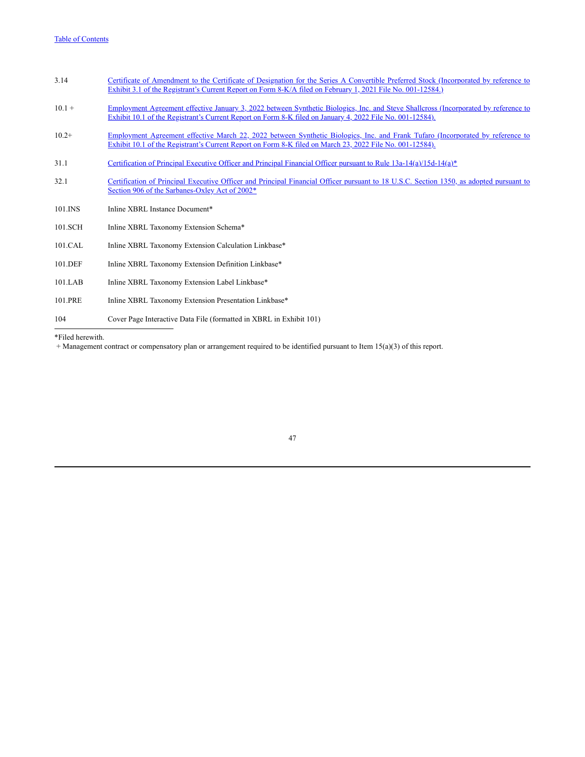| | |
|---|---|
| 3.14 | Certificate of Amendment to the Certificate of Designation for the Series A Convertible Preferred Stock (Incorporated by reference to Exhibit 3.1 of the Registrant's Current Report on Form 8-K/A filed on February 1, 2021 File No. 001-12584.) |
| 10.1 + | Employment Agreement effective January 3, 2022 between Synthetic Biologics, Inc. and Steve Shallcross (Incorporated by reference to Exhibit 10.1 of the Registrant's Current Report on Form 8-K filed on January 4, 2022 File No. 001-12584). |
| 10.2+ | Employment Agreement effective March 22, 2022 between Synthetic Biologics, Inc. and Frank Tufaro (Incorporated by reference to Exhibit 10.1 of the Registrant's Current Report on Form 8-K filed on March 23, 2022 File No. 001-12584). |
| 31.1 | Certification of Principal Executive Officer and Principal Financial Officer pursuant to Rule 13a-14(a)/15d-14(a)* |
| 32.1 | Certification of Principal Executive Officer and Principal Financial Officer pursuant to 18 U.S.C. Section 1350, as adopted pursuant to Section 906 of the Sarbanes-Oxley Act of 2002* |
| 101.INS | Inline XBRL Instance Document* |
| 101.SCH | Inline XBRL Taxonomy Extension Schema* |
| 101.CAL | Inline XBRL Taxonomy Extension Calculation Linkbase* |
| 101.DEF | Inline XBRL Taxonomy Extension Definition Linkbase* |
| 101.LAB | Inline XBRL Taxonomy Extension Label Linkbase* |
| 101.PRE | Inline XBRL Taxonomy Extension Presentation Linkbase* |
| 104 | Cover Page Interactive Data File (formatted in XBRL in Exhibit 101) |

*Filed herewith.

+ Management contract or compensatory plan or arrangement required to be identified pursuant to Item 15(a)(3) of this report.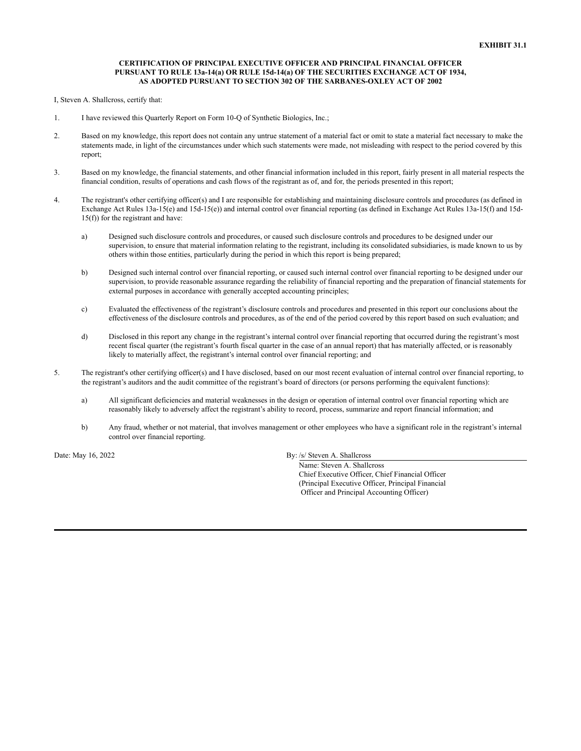**EXHIBIT 31.1**

**CERTIFICATION OF PRINCIPAL EXECUTIVE OFFICER AND PRINCIPAL FINANCIAL OFFICER PURSUANT TO RULE 13a-14(a) OR RULE 15d-14(a) OF THE SECURITIES EXCHANGE ACT OF 1934, AS ADOPTED PURSUANT TO SECTION 302 OF THE SARBANES-OXLEY ACT OF 2002**

I, Steven A. Shallcross, certify that:

1. I have reviewed this Quarterly Report on Form 10-Q of Synthetic Biologics, Inc.;

2. Based on my knowledge, this report does not contain any untrue statement of a material fact or omit to state a material fact necessary to make the statements made, in light of the circumstances under which such statements were made, not misleading with respect to the period covered by this report;

3. Based on my knowledge, the financial statements, and other financial information included in this report, fairly present in all material respects the financial condition, results of operations and cash flows of the registrant as of, and for, the periods presented in this report;

4. The registrant's other certifying officer(s) and I are responsible for establishing and maintaining disclosure controls and procedures (as defined in Exchange Act Rules 13a-15(e) and 15d-15(e)) and internal control over financial reporting (as defined in Exchange Act Rules 13a-15(f) and 15d-15(f)) for the registrant and have:

   a) Designed such disclosure controls and procedures, or caused such disclosure controls and procedures to be designed under our supervision, to ensure that material information relating to the registrant, including its consolidated subsidiaries, is made known to us by others within those entities, particularly during the period in which this report is being prepared;

   b) Designed such internal control over financial reporting, or caused such internal control over financial reporting to be designed under our supervision, to provide reasonable assurance regarding the reliability of financial reporting and the preparation of financial statements for external purposes in accordance with generally accepted accounting principles;

   c) Evaluated the effectiveness of the registrant's disclosure controls and procedures and presented in this report our conclusions about the effectiveness of the disclosure controls and procedures, as of the end of the period covered by this report based on such evaluation; and

   d) Disclosed in this report any change in the registrant's internal control over financial reporting that occurred during the registrant's most recent fiscal quarter (the registrant's fourth fiscal quarter in the case of an annual report) that has materially affected, or is reasonably likely to materially affect, the registrant's internal control over financial reporting; and

5. The registrant's other certifying officer(s) and I have disclosed, based on our most recent evaluation of internal control over financial reporting, to the registrant's auditors and the audit committee of the registrant's board of directors (or persons performing the equivalent functions):

   a) All significant deficiencies and material weaknesses in the design or operation of internal control over financial reporting which are reasonably likely to adversely affect the registrant's ability to record, process, summarize and report financial information; and

   b) Any fraud, whether or not material, that involves management or other employees who have a significant role in the registrant's internal control over financial reporting.

Date: May 16, 2022

By: /s/ Steven A. Shallcross
Name: Steven A. Shallcross
Chief Executive Officer, Chief Financial Officer
(Principal Executive Officer, Principal Financial Officer and Principal Accounting Officer)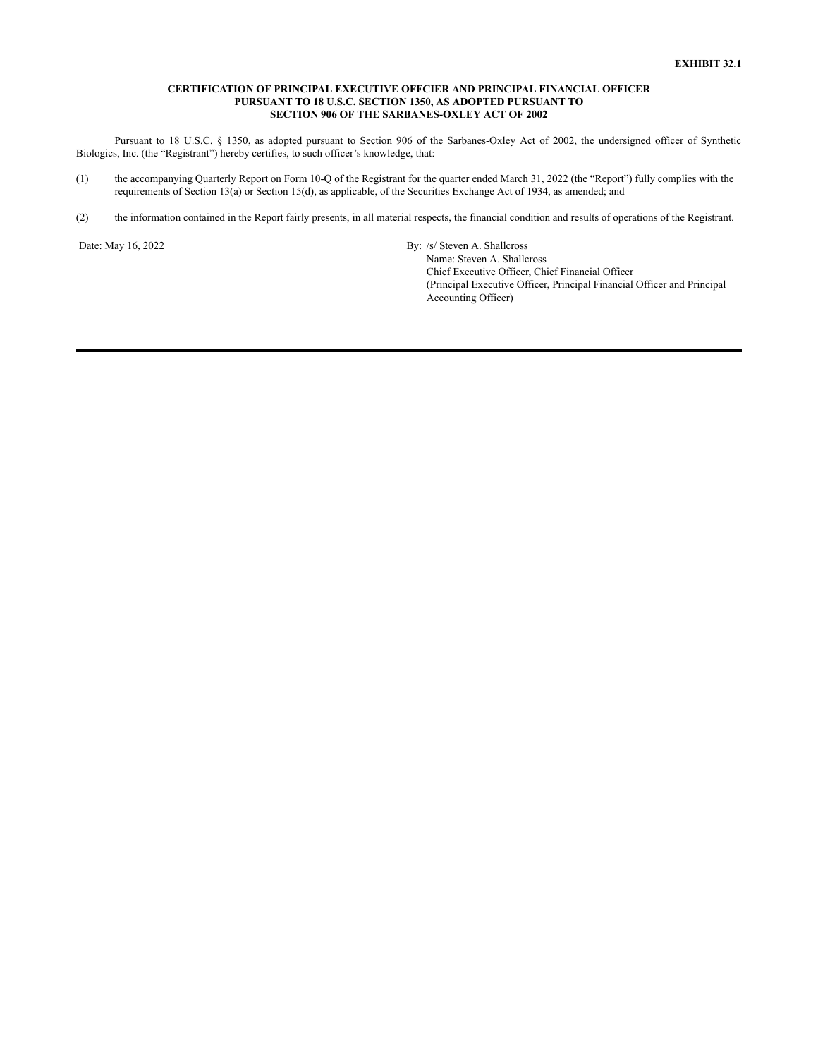**EXHIBIT 32.1**

**CERTIFICATION OF PRINCIPAL EXECUTIVE OFFCIER AND PRINCIPAL FINANCIAL OFFICER PURSUANT TO 18 U.S.C. SECTION 1350, AS ADOPTED PURSUANT TO SECTION 906 OF THE SARBANES-OXLEY ACT OF 2002**

Pursuant to 18 U.S.C. § 1350, as adopted pursuant to Section 906 of the Sarbanes-Oxley Act of 2002, the undersigned officer of Synthetic Biologics, Inc. (the "Registrant") hereby certifies, to such officer's knowledge, that:

(1) the accompanying Quarterly Report on Form 10-Q of the Registrant for the quarter ended March 31, 2022 (the "Report") fully complies with the requirements of Section 13(a) or Section 15(d), as applicable, of the Securities Exchange Act of 1934, as amended; and

(2) the information contained in the Report fairly presents, in all material respects, the financial condition and results of operations of the Registrant.

Date: May 16, 2022

By: /s/ Steven A. Shallcross
Name: Steven A. Shallcross
Chief Executive Officer, Chief Financial Officer
(Principal Executive Officer, Principal Financial Officer and Principal Accounting Officer)